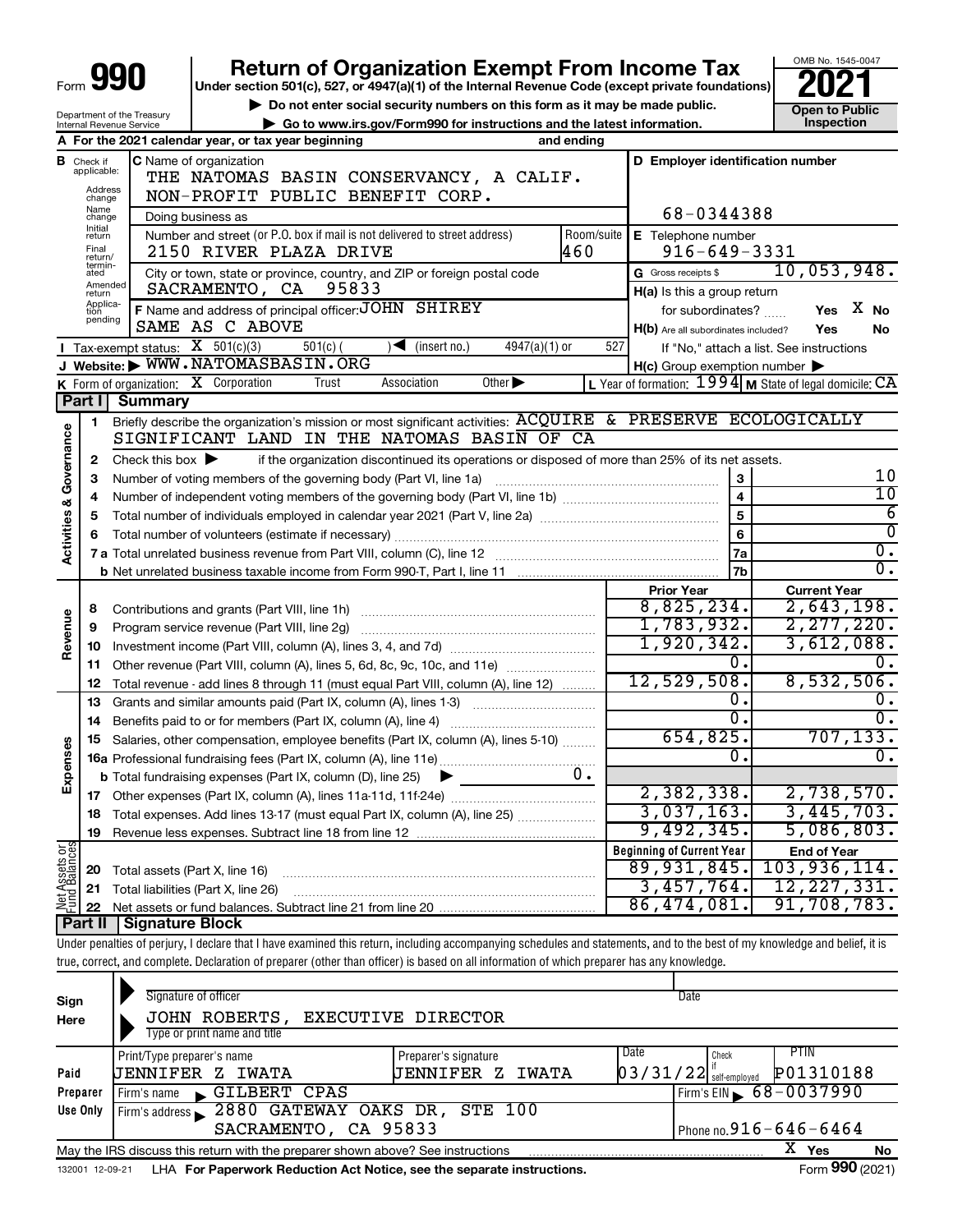Form **990**

# Return of Organization Exempt From Income Tax

**Under section 501(c), 527, or 4947(a)(1) of the Internal Revenue Code (except private foundations)**

▶ Do not enter social security numbers on this form as it may be made public.

▶ Go to www.irs.gov/Form990 for instructions and the latest information.

OMB No. 1545-0047

**2021**

**Open to Public Inspection**

Department of the Treasury
Internal Revenue Service

**A** For the 2021 calendar year, or tax year beginning ___ and ending ___

**B** Check if applicable: Address change, Name change, Initial return, Final return/terminated, Amended return, Application pending

**C** Name of organization
THE NATOMAS BASIN CONSERVANCY, A CALIF. NON-PROFIT PUBLIC BENEFIT CORP.

Doing business as

Number and street (or P.O. box if mail is not delivered to street address): 2150 RIVER PLAZA DRIVE — Room/suite: 460

City or town, state or province, country, and ZIP or foreign postal code: SACRAMENTO, CA 95833

**D** Employer identification number: 68-0344388

**E** Telephone number: 916-649-3331

**G** Gross receipts $ 10,053,948.

**F** Name and address of principal officer: JOHN SHIREY
SAME AS C ABOVE

**H(a)** Is this a group return for subordinates? Yes ☐ No X

**H(b)** Are all subordinates included? Yes ☐ No ☐
If "No," attach a list. See instructions

**H(c)** Group exemption number ▶

**I** Tax-exempt status: X 501(c)(3) ☐ 501(c) ( ) ◀ (insert no.) ☐ 4947(a)(1) or ☐ 527

**J** Website: ▶ WWW.NATOMASBASIN.ORG

**K** Form of organization: X Corporation ☐ Trust ☐ Association ☐ Other ▶

**L** Year of formation: 1994 **M** State of legal domicile: CA

## Part I Summary

**Activities & Governance**

1 Briefly describe the organization's mission or most significant activities: ACQUIRE & PRESERVE ECOLOGICALLY SIGNIFICANT LAND IN THE NATOMAS BASIN OF CA

2 Check this box ▶ ☐ if the organization discontinued its operations or disposed of more than 25% of its net assets.

| | | | |
|---|---|---|---|
| 3 | Number of voting members of the governing body (Part VI, line 1a) | 3 | 10 |
| 4 | Number of independent voting members of the governing body (Part VI, line 1b) | 4 | 10 |
| 5 | Total number of individuals employed in calendar year 2021 (Part V, line 2a) | 5 | 6 |
| 6 | Total number of volunteers (estimate if necessary) | 6 | 0 |
| 7a | Total unrelated business revenue from Part VIII, column (C), line 12 | 7a | 0. |
| b | Net unrelated business taxable income from Form 990-T, Part I, line 11 | 7b | 0. |

| | | | Prior Year | Current Year |
|---|---|---|---|---|
| **Revenue** | 8 | Contributions and grants (Part VIII, line 1h) | 8,825,234. | 2,643,198. |
| | 9 | Program service revenue (Part VIII, line 2g) | 1,783,932. | 2,277,220. |
| | 10 | Investment income (Part VIII, column (A), lines 3, 4, and 7d) | 1,920,342. | 3,612,088. |
| | 11 | Other revenue (Part VIII, column (A), lines 5, 6d, 8c, 9c, 10c, and 11e) | 0. | 0. |
| | 12 | Total revenue - add lines 8 through 11 (must equal Part VIII, column (A), line 12) | 12,529,508. | 8,532,506. |
| **Expenses** | 13 | Grants and similar amounts paid (Part IX, column (A), lines 1-3) | 0. | 0. |
| | 14 | Benefits paid to or for members (Part IX, column (A), line 4) | 0. | 0. |
| | 15 | Salaries, other compensation, employee benefits (Part IX, column (A), lines 5-10) | 654,825. | 707,133. |
| | 16a | Professional fundraising fees (Part IX, column (A), line 11e) | 0. | 0. |
| | b | Total fundraising expenses (Part IX, column (D), line 25) ▶ 0. | | |
| | 17 | Other expenses (Part IX, column (A), lines 11a-11d, 11f-24e) | 2,382,338. | 2,738,570. |
| | 18 | Total expenses. Add lines 13-17 (must equal Part IX, column (A), line 25) | 3,037,163. | 3,445,703. |
| | 19 | Revenue less expenses. Subtract line 18 from line 12 | 9,492,345. | 5,086,803. |
| | | | **Beginning of Current Year** | **End of Year** |
| **Net Assets or Fund Balances** | 20 | Total assets (Part X, line 16) | 89,931,845. | 103,936,114. |
| | 21 | Total liabilities (Part X, line 26) | 3,457,764. | 12,227,331. |
| | 22 | Net assets or fund balances. Subtract line 21 from line 20 | 86,474,081. | 91,708,783. |

## Part II Signature Block

Under penalties of perjury, I declare that I have examined this return, including accompanying schedules and statements, and to the best of my knowledge and belief, it is true, correct, and complete. Declaration of preparer (other than officer) is based on all information of which preparer has any knowledge.

**Sign Here**

Signature of officer — Date

JOHN ROBERTS, EXECUTIVE DIRECTOR
Type or print name and title

**Paid Preparer Use Only**

| Print/Type preparer's name | Preparer's signature | Date | Check ☐ if self-employed | PTIN |
|---|---|---|---|---|
| JENNIFER Z IWATA | JENNIFER Z IWATA | 03/31/22 | | P01310188 |

Firm's name ▶ GILBERT CPAS — Firm's EIN ▶ 68-0037990

Firm's address ▶ 2880 GATEWAY OAKS DR, STE 100, SACRAMENTO, CA 95833 — Phone no. 916-646-6464

May the IRS discuss this return with the preparer shown above? See instructions — X Yes ☐ No

132001 12-09-21 LHA **For Paperwork Reduction Act Notice, see the separate instructions.** Form **990** (2021)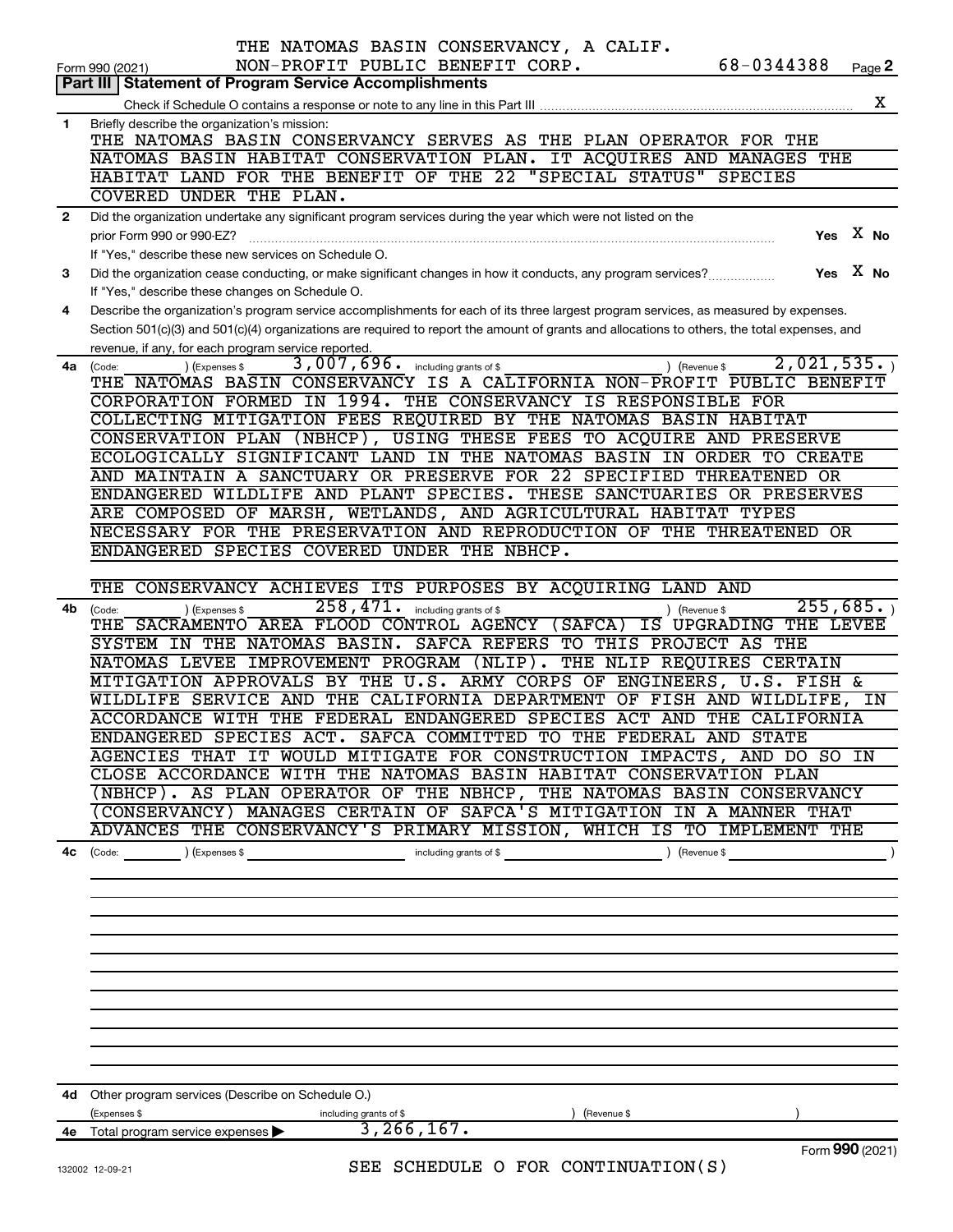THE NATOMAS BASIN CONSERVANCY, A CALIF.
NON-PROFIT PUBLIC BENEFIT CORP. 68-0344388

Form 990 (2021) Page 2

## Part III Statement of Program Service Accomplishments

Check if Schedule O contains a response or note to any line in this Part III .......... X

**1** Briefly describe the organization's mission:

THE NATOMAS BASIN CONSERVANCY SERVES AS THE PLAN OPERATOR FOR THE NATOMAS BASIN HABITAT CONSERVATION PLAN. IT ACQUIRES AND MANAGES THE HABITAT LAND FOR THE BENEFIT OF THE 22 "SPECIAL STATUS" SPECIES COVERED UNDER THE PLAN.

**2** Did the organization undertake any significant program services during the year which were not listed on the prior Form 990 or 990-EZ? .......... Yes X No

If "Yes," describe these new services on Schedule O.

**3** Did the organization cease conducting, or make significant changes in how it conducts, any program services? .......... Yes X No

If "Yes," describe these changes on Schedule O.

**4** Describe the organization's program service accomplishments for each of its three largest program services, as measured by expenses. Section 501(c)(3) and 501(c)(4) organizations are required to report the amount of grants and allocations to others, the total expenses, and revenue, if any, for each program service reported.

**4a** (Code: ) (Expenses $ 3,007,696. including grants of $ ) (Revenue $ 2,021,535. )

THE NATOMAS BASIN CONSERVANCY IS A CALIFORNIA NON-PROFIT PUBLIC BENEFIT CORPORATION FORMED IN 1994. THE CONSERVANCY IS RESPONSIBLE FOR COLLECTING MITIGATION FEES REQUIRED BY THE NATOMAS BASIN HABITAT CONSERVATION PLAN (NBHCP), USING THESE FEES TO ACQUIRE AND PRESERVE ECOLOGICALLY SIGNIFICANT LAND IN THE NATOMAS BASIN IN ORDER TO CREATE AND MAINTAIN A SANCTUARY OR PRESERVE FOR 22 SPECIFIED THREATENED OR ENDANGERED WILDLIFE AND PLANT SPECIES. THESE SANCTUARIES OR PRESERVES ARE COMPOSED OF MARSH, WETLANDS, AND AGRICULTURAL HABITAT TYPES NECESSARY FOR THE PRESERVATION AND REPRODUCTION OF THE THREATENED OR ENDANGERED SPECIES COVERED UNDER THE NBHCP.

THE CONSERVANCY ACHIEVES ITS PURPOSES BY ACQUIRING LAND AND

**4b** (Code: ) (Expenses $ 258,471. including grants of $ ) (Revenue $ 255,685. )

THE SACRAMENTO AREA FLOOD CONTROL AGENCY (SAFCA) IS UPGRADING THE LEVEE SYSTEM IN THE NATOMAS BASIN. SAFCA REFERS TO THIS PROJECT AS THE NATOMAS LEVEE IMPROVEMENT PROGRAM (NLIP). THE NLIP REQUIRES CERTAIN MITIGATION APPROVALS BY THE U.S. ARMY CORPS OF ENGINEERS, U.S. FISH & WILDLIFE SERVICE AND THE CALIFORNIA DEPARTMENT OF FISH AND WILDLIFE, IN ACCORDANCE WITH THE FEDERAL ENDANGERED SPECIES ACT AND THE CALIFORNIA ENDANGERED SPECIES ACT. SAFCA COMMITTED TO THE FEDERAL AND STATE AGENCIES THAT IT WOULD MITIGATE FOR CONSTRUCTION IMPACTS, AND DO SO IN CLOSE ACCORDANCE WITH THE NATOMAS BASIN HABITAT CONSERVATION PLAN (NBHCP). AS PLAN OPERATOR OF THE NBHCP, THE NATOMAS BASIN CONSERVANCY (CONSERVANCY) MANAGES CERTAIN OF SAFCA'S MITIGATION IN A MANNER THAT ADVANCES THE CONSERVANCY'S PRIMARY MISSION, WHICH IS TO IMPLEMENT THE

**4c** (Code: ) (Expenses $ including grants of $ ) (Revenue $ )

**4d** Other program services (Describe on Schedule O.)

(Expenses $ including grants of $ ) (Revenue $ )

**4e** Total program service expenses ▶ 3,266,167.

SEE SCHEDULE O FOR CONTINUATION(S)

Form **990** (2021)

132002 12-09-21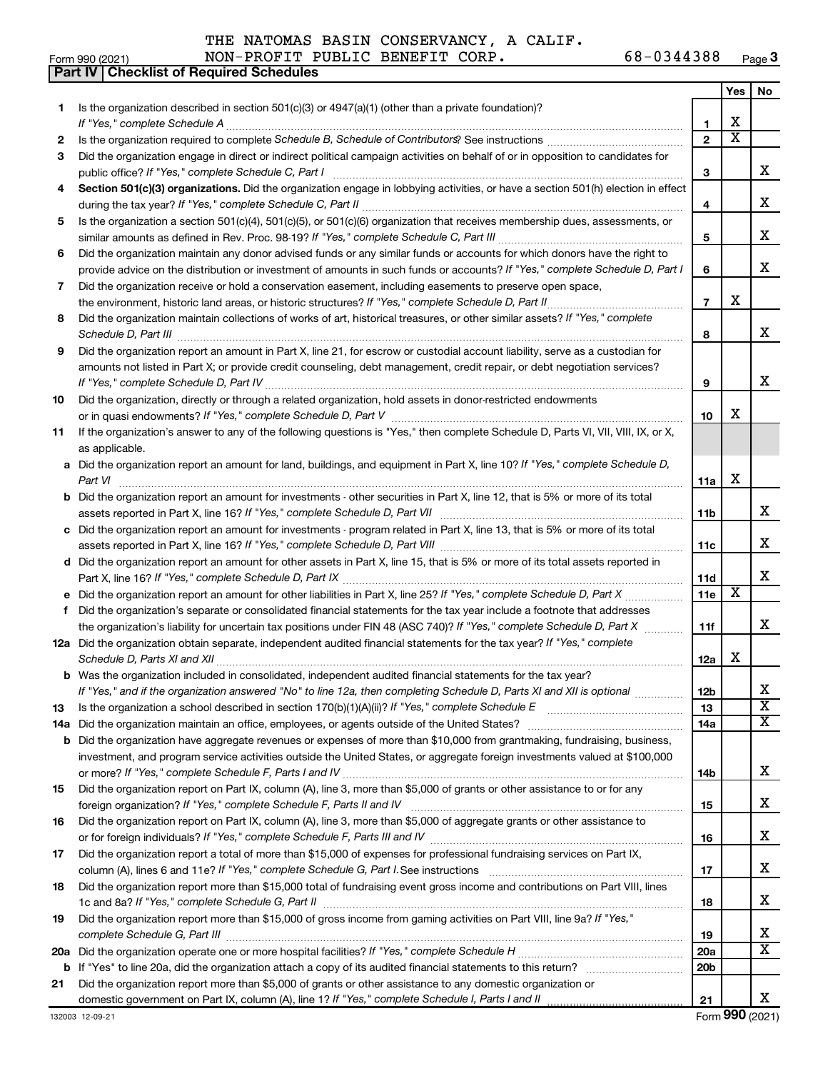THE NATOMAS BASIN CONSERVANCY, A CALIF.
Form 990 (2021) NON-PROFIT PUBLIC BENEFIT CORP. 68-0344388 Page 3

**Part IV | Checklist of Required Schedules**

| | | | Yes | No |
|---|---|---|---|---|
| 1 | Is the organization described in section 501(c)(3) or 4947(a)(1) (other than a private foundation)? *If "Yes," complete Schedule A* | 1 | X | |
| 2 | Is the organization required to complete *Schedule B, Schedule of Contributors*? See instructions | 2 | X | |
| 3 | Did the organization engage in direct or indirect political campaign activities on behalf of or in opposition to candidates for public office? *If "Yes," complete Schedule C, Part I* | 3 | | X |
| 4 | **Section 501(c)(3) organizations.** Did the organization engage in lobbying activities, or have a section 501(h) election in effect during the tax year? *If "Yes," complete Schedule C, Part II* | 4 | | X |
| 5 | Is the organization a section 501(c)(4), 501(c)(5), or 501(c)(6) organization that receives membership dues, assessments, or similar amounts as defined in Rev. Proc. 98-19? *If "Yes," complete Schedule C, Part III* | 5 | | X |
| 6 | Did the organization maintain any donor advised funds or any similar funds or accounts for which donors have the right to provide advice on the distribution or investment of amounts in such funds or accounts? *If "Yes," complete Schedule D, Part I* | 6 | | X |
| 7 | Did the organization receive or hold a conservation easement, including easements to preserve open space, the environment, historic land areas, or historic structures? *If "Yes," complete Schedule D, Part II* | 7 | X | |
| 8 | Did the organization maintain collections of works of art, historical treasures, or other similar assets? *If "Yes," complete Schedule D, Part III* | 8 | | X |
| 9 | Did the organization report an amount in Part X, line 21, for escrow or custodial account liability, serve as a custodian for amounts not listed in Part X; or provide credit counseling, debt management, credit repair, or debt negotiation services? *If "Yes," complete Schedule D, Part IV* | 9 | | X |
| 10 | Did the organization, directly or through a related organization, hold assets in donor-restricted endowments or in quasi endowments? *If "Yes," complete Schedule D, Part V* | 10 | X | |
| 11 | If the organization's answer to any of the following questions is "Yes," then complete Schedule D, Parts VI, VII, VIII, IX, or X, as applicable. | | | |
| a | Did the organization report an amount for land, buildings, and equipment in Part X, line 10? *If "Yes," complete Schedule D, Part VI* | 11a | X | |
| b | Did the organization report an amount for investments - other securities in Part X, line 12, that is 5% or more of its total assets reported in Part X, line 16? *If "Yes," complete Schedule D, Part VII* | 11b | | X |
| c | Did the organization report an amount for investments - program related in Part X, line 13, that is 5% or more of its total assets reported in Part X, line 16? *If "Yes," complete Schedule D, Part VIII* | 11c | | X |
| d | Did the organization report an amount for other assets in Part X, line 15, that is 5% or more of its total assets reported in Part X, line 16? *If "Yes," complete Schedule D, Part IX* | 11d | | X |
| e | Did the organization report an amount for other liabilities in Part X, line 25? *If "Yes," complete Schedule D, Part X* | 11e | X | |
| f | Did the organization's separate or consolidated financial statements for the tax year include a footnote that addresses the organization's liability for uncertain tax positions under FIN 48 (ASC 740)? *If "Yes," complete Schedule D, Part X* | 11f | | X |
| 12a | Did the organization obtain separate, independent audited financial statements for the tax year? *If "Yes," complete Schedule D, Parts XI and XII* | 12a | X | |
| b | Was the organization included in consolidated, independent audited financial statements for the tax year? *If "Yes," and if the organization answered "No" to line 12a, then completing Schedule D, Parts XI and XII is optional* | 12b | | X |
| 13 | Is the organization a school described in section 170(b)(1)(A)(ii)? *If "Yes," complete Schedule E* | 13 | | X |
| 14a | Did the organization maintain an office, employees, or agents outside of the United States? | 14a | | X |
| b | Did the organization have aggregate revenues or expenses of more than $10,000 from grantmaking, fundraising, business, investment, and program service activities outside the United States, or aggregate foreign investments valued at $100,000 or more? *If "Yes," complete Schedule F, Parts I and IV* | 14b | | X |
| 15 | Did the organization report on Part IX, column (A), line 3, more than $5,000 of grants or other assistance to or for any foreign organization? *If "Yes," complete Schedule F, Parts II and IV* | 15 | | X |
| 16 | Did the organization report on Part IX, column (A), line 3, more than $5,000 of aggregate grants or other assistance to or for foreign individuals? *If "Yes," complete Schedule F, Parts III and IV* | 16 | | X |
| 17 | Did the organization report a total of more than $15,000 of expenses for professional fundraising services on Part IX, column (A), lines 6 and 11e? *If "Yes," complete Schedule G, Part I.* See instructions | 17 | | X |
| 18 | Did the organization report more than $15,000 total of fundraising event gross income and contributions on Part VIII, lines 1c and 8a? *If "Yes," complete Schedule G, Part II* | 18 | | X |
| 19 | Did the organization report more than $15,000 of gross income from gaming activities on Part VIII, line 9a? *If "Yes," complete Schedule G, Part III* | 19 | | X |
| 20a | Did the organization operate one or more hospital facilities? *If "Yes," complete Schedule H* | 20a | | X |
| b | If "Yes" to line 20a, did the organization attach a copy of its audited financial statements to this return? | 20b | | |
| 21 | Did the organization report more than $5,000 of grants or other assistance to any domestic organization or domestic government on Part IX, column (A), line 1? *If "Yes," complete Schedule I, Parts I and II* | 21 | | X |

132003 12-09-21 Form **990** (2021)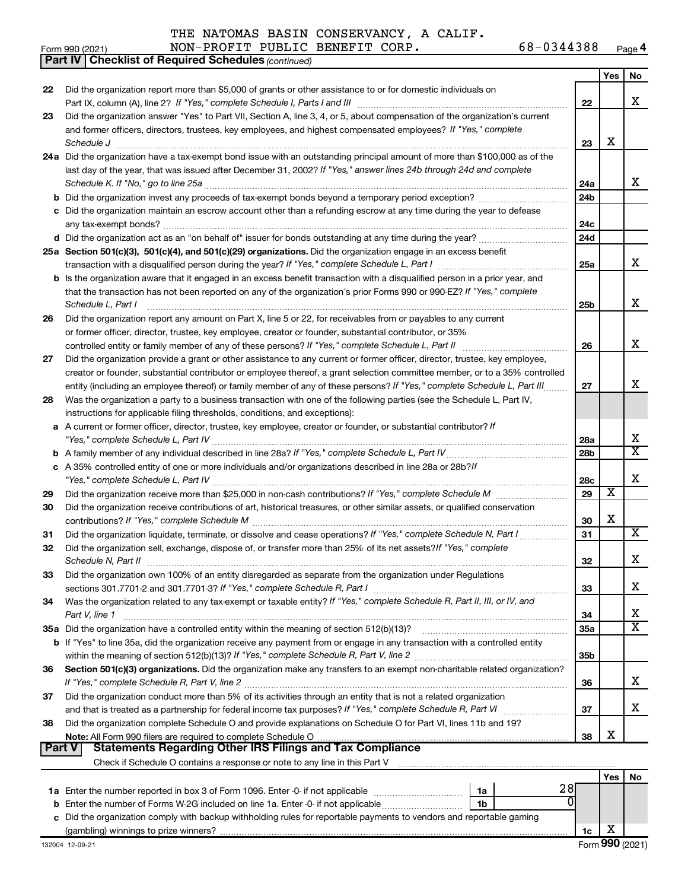THE NATOMAS BASIN CONSERVANCY, A CALIF.

Form 990 (2021) NON-PROFIT PUBLIC BENEFIT CORP. 68-0344388 Page 4

## Part IV | Checklist of Required Schedules *(continued)*

| | | | Yes | No |
|---|---|---|---|---|
| 22 | Did the organization report more than $5,000 of grants or other assistance to or for domestic individuals on Part IX, column (A), line 2? *If "Yes," complete Schedule I, Parts I and III* | 22 | | X |
| 23 | Did the organization answer "Yes" to Part VII, Section A, line 3, 4, or 5, about compensation of the organization's current and former officers, directors, trustees, key employees, and highest compensated employees? *If "Yes," complete Schedule J* | 23 | X | |
| 24a | Did the organization have a tax-exempt bond issue with an outstanding principal amount of more than $100,000 as of the last day of the year, that was issued after December 31, 2002? *If "Yes," answer lines 24b through 24d and complete Schedule K. If "No," go to line 25a* | 24a | | X |
| b | Did the organization invest any proceeds of tax-exempt bonds beyond a temporary period exception? | 24b | | |
| c | Did the organization maintain an escrow account other than a refunding escrow at any time during the year to defease any tax-exempt bonds? | 24c | | |
| d | Did the organization act as an "on behalf of" issuer for bonds outstanding at any time during the year? | 24d | | |
| 25a | **Section 501(c)(3), 501(c)(4), and 501(c)(29) organizations.** Did the organization engage in an excess benefit transaction with a disqualified person during the year? *If "Yes," complete Schedule L, Part I* | 25a | | X |
| b | Is the organization aware that it engaged in an excess benefit transaction with a disqualified person in a prior year, and that the transaction has not been reported on any of the organization's prior Forms 990 or 990-EZ? *If "Yes," complete Schedule L, Part I* | 25b | | X |
| 26 | Did the organization report any amount on Part X, line 5 or 22, for receivables from or payables to any current or former officer, director, trustee, key employee, creator or founder, substantial contributor, or 35% controlled entity or family member of any of these persons? *If "Yes," complete Schedule L, Part II* | 26 | | X |
| 27 | Did the organization provide a grant or other assistance to any current or former officer, director, trustee, key employee, creator or founder, substantial contributor or employee thereof, a grant selection committee member, or to a 35% controlled entity (including an employee thereof) or family member of any of these persons? *If "Yes," complete Schedule L, Part III* | 27 | | X |
| 28 | Was the organization a party to a business transaction with one of the following parties (see the Schedule L, Part IV, instructions for applicable filing thresholds, conditions, and exceptions): | | | |
| a | A current or former officer, director, trustee, key employee, creator or founder, or substantial contributor? *If "Yes," complete Schedule L, Part IV* | 28a | | X |
| b | A family member of any individual described in line 28a? *If "Yes," complete Schedule L, Part IV* | 28b | | X |
| c | A 35% controlled entity of one or more individuals and/or organizations described in line 28a or 28b? *If "Yes," complete Schedule L, Part IV* | 28c | | X |
| 29 | Did the organization receive more than $25,000 in non-cash contributions? *If "Yes," complete Schedule M* | 29 | X | |
| 30 | Did the organization receive contributions of art, historical treasures, or other similar assets, or qualified conservation contributions? *If "Yes," complete Schedule M* | 30 | X | |
| 31 | Did the organization liquidate, terminate, or dissolve and cease operations? *If "Yes," complete Schedule N, Part I* | 31 | | X |
| 32 | Did the organization sell, exchange, dispose of, or transfer more than 25% of its net assets? *If "Yes," complete Schedule N, Part II* | 32 | | X |
| 33 | Did the organization own 100% of an entity disregarded as separate from the organization under Regulations sections 301.7701-2 and 301.7701-3? *If "Yes," complete Schedule R, Part I* | 33 | | X |
| 34 | Was the organization related to any tax-exempt or taxable entity? *If "Yes," complete Schedule R, Part II, III, or IV, and Part V, line 1* | 34 | | X |
| 35a | Did the organization have a controlled entity within the meaning of section 512(b)(13)? | 35a | | X |
| b | If "Yes" to line 35a, did the organization receive any payment from or engage in any transaction with a controlled entity within the meaning of section 512(b)(13)? *If "Yes," complete Schedule R, Part V, line 2* | 35b | | |
| 36 | **Section 501(c)(3) organizations.** Did the organization make any transfers to an exempt non-charitable related organization? *If "Yes," complete Schedule R, Part V, line 2* | 36 | | X |
| 37 | Did the organization conduct more than 5% of its activities through an entity that is not a related organization and that is treated as a partnership for federal income tax purposes? *If "Yes," complete Schedule R, Part VI* | 37 | | X |
| 38 | Did the organization complete Schedule O and provide explanations on Schedule O for Part VI, lines 11b and 19? **Note:** All Form 990 filers are required to complete Schedule O | 38 | X | |

## Part V | Statements Regarding Other IRS Filings and Tax Compliance

Check if Schedule O contains a response or note to any line in this Part V

| | | | | | Yes | No |
|---|---|---|---|---|---|---|
| 1a | Enter the number reported in box 3 of Form 1096. Enter -0- if not applicable | 1a | 28 | | | |
| b | Enter the number of Forms W-2G included on line 1a. Enter -0- if not applicable | 1b | 0 | | | |
| c | Did the organization comply with backup withholding rules for reportable payments to vendors and reportable gaming (gambling) winnings to prize winners? | | | 1c | X | |

132004 12-09-21 Form **990** (2021)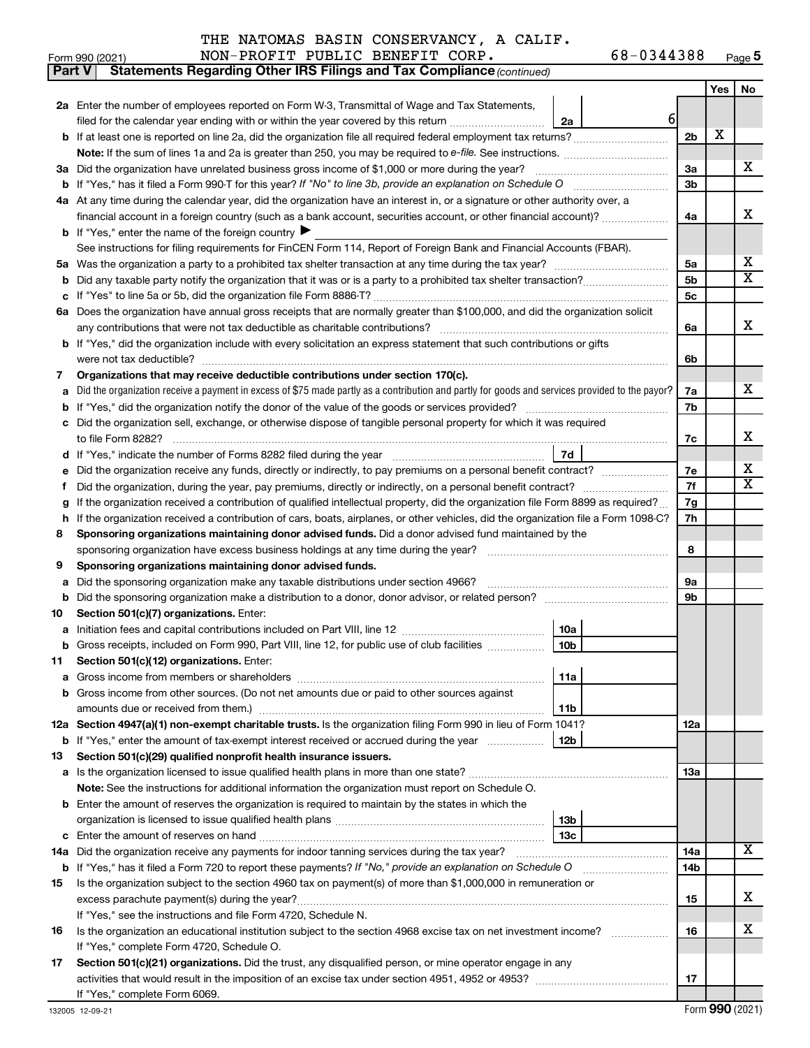THE NATOMAS BASIN CONSERVANCY, A CALIF. NON-PROFIT PUBLIC BENEFIT CORP. 68-0344388

Form 990 (2021) Page 5

**Part V Statements Regarding Other IRS Filings and Tax Compliance** *(continued)*

| | | | | Yes | No |
|---|---|---|---|---|---|
| **2a** | Enter the number of employees reported on Form W-3, Transmittal of Wage and Tax Statements, filed for the calendar year ending with or within the year covered by this return | 2a 6 | | | |
| **b** | If at least one is reported on line 2a, did the organization file all required federal employment tax returns? | | 2b | X | |
| | **Note:** If the sum of lines 1a and 2a is greater than 250, you may be required to *e-file*. See instructions. | | | | |
| **3a** | Did the organization have unrelated business gross income of $1,000 or more during the year? | | 3a | | X |
| **b** | If "Yes," has it filed a Form 990-T for this year? *If "No" to line 3b, provide an explanation on Schedule O* | | 3b | | |
| **4a** | At any time during the calendar year, did the organization have an interest in, or a signature or other authority over, a financial account in a foreign country (such as a bank account, securities account, or other financial account)? | | 4a | | X |
| **b** | If "Yes," enter the name of the foreign country ▶ | | | | |
| | See instructions for filing requirements for FinCEN Form 114, Report of Foreign Bank and Financial Accounts (FBAR). | | | | |
| **5a** | Was the organization a party to a prohibited tax shelter transaction at any time during the tax year? | | 5a | | X |
| **b** | Did any taxable party notify the organization that it was or is a party to a prohibited tax shelter transaction? | | 5b | | X |
| **c** | If "Yes" to line 5a or 5b, did the organization file Form 8886-T? | | 5c | | |
| **6a** | Does the organization have annual gross receipts that are normally greater than $100,000, and did the organization solicit any contributions that were not tax deductible as charitable contributions? | | 6a | | X |
| **b** | If "Yes," did the organization include with every solicitation an express statement that such contributions or gifts were not tax deductible? | | 6b | | |
| **7** | **Organizations that may receive deductible contributions under section 170(c).** | | | | |
| **a** | Did the organization receive a payment in excess of $75 made partly as a contribution and partly for goods and services provided to the payor? | | 7a | | X |
| **b** | If "Yes," did the organization notify the donor of the value of the goods or services provided? | | 7b | | |
| **c** | Did the organization sell, exchange, or otherwise dispose of tangible personal property for which it was required to file Form 8282? | | 7c | | X |
| **d** | If "Yes," indicate the number of Forms 8282 filed during the year | 7d | | | |
| **e** | Did the organization receive any funds, directly or indirectly, to pay premiums on a personal benefit contract? | | 7e | | X |
| **f** | Did the organization, during the year, pay premiums, directly or indirectly, on a personal benefit contract? | | 7f | | X |
| **g** | If the organization received a contribution of qualified intellectual property, did the organization file Form 8899 as required? | | 7g | | |
| **h** | If the organization received a contribution of cars, boats, airplanes, or other vehicles, did the organization file a Form 1098-C? | | 7h | | |
| **8** | **Sponsoring organizations maintaining donor advised funds.** Did a donor advised fund maintained by the sponsoring organization have excess business holdings at any time during the year? | | 8 | | |
| **9** | **Sponsoring organizations maintaining donor advised funds.** | | | | |
| **a** | Did the sponsoring organization make any taxable distributions under section 4966? | | 9a | | |
| **b** | Did the sponsoring organization make a distribution to a donor, donor advisor, or related person? | | 9b | | |
| **10** | **Section 501(c)(7) organizations.** Enter: | | | | |
| **a** | Initiation fees and capital contributions included on Part VIII, line 12 | 10a | | | |
| **b** | Gross receipts, included on Form 990, Part VIII, line 12, for public use of club facilities | 10b | | | |
| **11** | **Section 501(c)(12) organizations.** Enter: | | | | |
| **a** | Gross income from members or shareholders | 11a | | | |
| **b** | Gross income from other sources. (Do not net amounts due or paid to other sources against amounts due or received from them.) | 11b | | | |
| **12a** | **Section 4947(a)(1) non-exempt charitable trusts.** Is the organization filing Form 990 in lieu of Form 1041? | | 12a | | |
| **b** | If "Yes," enter the amount of tax-exempt interest received or accrued during the year | 12b | | | |
| **13** | **Section 501(c)(29) qualified nonprofit health insurance issuers.** | | | | |
| **a** | Is the organization licensed to issue qualified health plans in more than one state? | | 13a | | |
| | **Note:** See the instructions for additional information the organization must report on Schedule O. | | | | |
| **b** | Enter the amount of reserves the organization is required to maintain by the states in which the organization is licensed to issue qualified health plans | 13b | | | |
| **c** | Enter the amount of reserves on hand | 13c | | | |
| **14a** | Did the organization receive any payments for indoor tanning services during the tax year? | | 14a | | X |
| **b** | If "Yes," has it filed a Form 720 to report these payments? *If "No," provide an explanation on Schedule O* | | 14b | | |
| **15** | Is the organization subject to the section 4960 tax on payment(s) of more than $1,000,000 in remuneration or excess parachute payment(s) during the year? | | 15 | | X |
| | If "Yes," see the instructions and file Form 4720, Schedule N. | | | | |
| **16** | Is the organization an educational institution subject to the section 4968 excise tax on net investment income? | | 16 | | X |
| | If "Yes," complete Form 4720, Schedule O. | | | | |
| **17** | **Section 501(c)(21) organizations.** Did the trust, any disqualified person, or mine operator engage in any activities that would result in the imposition of an excise tax under section 4951, 4952 or 4953? | | 17 | | |
| | If "Yes," complete Form 6069. | | | | |

132005 12-09-21 Form **990** (2021)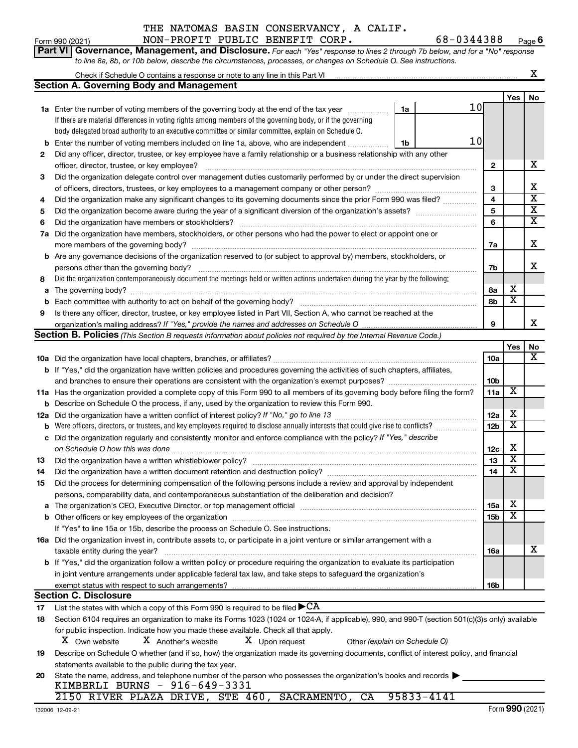THE NATOMAS BASIN CONSERVANCY, A CALIF.

Form 990 (2021) NON-PROFIT PUBLIC BENEFIT CORP. 68-0344388 Page 6

**Part VI Governance, Management, and Disclosure.** *For each "Yes" response to lines 2 through 7b below, and for a "No" response to line 8a, 8b, or 10b below, describe the circumstances, processes, or changes on Schedule O. See instructions.*

Check if Schedule O contains a response or note to any line in this Part VI ..... X

## Section A. Governing Body and Management

| | | | | Yes | No |
|---|---|---|---|---|---|
| **1a** | Enter the number of voting members of the governing body at the end of the tax year ..... 1a 10 | | | | |
| | If there are material differences in voting rights among members of the governing body, or if the governing body delegated broad authority to an executive committee or similar committee, explain on Schedule O. | | | | |
| **b** | Enter the number of voting members included on line 1a, above, who are independent ..... 1b 10 | | | | |
| **2** | Did any officer, director, trustee, or key employee have a family relationship or a business relationship with any other officer, director, trustee, or key employee? | | 2 | | X |
| **3** | Did the organization delegate control over management duties customarily performed by or under the direct supervision of officers, directors, trustees, or key employees to a management company or other person? | | 3 | | X |
| **4** | Did the organization make any significant changes to its governing documents since the prior Form 990 was filed? | | 4 | | X |
| **5** | Did the organization become aware during the year of a significant diversion of the organization's assets? | | 5 | | X |
| **6** | Did the organization have members or stockholders? | | 6 | | X |
| **7a** | Did the organization have members, stockholders, or other persons who had the power to elect or appoint one or more members of the governing body? | | 7a | | X |
| **b** | Are any governance decisions of the organization reserved to (or subject to approval by) members, stockholders, or persons other than the governing body? | | 7b | | X |
| **8** | Did the organization contemporaneously document the meetings held or written actions undertaken during the year by the following: | | | | |
| **a** | The governing body? | | 8a | X | |
| **b** | Each committee with authority to act on behalf of the governing body? | | 8b | X | |
| **9** | Is there any officer, director, trustee, or key employee listed in Part VII, Section A, who cannot be reached at the organization's mailing address? *If "Yes," provide the names and addresses on Schedule O* | | 9 | | X |

## Section B. Policies *(This Section B requests information about policies not required by the Internal Revenue Code.)*

| | | | Yes | No |
|---|---|---|---|---|
| **10a** | Did the organization have local chapters, branches, or affiliates? | 10a | | X |
| **b** | If "Yes," did the organization have written policies and procedures governing the activities of such chapters, affiliates, and branches to ensure their operations are consistent with the organization's exempt purposes? | 10b | | |
| **11a** | Has the organization provided a complete copy of this Form 990 to all members of its governing body before filing the form? | 11a | X | |
| **b** | Describe on Schedule O the process, if any, used by the organization to review this Form 990. | | | |
| **12a** | Did the organization have a written conflict of interest policy? *If "No," go to line 13* | 12a | X | |
| **b** | Were officers, directors, or trustees, and key employees required to disclose annually interests that could give rise to conflicts? | 12b | X | |
| **c** | Did the organization regularly and consistently monitor and enforce compliance with the policy? *If "Yes," describe on Schedule O how this was done* | 12c | X | |
| **13** | Did the organization have a written whistleblower policy? | 13 | X | |
| **14** | Did the organization have a written document retention and destruction policy? | 14 | X | |
| **15** | Did the process for determining compensation of the following persons include a review and approval by independent persons, comparability data, and contemporaneous substantiation of the deliberation and decision? | | | |
| **a** | The organization's CEO, Executive Director, or top management official | 15a | X | |
| **b** | Other officers or key employees of the organization | 15b | X | |
| | If "Yes" to line 15a or 15b, describe the process on Schedule O. See instructions. | | | |
| **16a** | Did the organization invest in, contribute assets to, or participate in a joint venture or similar arrangement with a taxable entity during the year? | 16a | | X |
| **b** | If "Yes," did the organization follow a written policy or procedure requiring the organization to evaluate its participation in joint venture arrangements under applicable federal tax law, and take steps to safeguard the organization's exempt status with respect to such arrangements? | 16b | | |

## Section C. Disclosure

**17** List the states with which a copy of this Form 990 is required to be filed ▶ CA

**18** Section 6104 requires an organization to make its Forms 1023 (1024 or 1024-A, if applicable), 990, and 990-T (section 501(c)(3)s only) available for public inspection. Indicate how you made these available. Check all that apply.

X Own website  X Another's website  X Upon request  Other *(explain on Schedule O)*

**19** Describe on Schedule O whether (and if so, how) the organization made its governing documents, conflict of interest policy, and financial statements available to the public during the tax year.

**20** State the name, address, and telephone number of the person who possesses the organization's books and records ▶

KIMBERLI BURNS - 916-649-3331
2150 RIVER PLAZA DRIVE, STE 460, SACRAMENTO, CA 95833-4141

132006 12-09-21 Form **990** (2021)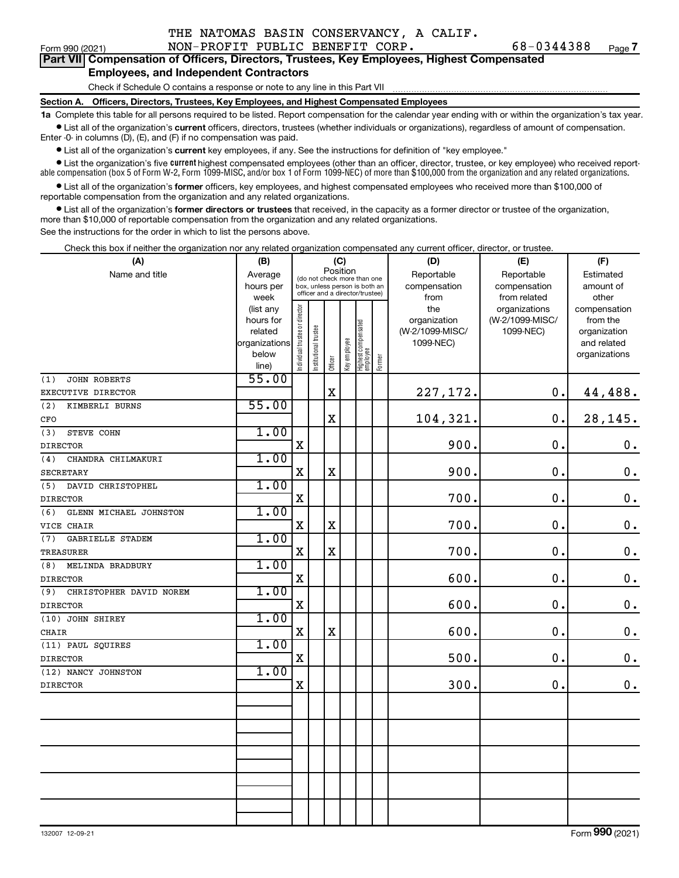THE NATOMAS BASIN CONSERVANCY, A CALIF.

Form 990 (2021) NON-PROFIT PUBLIC BENEFIT CORP. 68-0344388 Page 7

**Part VII Compensation of Officers, Directors, Trustees, Key Employees, Highest Compensated Employees, and Independent Contractors**

Check if Schedule O contains a response or note to any line in this Part VII

**Section A. Officers, Directors, Trustees, Key Employees, and Highest Compensated Employees**

**1a** Complete this table for all persons required to be listed. Report compensation for the calendar year ending with or within the organization's tax year.

- List all of the organization's **current** officers, directors, trustees (whether individuals or organizations), regardless of amount of compensation. Enter -0- in columns (D), (E), and (F) if no compensation was paid.
- List all of the organization's **current** key employees, if any. See the instructions for definition of "key employee."
- List the organization's five **current** highest compensated employees (other than an officer, director, trustee, or key employee) who received reportable compensation (box 5 of Form W-2, Form 1099-MISC, and/or box 1 of Form 1099-NEC) of more than $100,000 from the organization and any related organizations.
- List all of the organization's **former** officers, key employees, and highest compensated employees who received more than $100,000 of reportable compensation from the organization and any related organizations.
- List all of the organization's **former directors or trustees** that received, in the capacity as a former director or trustee of the organization, more than $10,000 of reportable compensation from the organization and any related organizations.

See the instructions for the order in which to list the persons above.

Check this box if neither the organization nor any related organization compensated any current officer, director, or trustee.

| (A) Name and title | (B) Average hours per week (list any hours for related organizations below line) | (C) Position: Individual trustee or director | Institutional trustee | Officer | Key employee | Highest compensated employee | Former | (D) Reportable compensation from the organization (W-2/1099-MISC/ 1099-NEC) | (E) Reportable compensation from related organizations (W-2/1099-MISC/ 1099-NEC) | (F) Estimated amount of other compensation from the organization and related organizations |
|---|---|---|---|---|---|---|---|---|---|---|
| (1) JOHN ROBERTS<br>EXECUTIVE DIRECTOR | 55.00 | | | X | | | | 227,172. | 0. | 44,488. |
| (2) KIMBERLI BURNS<br>CFO | 55.00 | | | X | | | | 104,321. | 0. | 28,145. |
| (3) STEVE COHN<br>DIRECTOR | 1.00 | X | | | | | | 900. | 0. | 0. |
| (4) CHANDRA CHILMAKURI<br>SECRETARY | 1.00 | X | | X | | | | 900. | 0. | 0. |
| (5) DAVID CHRISTOPHEL<br>DIRECTOR | 1.00 | X | | | | | | 700. | 0. | 0. |
| (6) GLENN MICHAEL JOHNSTON<br>VICE CHAIR | 1.00 | X | | X | | | | 700. | 0. | 0. |
| (7) GABRIELLE STADEM<br>TREASURER | 1.00 | X | | X | | | | 700. | 0. | 0. |
| (8) MELINDA BRADBURY<br>DIRECTOR | 1.00 | X | | | | | | 600. | 0. | 0. |
| (9) CHRISTOPHER DAVID NOREM<br>DIRECTOR | 1.00 | X | | | | | | 600. | 0. | 0. |
| (10) JOHN SHIREY<br>CHAIR | 1.00 | X | | X | | | | 600. | 0. | 0. |
| (11) PAUL SQUIRES<br>DIRECTOR | 1.00 | X | | | | | | 500. | 0. | 0. |
| (12) NANCY JOHNSTON<br>DIRECTOR | 1.00 | X | | | | | | 300. | 0. | 0. |

132007 12-09-21 Form 990 (2021)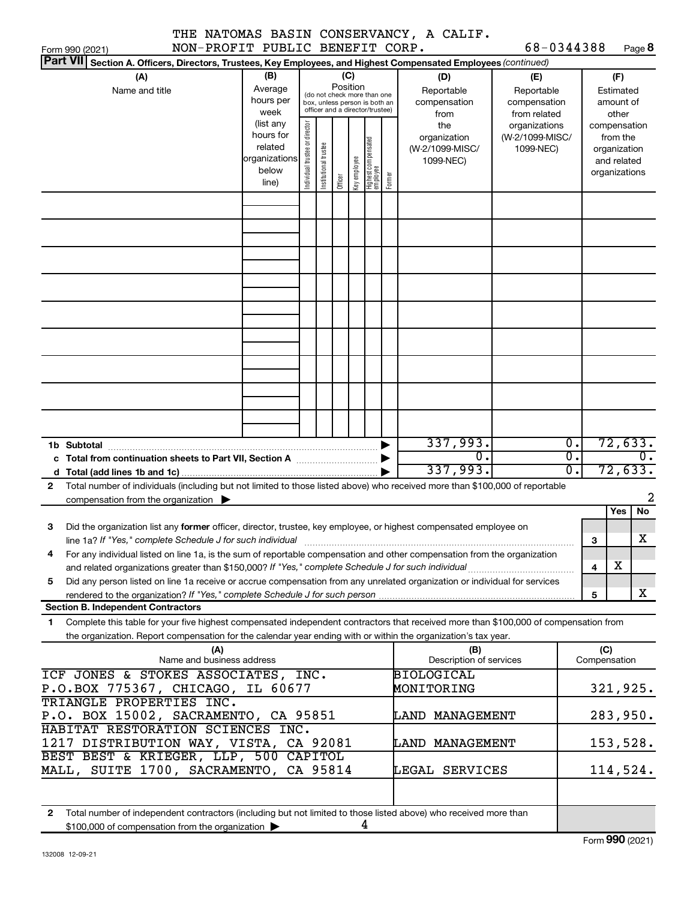THE NATOMAS BASIN CONSERVANCY, A CALIF. NON-PROFIT PUBLIC BENEFIT CORP. 68-0344388

Form 990 (2021) Page 8

**Part VII Section A. Officers, Directors, Trustees, Key Employees, and Highest Compensated Employees** *(continued)*

| (A) Name and title | (B) Average hours per week (list any hours for related organizations below line) | (C) Position (do not check more than one box, unless person is both an officer and a director/trustee): Individual trustee or director | Institutional trustee | Officer | Key employee | Highest compensated employee | Former | (D) Reportable compensation from the organization (W-2/1099-MISC/1099-NEC) | (E) Reportable compensation from related organizations (W-2/1099-MISC/1099-NEC) | (F) Estimated amount of other compensation from the organization and related organizations |
|---|---|---|---|---|---|---|---|---|---|---|
| | | | | | | | | | | |
| **1b Subtotal** | | | | | | | | 337,993. | 0. | 72,633. |
| **c Total from continuation sheets to Part VII, Section A** | | | | | | | | 0. | 0. | 0. |
| **d Total (add lines 1b and 1c)** | | | | | | | | 337,993. | 0. | 72,633. |

2 Total number of individuals (including but not limited to those listed above) who received more than $100,000 of reportable compensation from the organization ▶ 2

| | | Yes | No |
|---|---|---|---|
| 3 Did the organization list any **former** officer, director, trustee, key employee, or highest compensated employee on line 1a? *If "Yes," complete Schedule J for such individual* | 3 | | X |
| 4 For any individual listed on line 1a, is the sum of reportable compensation and other compensation from the organization and related organizations greater than $150,000? *If "Yes," complete Schedule J for such individual* | 4 | X | |
| 5 Did any person listed on line 1a receive or accrue compensation from any unrelated organization or individual for services rendered to the organization? *If "Yes," complete Schedule J for such person* | 5 | | X |

**Section B. Independent Contractors**

1 Complete this table for your five highest compensated independent contractors that received more than $100,000 of compensation from the organization. Report compensation for the calendar year ending with or within the organization's tax year.

| (A) Name and business address | (B) Description of services | (C) Compensation |
|---|---|---|
| ICF JONES & STOKES ASSOCIATES, INC. P.O.BOX 775367, CHICAGO, IL 60677 | BIOLOGICAL MONITORING | 321,925. |
| TRIANGLE PROPERTIES INC. P.O. BOX 15002, SACRAMENTO, CA 95851 | LAND MANAGEMENT | 283,950. |
| HABITAT RESTORATION SCIENCES INC. 1217 DISTRIBUTION WAY, VISTA, CA 92081 | LAND MANAGEMENT | 153,528. |
| BEST BEST & KRIEGER, LLP, 500 CAPITOL MALL, SUITE 1700, SACRAMENTO, CA 95814 | LEGAL SERVICES | 114,524. |
| | | |

2 Total number of independent contractors (including but not limited to those listed above) who received more than $100,000 of compensation from the organization ▶ 4

Form **990** (2021)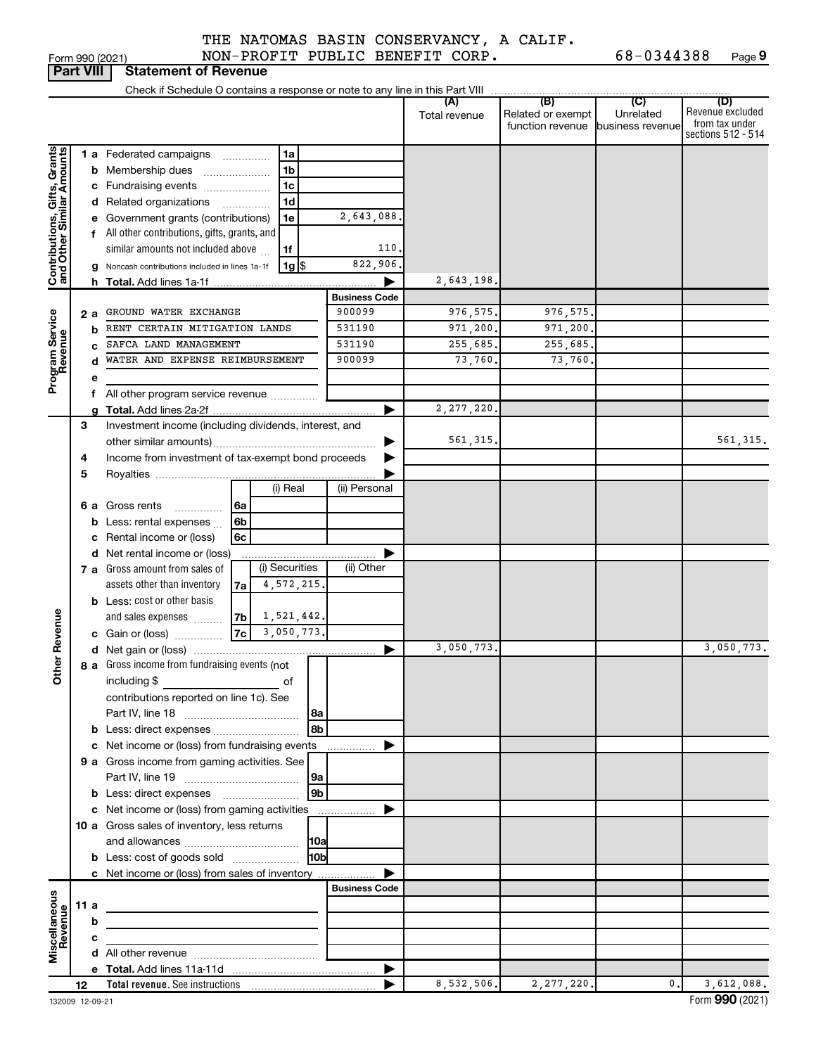THE NATOMAS BASIN CONSERVANCY, A CALIF. NON-PROFIT PUBLIC BENEFIT CORP. 68-0344388

Form 990 (2021)

**Part VIII Statement of Revenue**

Check if Schedule O contains a response or note to any line in this Part VIII

| | | | | (A) Total revenue | (B) Related or exempt function revenue | (C) Unrelated business revenue | (D) Revenue excluded from tax under sections 512 - 514 |
|---|---|---|---|---|---|---|---|
| **Contributions, Gifts, Grants and Other Similar Amounts** | 1 a Federated campaigns | 1a | | | | | |
| | b Membership dues | 1b | | | | | |
| | c Fundraising events | 1c | | | | | |
| | d Related organizations | 1d | | | | | |
| | e Government grants (contributions) | 1e | 2,643,088. | | | | |
| | f All other contributions, gifts, grants, and similar amounts not included above | 1f | 110. | | | | |
| | g Noncash contributions included in lines 1a-1f | 1g $ | 822,906. | | | | |
| | h **Total.** Add lines 1a-1f | | ▶ | 2,643,198. | | | |
| | | | **Business Code** | | | | |
| **Program Service Revenue** | 2 a GROUND WATER EXCHANGE | | 900099 | 976,575. | 976,575. | | |
| | b RENT CERTAIN MITIGATION LANDS | | 531190 | 971,200. | 971,200. | | |
| | c SAFCA LAND MANAGEMENT | | 531190 | 255,685. | 255,685. | | |
| | d WATER AND EXPENSE REIMBURSEMENT | | 900099 | 73,760. | 73,760. | | |
| | e | | | | | | |
| | f All other program service revenue | | | | | | |
| | g **Total.** Add lines 2a-2f | | ▶ | 2,277,220. | | | |
| **Other Revenue** | 3 Investment income (including dividends, interest, and other similar amounts) | | ▶ | 561,315. | | | 561,315. |
| | 4 Income from investment of tax-exempt bond proceeds | | ▶ | | | | |
| | 5 Royalties | | ▶ | | | | |
| | | (i) Real | (ii) Personal | | | | |
| | 6 a Gross rents 6a | | | | | | |
| | b Less: rental expenses 6b | | | | | | |
| | c Rental income or (loss) 6c | | | | | | |
| | d Net rental income or (loss) | | ▶ | | | | |
| | 7 a Gross amount from sales of assets other than inventory 7a | (i) Securities 4,572,215. | (ii) Other | | | | |
| | b Less: cost or other basis and sales expenses 7b | 1,521,442. | | | | | |
| | c Gain or (loss) 7c | 3,050,773. | | | | | |
| | d Net gain or (loss) | | ▶ | 3,050,773. | | | 3,050,773. |
| | 8 a Gross income from fundraising events (not including $ ______ of contributions reported on line 1c). See Part IV, line 18 | 8a | | | | | |
| | b Less: direct expenses | 8b | | | | | |
| | c Net income or (loss) from fundraising events | | ▶ | | | | |
| | 9 a Gross income from gaming activities. See Part IV, line 19 | 9a | | | | | |
| | b Less: direct expenses | 9b | | | | | |
| | c Net income or (loss) from gaming activities | | ▶ | | | | |
| | 10 a Gross sales of inventory, less returns and allowances | 10a | | | | | |
| | b Less: cost of goods sold | 10b | | | | | |
| | c Net income or (loss) from sales of inventory | | ▶ | | | | |
| | | | **Business Code** | | | | |
| **Miscellaneous Revenue** | 11 a | | | | | | |
| | b | | | | | | |
| | c | | | | | | |
| | d All other revenue | | | | | | |
| | e **Total.** Add lines 11a-11d | | ▶ | | | | |
| | 12 **Total revenue.** See instructions | | ▶ | 8,532,506. | 2,277,220. | 0. | 3,612,088. |

132009 12-09-21

Form **990** (2021)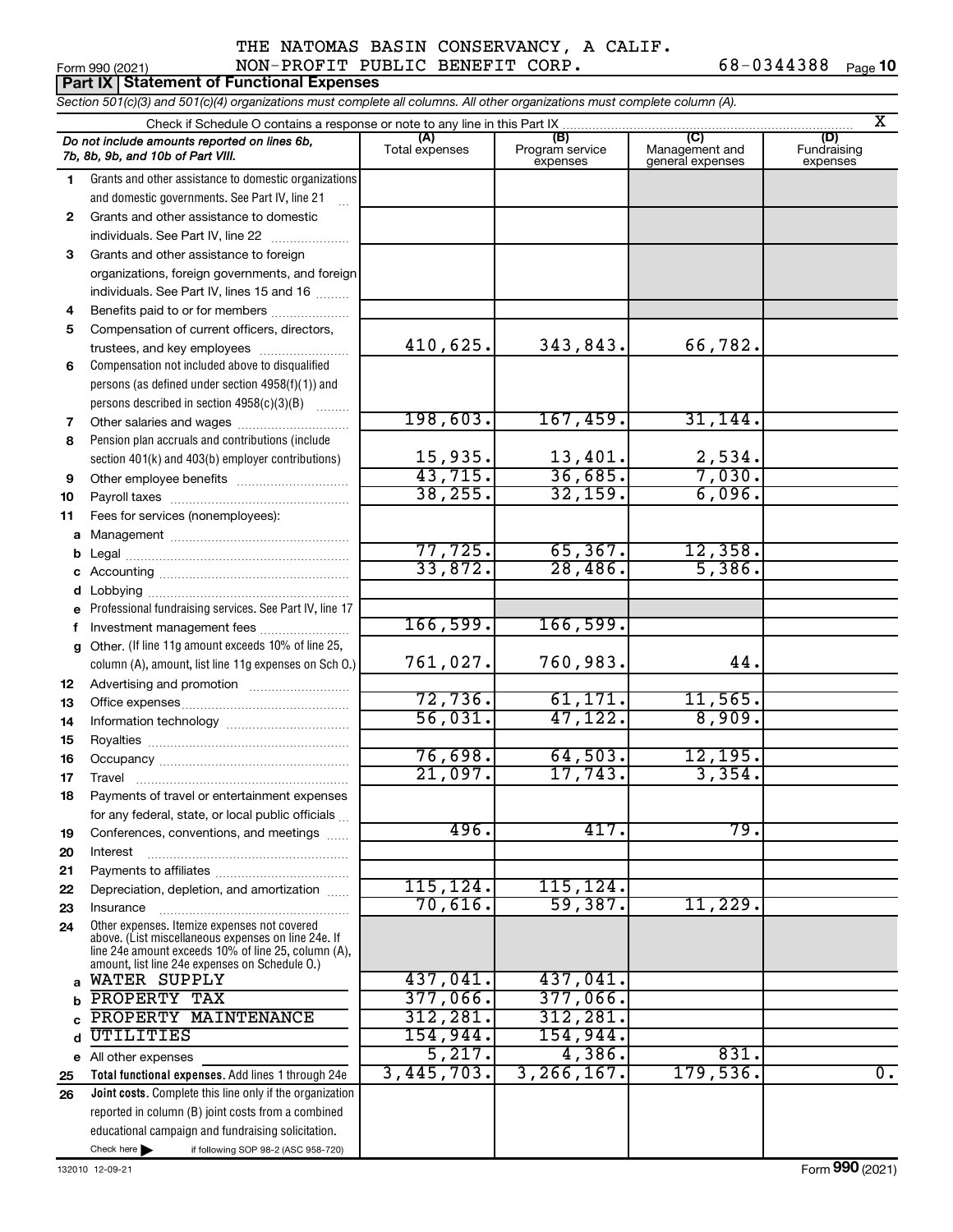THE NATOMAS BASIN CONSERVANCY, A CALIF.
NON-PROFIT PUBLIC BENEFIT CORP. 68-0344388

Form 990 (2021) Page **10**

## Part IX | Statement of Functional Expenses

*Section 501(c)(3) and 501(c)(4) organizations must complete all columns. All other organizations must complete column (A).*

Check if Schedule O contains a response or note to any line in this Part IX .......... X

| *Do not include amounts reported on lines 6b, 7b, 8b, 9b, and 10b of Part VIII.* | (A) Total expenses | (B) Program service expenses | (C) Management and general expenses | (D) Fundraising expenses |
|---|---|---|---|---|
| **1** Grants and other assistance to domestic organizations and domestic governments. See Part IV, line 21 | | | | |
| **2** Grants and other assistance to domestic individuals. See Part IV, line 22 | | | | |
| **3** Grants and other assistance to foreign organizations, foreign governments, and foreign individuals. See Part IV, lines 15 and 16 | | | | |
| **4** Benefits paid to or for members | | | | |
| **5** Compensation of current officers, directors, trustees, and key employees | 410,625. | 343,843. | 66,782. | |
| **6** Compensation not included above to disqualified persons (as defined under section 4958(f)(1)) and persons described in section 4958(c)(3)(B) | | | | |
| **7** Other salaries and wages | 198,603. | 167,459. | 31,144. | |
| **8** Pension plan accruals and contributions (include section 401(k) and 403(b) employer contributions) | 15,935. | 13,401. | 2,534. | |
| **9** Other employee benefits | 43,715. | 36,685. | 7,030. | |
| **10** Payroll taxes | 38,255. | 32,159. | 6,096. | |
| **11** Fees for services (nonemployees): | | | | |
| **a** Management | | | | |
| **b** Legal | 77,725. | 65,367. | 12,358. | |
| **c** Accounting | 33,872. | 28,486. | 5,386. | |
| **d** Lobbying | | | | |
| **e** Professional fundraising services. See Part IV, line 17 | | | | |
| **f** Investment management fees | 166,599. | 166,599. | | |
| **g** Other. (If line 11g amount exceeds 10% of line 25, column (A), amount, list line 11g expenses on Sch O.) | 761,027. | 760,983. | 44. | |
| **12** Advertising and promotion | | | | |
| **13** Office expenses | 72,736. | 61,171. | 11,565. | |
| **14** Information technology | 56,031. | 47,122. | 8,909. | |
| **15** Royalties | | | | |
| **16** Occupancy | 76,698. | 64,503. | 12,195. | |
| **17** Travel | 21,097. | 17,743. | 3,354. | |
| **18** Payments of travel or entertainment expenses for any federal, state, or local public officials | | | | |
| **19** Conferences, conventions, and meetings | 496. | 417. | 79. | |
| **20** Interest | | | | |
| **21** Payments to affiliates | | | | |
| **22** Depreciation, depletion, and amortization | 115,124. | 115,124. | | |
| **23** Insurance | 70,616. | 59,387. | 11,229. | |
| **24** Other expenses. Itemize expenses not covered above. (List miscellaneous expenses on line 24e. If line 24e amount exceeds 10% of line 25, column (A), amount, list line 24e expenses on Schedule O.) | | | | |
| **a** WATER SUPPLY | 437,041. | 437,041. | | |
| **b** PROPERTY TAX | 377,066. | 377,066. | | |
| **c** PROPERTY MAINTENANCE | 312,281. | 312,281. | | |
| **d** UTILITIES | 154,944. | 154,944. | | |
| **e** All other expenses | 5,217. | 4,386. | 831. | |
| **25 Total functional expenses.** Add lines 1 through 24e | 3,445,703. | 3,266,167. | 179,536. | 0. |
| **26 Joint costs.** Complete this line only if the organization reported in column (B) joint costs from a combined educational campaign and fundraising solicitation. Check here ☐ if following SOP 98-2 (ASC 958-720) | | | | |

132010 12-09-21 Form **990** (2021)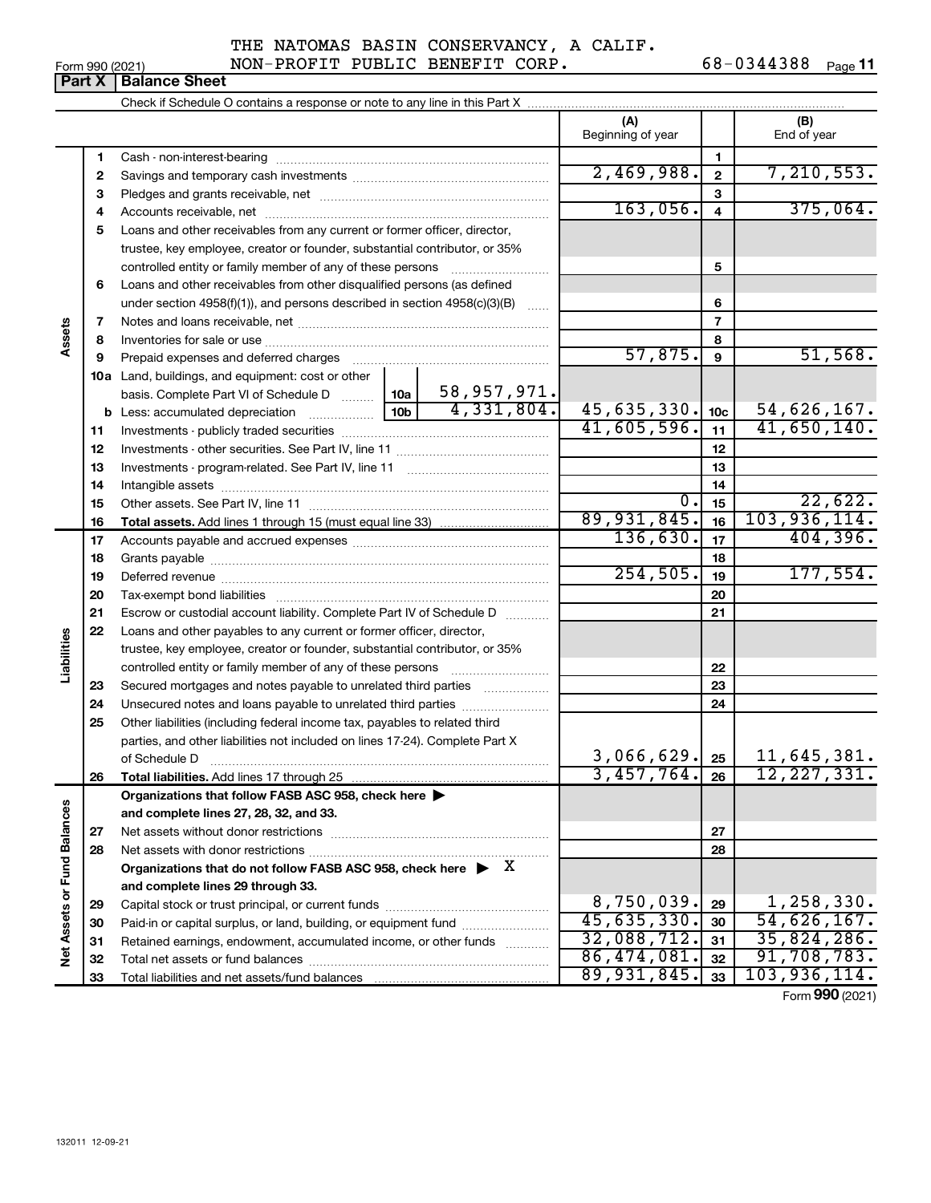THE NATOMAS BASIN CONSERVANCY, A CALIF. NON-PROFIT PUBLIC BENEFIT CORP. 68-0344388

Form 990 (2021)

## Part X | Balance Sheet

Check if Schedule O contains a response or note to any line in this Part X

| | | | | (A) Beginning of year | | (B) End of year |
|---|---|---|---|---|---|---|
| Assets | 1 | Cash - non-interest-bearing | | | 1 | |
| | 2 | Savings and temporary cash investments | | 2,469,988. | 2 | 7,210,553. |
| | 3 | Pledges and grants receivable, net | | | 3 | |
| | 4 | Accounts receivable, net | | 163,056. | 4 | 375,064. |
| | 5 | Loans and other receivables from any current or former officer, director, trustee, key employee, creator or founder, substantial contributor, or 35% controlled entity or family member of any of these persons | | | 5 | |
| | 6 | Loans and other receivables from other disqualified persons (as defined under section 4958(f)(1)), and persons described in section 4958(c)(3)(B) | | | 6 | |
| | 7 | Notes and loans receivable, net | | | 7 | |
| | 8 | Inventories for sale or use | | | 8 | |
| | 9 | Prepaid expenses and deferred charges | | 57,875. | 9 | 51,568. |
| | 10a | Land, buildings, and equipment: cost or other basis. Complete Part VI of Schedule D | 10a 58,957,971. | | | |
| | b | Less: accumulated depreciation | 10b 4,331,804. | 45,635,330. | 10c | 54,626,167. |
| | 11 | Investments - publicly traded securities | | 41,605,596. | 11 | 41,650,140. |
| | 12 | Investments - other securities. See Part IV, line 11 | | | 12 | |
| | 13 | Investments - program-related. See Part IV, line 11 | | | 13 | |
| | 14 | Intangible assets | | | 14 | |
| | 15 | Other assets. See Part IV, line 11 | | 0. | 15 | 22,622. |
| | 16 | **Total assets.** Add lines 1 through 15 (must equal line 33) | | 89,931,845. | 16 | 103,936,114. |
| Liabilities | 17 | Accounts payable and accrued expenses | | 136,630. | 17 | 404,396. |
| | 18 | Grants payable | | | 18 | |
| | 19 | Deferred revenue | | 254,505. | 19 | 177,554. |
| | 20 | Tax-exempt bond liabilities | | | 20 | |
| | 21 | Escrow or custodial account liability. Complete Part IV of Schedule D | | | 21 | |
| | 22 | Loans and other payables to any current or former officer, director, trustee, key employee, creator or founder, substantial contributor, or 35% controlled entity or family member of any of these persons | | | 22 | |
| | 23 | Secured mortgages and notes payable to unrelated third parties | | | 23 | |
| | 24 | Unsecured notes and loans payable to unrelated third parties | | | 24 | |
| | 25 | Other liabilities (including federal income tax, payables to related third parties, and other liabilities not included on lines 17-24). Complete Part X of Schedule D | | 3,066,629. | 25 | 11,645,381. |
| | 26 | **Total liabilities.** Add lines 17 through 25 | | 3,457,764. | 26 | 12,227,331. |
| Net Assets or Fund Balances | | **Organizations that follow FASB ASC 958, check here ▶ and complete lines 27, 28, 32, and 33.** | | | | |
| | 27 | Net assets without donor restrictions | | | 27 | |
| | 28 | Net assets with donor restrictions | | | 28 | |
| | | **Organizations that do not follow FASB ASC 958, check here ▶ X and complete lines 29 through 33.** | | | | |
| | 29 | Capital stock or trust principal, or current funds | | 8,750,039. | 29 | 1,258,330. |
| | 30 | Paid-in or capital surplus, or land, building, or equipment fund | | 45,635,330. | 30 | 54,626,167. |
| | 31 | Retained earnings, endowment, accumulated income, or other funds | | 32,088,712. | 31 | 35,824,286. |
| | 32 | Total net assets or fund balances | | 86,474,081. | 32 | 91,708,783. |
| | 33 | Total liabilities and net assets/fund balances | | 89,931,845. | 33 | 103,936,114. |

Form **990** (2021)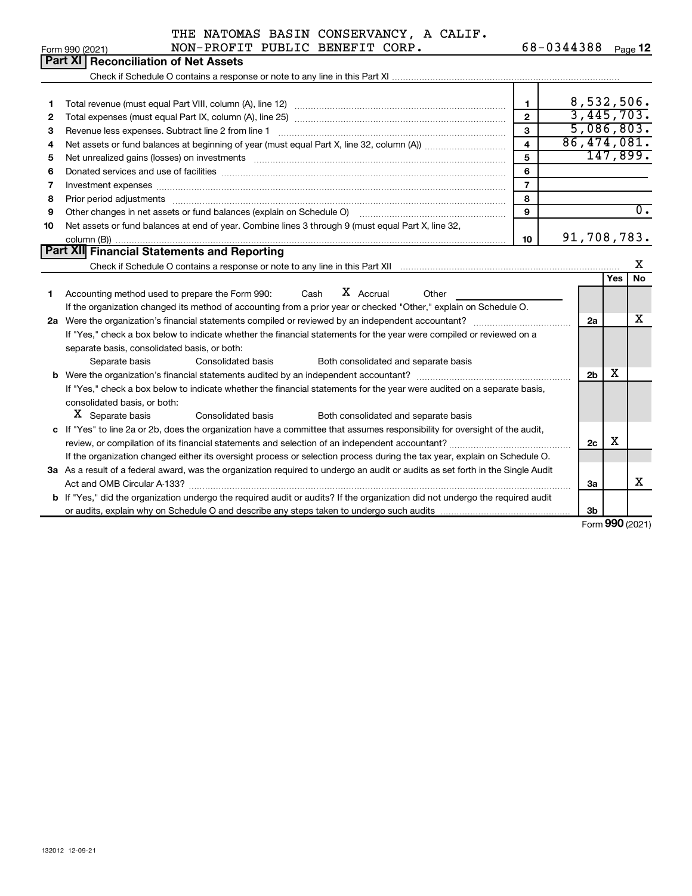THE NATOMAS BASIN CONSERVANCY, A CALIF. NON-PROFIT PUBLIC BENEFIT CORP. 68-0344388

Form 990 (2021) Page 12

## Part XI Reconciliation of Net Assets

Check if Schedule O contains a response or note to any line in this Part XI

| | | | |
|---|---|---|---|
| 1 | Total revenue (must equal Part VIII, column (A), line 12) | 1 | 8,532,506. |
| 2 | Total expenses (must equal Part IX, column (A), line 25) | 2 | 3,445,703. |
| 3 | Revenue less expenses. Subtract line 2 from line 1 | 3 | 5,086,803. |
| 4 | Net assets or fund balances at beginning of year (must equal Part X, line 32, column (A)) | 4 | 86,474,081. |
| 5 | Net unrealized gains (losses) on investments | 5 | 147,899. |
| 6 | Donated services and use of facilities | 6 | |
| 7 | Investment expenses | 7 | |
| 8 | Prior period adjustments | 8 | |
| 9 | Other changes in net assets or fund balances (explain on Schedule O) | 9 | 0. |
| 10 | Net assets or fund balances at end of year. Combine lines 3 through 9 (must equal Part X, line 32, column (B)) | 10 | 91,708,783. |

## Part XII Financial Statements and Reporting

Check if Schedule O contains a response or note to any line in this Part XII X

| | | | Yes | No |
|---|---|---|---|---|
| 1 | Accounting method used to prepare the Form 990: Cash X Accrual Other. If the organization changed its method of accounting from a prior year or checked "Other," explain on Schedule O. | | | |
| 2a | Were the organization's financial statements compiled or reviewed by an independent accountant? If "Yes," check a box below to indicate whether the financial statements for the year were compiled or reviewed on a separate basis, consolidated basis, or both: Separate basis / Consolidated basis / Both consolidated and separate basis | 2a | | X |
| b | Were the organization's financial statements audited by an independent accountant? If "Yes," check a box below to indicate whether the financial statements for the year were audited on a separate basis, consolidated basis, or both: X Separate basis / Consolidated basis / Both consolidated and separate basis | 2b | X | |
| c | If "Yes" to line 2a or 2b, does the organization have a committee that assumes responsibility for oversight of the audit, review, or compilation of its financial statements and selection of an independent accountant? If the organization changed either its oversight process or selection process during the tax year, explain on Schedule O. | 2c | X | |
| 3a | As a result of a federal award, was the organization required to undergo an audit or audits as set forth in the Single Audit Act and OMB Circular A-133? | 3a | | X |
| b | If "Yes," did the organization undergo the required audit or audits? If the organization did not undergo the required audit or audits, explain why on Schedule O and describe any steps taken to undergo such audits | 3b | | |

Form 990 (2021)

132012 12-09-21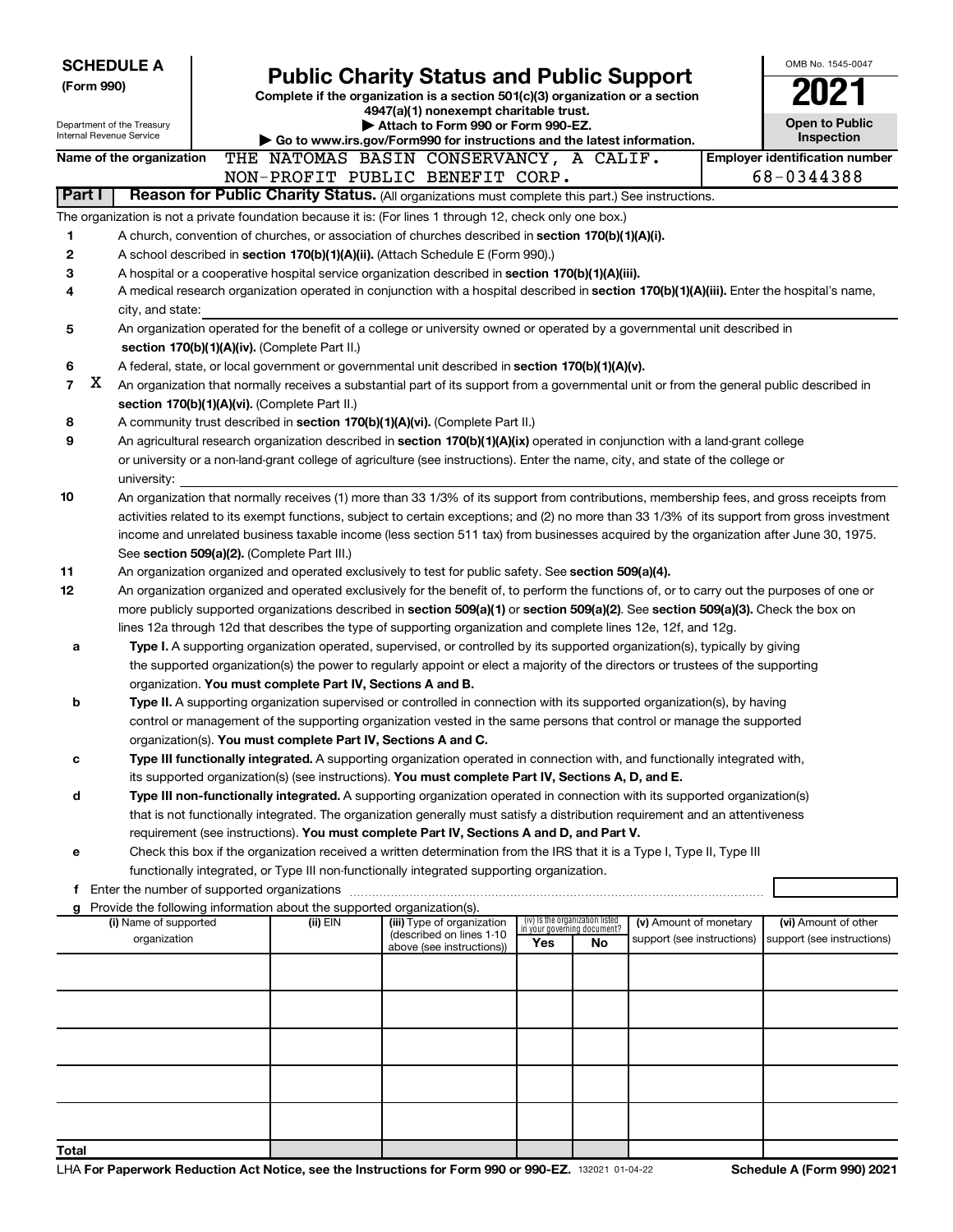**SCHEDULE A**
**(Form 990)**

Department of the Treasury
Internal Revenue Service

# Public Charity Status and Public Support

**Complete if the organization is a section 501(c)(3) organization or a section 4947(a)(1) nonexempt charitable trust.**
**▶ Attach to Form 990 or Form 990-EZ.**
**▶ Go to www.irs.gov/Form990 for instructions and the latest information.**

OMB No. 1545-0047
**2021**
**Open to Public Inspection**

**Name of the organization** THE NATOMAS BASIN CONSERVANCY, A CALIF. NON-PROFIT PUBLIC BENEFIT CORP.

**Employer identification number** 68-0344388

**Part I** **Reason for Public Charity Status.** (All organizations must complete this part.) See instructions.

The organization is not a private foundation because it is: (For lines 1 through 12, check only one box.)

1. A church, convention of churches, or association of churches described in **section 170(b)(1)(A)(i).**
2. A school described in **section 170(b)(1)(A)(ii).** (Attach Schedule E (Form 990).)
3. A hospital or a cooperative hospital service organization described in **section 170(b)(1)(A)(iii).**
4. A medical research organization operated in conjunction with a hospital described in **section 170(b)(1)(A)(iii).** Enter the hospital's name, city, and state:
5. An organization operated for the benefit of a college or university owned or operated by a governmental unit described in **section 170(b)(1)(A)(iv).** (Complete Part II.)
6. A federal, state, or local government or governmental unit described in **section 170(b)(1)(A)(v).**
7. X An organization that normally receives a substantial part of its support from a governmental unit or from the general public described in **section 170(b)(1)(A)(vi).** (Complete Part II.)
8. A community trust described in **section 170(b)(1)(A)(vi).** (Complete Part II.)
9. An agricultural research organization described in **section 170(b)(1)(A)(ix)** operated in conjunction with a land-grant college or university or a non-land-grant college of agriculture (see instructions). Enter the name, city, and state of the college or university:
10. An organization that normally receives (1) more than 33 1/3% of its support from contributions, membership fees, and gross receipts from activities related to its exempt functions, subject to certain exceptions; and (2) no more than 33 1/3% of its support from gross investment income and unrelated business taxable income (less section 511 tax) from businesses acquired by the organization after June 30, 1975. See **section 509(a)(2).** (Complete Part III.)
11. An organization organized and operated exclusively to test for public safety. See **section 509(a)(4).**
12. An organization organized and operated exclusively for the benefit of, to perform the functions of, or to carry out the purposes of one or more publicly supported organizations described in **section 509(a)(1)** or **section 509(a)(2)**. See **section 509(a)(3).** Check the box on lines 12a through 12d that describes the type of supporting organization and complete lines 12e, 12f, and 12g.
   - **a** **Type I.** A supporting organization operated, supervised, or controlled by its supported organization(s), typically by giving the supported organization(s) the power to regularly appoint or elect a majority of the directors or trustees of the supporting organization. **You must complete Part IV, Sections A and B.**
   - **b** **Type II.** A supporting organization supervised or controlled in connection with its supported organization(s), by having control or management of the supporting organization vested in the same persons that control or manage the supported organization(s). **You must complete Part IV, Sections A and C.**
   - **c** **Type III functionally integrated.** A supporting organization operated in connection with, and functionally integrated with, its supported organization(s) (see instructions). **You must complete Part IV, Sections A, D, and E.**
   - **d** **Type III non-functionally integrated.** A supporting organization operated in connection with its supported organization(s) that is not functionally integrated. The organization generally must satisfy a distribution requirement and an attentiveness requirement (see instructions). **You must complete Part IV, Sections A and D, and Part V.**
   - **e** Check this box if the organization received a written determination from the IRS that it is a Type I, Type II, Type III functionally integrated, or Type III non-functionally integrated supporting organization.
   - **f** Enter the number of supported organizations
   - **g** Provide the following information about the supported organization(s).

| (i) Name of supported organization | (ii) EIN | (iii) Type of organization (described on lines 1-10 above (see instructions)) | (iv) Is the organization listed in your governing document? Yes | No | (v) Amount of monetary support (see instructions) | (vi) Amount of other support (see instructions) |
|---|---|---|---|---|---|---|
| | | | | | | |
| | | | | | | |
| | | | | | | |
| | | | | | | |
| | | | | | | |
| **Total** | | | | | | |

LHA **For Paperwork Reduction Act Notice, see the Instructions for Form 990 or 990-EZ.** 132021 01-04-22 **Schedule A (Form 990) 2021**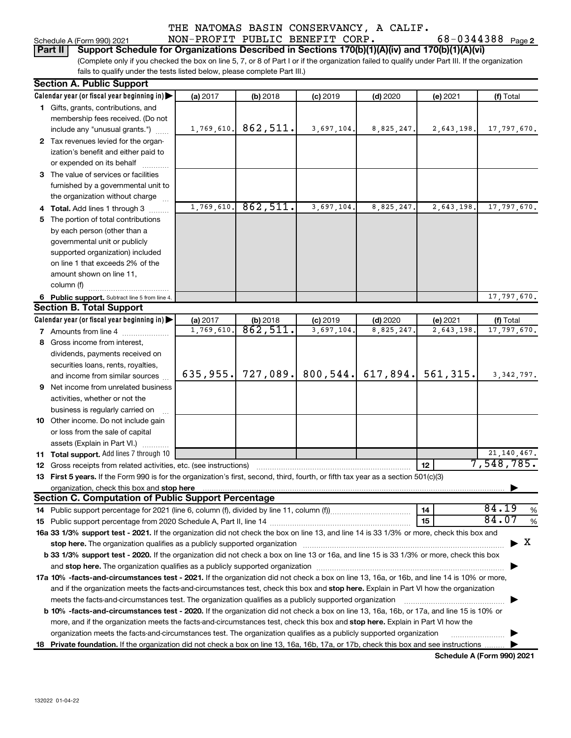THE NATOMAS BASIN CONSERVANCY, A CALIF.

Schedule A (Form 990) 2021 NON-PROFIT PUBLIC BENEFIT CORP. 68-0344388 Page 2

**Part II Support Schedule for Organizations Described in Sections 170(b)(1)(A)(iv) and 170(b)(1)(A)(vi)**

(Complete only if you checked the box on line 5, 7, or 8 of Part I or if the organization failed to qualify under Part III. If the organization fails to qualify under the tests listed below, please complete Part III.)

## Section A. Public Support

| Calendar year (or fiscal year beginning in) | (a) 2017 | (b) 2018 | (c) 2019 | (d) 2020 | (e) 2021 | (f) Total |
|---|---|---|---|---|---|---|
| **1** Gifts, grants, contributions, and membership fees received. (Do not include any "unusual grants.") | 1,769,610. | 862,511. | 3,697,104. | 8,825,247. | 2,643,198. | 17,797,670. |
| **2** Tax revenues levied for the organization's benefit and either paid to or expended on its behalf | | | | | | |
| **3** The value of services or facilities furnished by a governmental unit to the organization without charge | | | | | | |
| **4 Total.** Add lines 1 through 3 | 1,769,610. | 862,511. | 3,697,104. | 8,825,247. | 2,643,198. | 17,797,670. |
| **5** The portion of total contributions by each person (other than a governmental unit or publicly supported organization) included on line 1 that exceeds 2% of the amount shown on line 11, column (f) | | | | | | |
| **6 Public support.** Subtract line 5 from line 4. | | | | | | 17,797,670. |

## Section B. Total Support

| Calendar year (or fiscal year beginning in) | (a) 2017 | (b) 2018 | (c) 2019 | (d) 2020 | (e) 2021 | (f) Total |
|---|---|---|---|---|---|---|
| **7** Amounts from line 4 | 1,769,610. | 862,511. | 3,697,104. | 8,825,247. | 2,643,198. | 17,797,670. |
| **8** Gross income from interest, dividends, payments received on securities loans, rents, royalties, and income from similar sources | 635,955. | 727,089. | 800,544. | 617,894. | 561,315. | 3,342,797. |
| **9** Net income from unrelated business activities, whether or not the business is regularly carried on | | | | | | |
| **10** Other income. Do not include gain or loss from the sale of capital assets (Explain in Part VI.) | | | | | | |
| **11 Total support.** Add lines 7 through 10 | | | | | | 21,140,467. |

**12** Gross receipts from related activities, etc. (see instructions) — **12** — 7,548,785.

**13 First 5 years.** If the Form 990 is for the organization's first, second, third, fourth, or fifth tax year as a section 501(c)(3) organization, check this box and **stop here** ▶

## Section C. Computation of Public Support Percentage

**14** Public support percentage for 2021 (line 6, column (f), divided by line 11, column (f)) — **14** — 84.19 %

**15** Public support percentage from 2020 Schedule A, Part II, line 14 — **15** — 84.07 %

**16a 33 1/3% support test - 2021.** If the organization did not check the box on line 13, and line 14 is 33 1/3% or more, check this box and **stop here.** The organization qualifies as a publicly supported organization ▶ X

**b 33 1/3% support test - 2020.** If the organization did not check a box on line 13 or 16a, and line 15 is 33 1/3% or more, check this box and **stop here.** The organization qualifies as a publicly supported organization ▶

**17a 10% -facts-and-circumstances test - 2021.** If the organization did not check a box on line 13, 16a, or 16b, and line 14 is 10% or more, and if the organization meets the facts-and-circumstances test, check this box and **stop here.** Explain in Part VI how the organization meets the facts-and-circumstances test. The organization qualifies as a publicly supported organization ▶

**b 10% -facts-and-circumstances test - 2020.** If the organization did not check a box on line 13, 16a, 16b, or 17a, and line 15 is 10% or more, and if the organization meets the facts-and-circumstances test, check this box and **stop here.** Explain in Part VI how the organization meets the facts-and-circumstances test. The organization qualifies as a publicly supported organization ▶

**18 Private foundation.** If the organization did not check a box on line 13, 16a, 16b, 17a, or 17b, check this box and see instructions ▶

**Schedule A (Form 990) 2021**

132022 01-04-22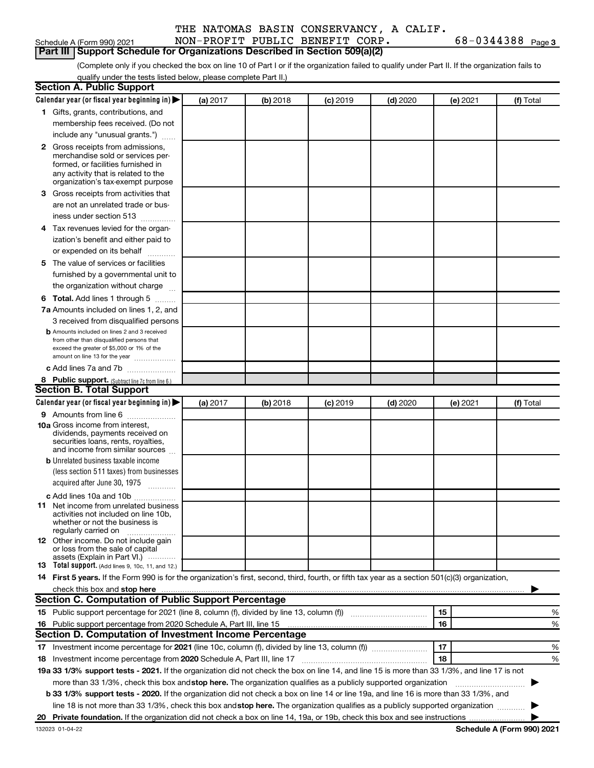THE NATOMAS BASIN CONSERVANCY, A CALIF. NON-PROFIT PUBLIC BENEFIT CORP. 68-0344388

Schedule A (Form 990) 2021

## Part III Support Schedule for Organizations Described in Section 509(a)(2)

(Complete only if you checked the box on line 10 of Part I or if the organization failed to qualify under Part II. If the organization fails to qualify under the tests listed below, please complete Part II.)

### Section A. Public Support

| Calendar year (or fiscal year beginning in) ▶ | (a) 2017 | (b) 2018 | (c) 2019 | (d) 2020 | (e) 2021 | (f) Total |
|---|---|---|---|---|---|---|
| **1** Gifts, grants, contributions, and membership fees received. (Do not include any "unusual grants.") | | | | | | |
| **2** Gross receipts from admissions, merchandise sold or services performed, or facilities furnished in any activity that is related to the organization's tax-exempt purpose | | | | | | |
| **3** Gross receipts from activities that are not an unrelated trade or business under section 513 | | | | | | |
| **4** Tax revenues levied for the organization's benefit and either paid to or expended on its behalf | | | | | | |
| **5** The value of services or facilities furnished by a governmental unit to the organization without charge | | | | | | |
| **6 Total.** Add lines 1 through 5 | | | | | | |
| **7a** Amounts included on lines 1, 2, and 3 received from disqualified persons | | | | | | |
| **b** Amounts included on lines 2 and 3 received from other than disqualified persons that exceed the greater of $5,000 or 1% of the amount on line 13 for the year | | | | | | |
| **c** Add lines 7a and 7b | | | | | | |
| **8 Public support.** (Subtract line 7c from line 6.) | | | | | | |

### Section B. Total Support

| Calendar year (or fiscal year beginning in) ▶ | (a) 2017 | (b) 2018 | (c) 2019 | (d) 2020 | (e) 2021 | (f) Total |
|---|---|---|---|---|---|---|
| **9** Amounts from line 6 | | | | | | |
| **10a** Gross income from interest, dividends, payments received on securities loans, rents, royalties, and income from similar sources | | | | | | |
| **b** Unrelated business taxable income (less section 511 taxes) from businesses acquired after June 30, 1975 | | | | | | |
| **c** Add lines 10a and 10b | | | | | | |
| **11** Net income from unrelated business activities not included on line 10b, whether or not the business is regularly carried on | | | | | | |
| **12** Other income. Do not include gain or loss from the sale of capital assets (Explain in Part VI.) | | | | | | |
| **13 Total support.** (Add lines 9, 10c, 11, and 12.) | | | | | | |

**14 First 5 years.** If the Form 990 is for the organization's first, second, third, fourth, or fifth tax year as a section 501(c)(3) organization, check this box and **stop here** ▶

### Section C. Computation of Public Support Percentage

| | | |
|---|---|---|
| **15** Public support percentage for 2021 (line 8, column (f), divided by line 13, column (f)) | 15 | % |
| **16** Public support percentage from 2020 Schedule A, Part III, line 15 | 16 | % |

### Section D. Computation of Investment Income Percentage

| | | |
|---|---|---|
| **17** Investment income percentage for **2021** (line 10c, column (f), divided by line 13, column (f)) | 17 | % |
| **18** Investment income percentage from **2020** Schedule A, Part III, line 17 | 18 | % |

**19a 33 1/3% support tests - 2021.** If the organization did not check the box on line 14, and line 15 is more than 33 1/3%, and line 17 is not more than 33 1/3%, check this box and **stop here.** The organization qualifies as a publicly supported organization ▶

**b 33 1/3% support tests - 2020.** If the organization did not check a box on line 14 or line 19a, and line 16 is more than 33 1/3%, and line 18 is not more than 33 1/3%, check this box and **stop here.** The organization qualifies as a publicly supported organization ▶

**20 Private foundation.** If the organization did not check a box on line 14, 19a, or 19b, check this box and see instructions ▶

132023 01-04-22 **Schedule A (Form 990) 2021**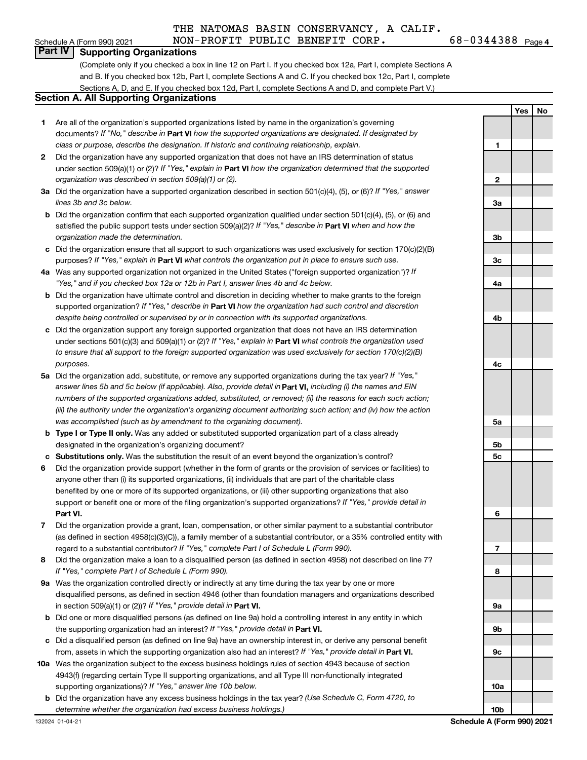THE NATOMAS BASIN CONSERVANCY, A CALIF.
NON-PROFIT PUBLIC BENEFIT CORP. 68-0344388

## Part IV Supporting Organizations

(Complete only if you checked a box in line 12 on Part I. If you checked box 12a, Part I, complete Sections A and B. If you checked box 12b, Part I, complete Sections A and C. If you checked box 12c, Part I, complete Sections A, D, and E. If you checked box 12d, Part I, complete Sections A and D, and complete Part V.)

### Section A. All Supporting Organizations

| | | | Yes | No |
|---|---|---|---|---|
| **1** | Are all of the organization's supported organizations listed by name in the organization's governing documents? *If "No," describe in* **Part VI** *how the supported organizations are designated. If designated by class or purpose, describe the designation. If historic and continuing relationship, explain.* | 1 | | |
| **2** | Did the organization have any supported organization that does not have an IRS determination of status under section 509(a)(1) or (2)? *If "Yes," explain in* **Part VI** *how the organization determined that the supported organization was described in section 509(a)(1) or (2).* | 2 | | |
| **3a** | Did the organization have a supported organization described in section 501(c)(4), (5), or (6)? *If "Yes," answer lines 3b and 3c below.* | 3a | | |
| **b** | Did the organization confirm that each supported organization qualified under section 501(c)(4), (5), or (6) and satisfied the public support tests under section 509(a)(2)? *If "Yes," describe in* **Part VI** *when and how the organization made the determination.* | 3b | | |
| **c** | Did the organization ensure that all support to such organizations was used exclusively for section 170(c)(2)(B) purposes? *If "Yes," explain in* **Part VI** *what controls the organization put in place to ensure such use.* | 3c | | |
| **4a** | Was any supported organization not organized in the United States ("foreign supported organization")? *If "Yes," and if you checked box 12a or 12b in Part I, answer lines 4b and 4c below.* | 4a | | |
| **b** | Did the organization have ultimate control and discretion in deciding whether to make grants to the foreign supported organization? *If "Yes," describe in* **Part VI** *how the organization had such control and discretion despite being controlled or supervised by or in connection with its supported organizations.* | 4b | | |
| **c** | Did the organization support any foreign supported organization that does not have an IRS determination under sections 501(c)(3) and 509(a)(1) or (2)? *If "Yes," explain in* **Part VI** *what controls the organization used to ensure that all support to the foreign supported organization was used exclusively for section 170(c)(2)(B) purposes.* | 4c | | |
| **5a** | Did the organization add, substitute, or remove any supported organizations during the tax year? *If "Yes," answer lines 5b and 5c below (if applicable). Also, provide detail in* **Part VI,** *including (i) the names and EIN numbers of the supported organizations added, substituted, or removed; (ii) the reasons for each such action; (iii) the authority under the organization's organizing document authorizing such action; and (iv) how the action was accomplished (such as by amendment to the organizing document).* | 5a | | |
| **b** | **Type I or Type II only.** Was any added or substituted supported organization part of a class already designated in the organization's organizing document? | 5b | | |
| **c** | **Substitutions only.** Was the substitution the result of an event beyond the organization's control? | 5c | | |
| **6** | Did the organization provide support (whether in the form of grants or the provision of services or facilities) to anyone other than (i) its supported organizations, (ii) individuals that are part of the charitable class benefited by one or more of its supported organizations, or (iii) other supporting organizations that also support or benefit one or more of the filing organization's supported organizations? *If "Yes," provide detail in* **Part VI.** | 6 | | |
| **7** | Did the organization provide a grant, loan, compensation, or other similar payment to a substantial contributor (as defined in section 4958(c)(3)(C)), a family member of a substantial contributor, or a 35% controlled entity with regard to a substantial contributor? *If "Yes," complete Part I of Schedule L (Form 990).* | 7 | | |
| **8** | Did the organization make a loan to a disqualified person (as defined in section 4958) not described on line 7? *If "Yes," complete Part I of Schedule L (Form 990).* | 8 | | |
| **9a** | Was the organization controlled directly or indirectly at any time during the tax year by one or more disqualified persons, as defined in section 4946 (other than foundation managers and organizations described in section 509(a)(1) or (2))? *If "Yes," provide detail in* **Part VI.** | 9a | | |
| **b** | Did one or more disqualified persons (as defined on line 9a) hold a controlling interest in any entity in which the supporting organization had an interest? *If "Yes," provide detail in* **Part VI.** | 9b | | |
| **c** | Did a disqualified person (as defined on line 9a) have an ownership interest in, or derive any personal benefit from, assets in which the supporting organization also had an interest? *If "Yes," provide detail in* **Part VI.** | 9c | | |
| **10a** | Was the organization subject to the excess business holdings rules of section 4943 because of section 4943(f) (regarding certain Type II supporting organizations, and all Type III non-functionally integrated supporting organizations)? *If "Yes," answer line 10b below.* | 10a | | |
| **b** | Did the organization have any excess business holdings in the tax year? *(Use Schedule C, Form 4720, to determine whether the organization had excess business holdings.)* | 10b | | |

Schedule A (Form 990) 2021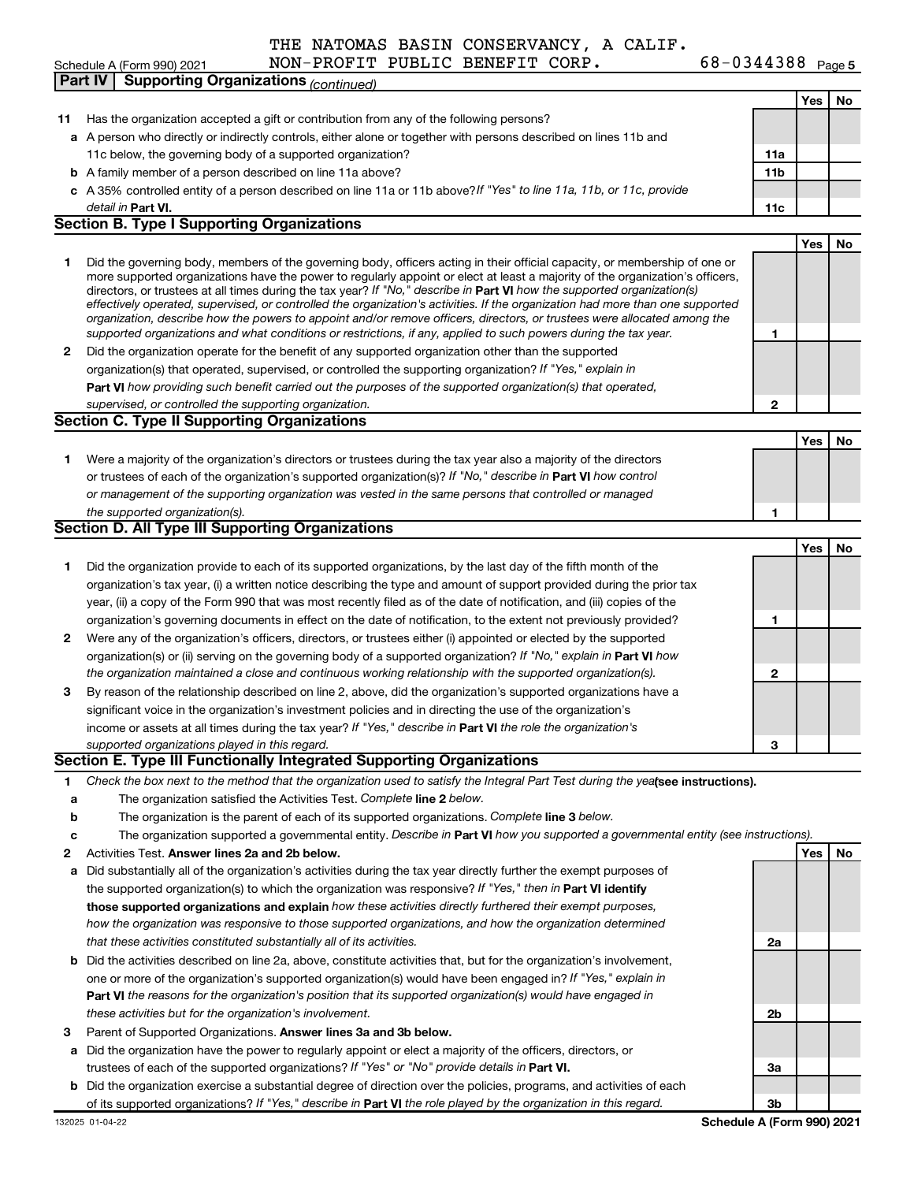THE NATOMAS BASIN CONSERVANCY, A CALIF. NON-PROFIT PUBLIC BENEFIT CORP. 68-0344388

Schedule A (Form 990) 2021

## Part IV Supporting Organizations *(continued)*

| | | | Yes | No |
|---|---|---|---|---|
| **11** | Has the organization accepted a gift or contribution from any of the following persons? | | | |
| **a** | A person who directly or indirectly controls, either alone or together with persons described on lines 11b and 11c below, the governing body of a supported organization? | **11a** | | |
| **b** | A family member of a person described on line 11a above? | **11b** | | |
| **c** | A 35% controlled entity of a person described on line 11a or 11b above? *If "Yes" to line 11a, 11b, or 11c, provide detail in* **Part VI.** | **11c** | | |

### Section B. Type I Supporting Organizations

| | | | Yes | No |
|---|---|---|---|---|
| **1** | Did the governing body, members of the governing body, officers acting in their official capacity, or membership of one or more supported organizations have the power to regularly appoint or elect at least a majority of the organization's officers, directors, or trustees at all times during the tax year? *If "No," describe in* **Part VI** *how the supported organization(s) effectively operated, supervised, or controlled the organization's activities. If the organization had more than one supported organization, describe how the powers to appoint and/or remove officers, directors, or trustees were allocated among the supported organizations and what conditions or restrictions, if any, applied to such powers during the tax year.* | **1** | | |
| **2** | Did the organization operate for the benefit of any supported organization other than the supported organization(s) that operated, supervised, or controlled the supporting organization? *If "Yes," explain in* **Part VI** *how providing such benefit carried out the purposes of the supported organization(s) that operated, supervised, or controlled the supporting organization.* | **2** | | |

### Section C. Type II Supporting Organizations

| | | | Yes | No |
|---|---|---|---|---|
| **1** | Were a majority of the organization's directors or trustees during the tax year also a majority of the directors or trustees of each of the organization's supported organization(s)? *If "No," describe in* **Part VI** *how control or management of the supporting organization was vested in the same persons that controlled or managed the supported organization(s).* | **1** | | |

### Section D. All Type III Supporting Organizations

| | | | Yes | No |
|---|---|---|---|---|
| **1** | Did the organization provide to each of its supported organizations, by the last day of the fifth month of the organization's tax year, (i) a written notice describing the type and amount of support provided during the prior tax year, (ii) a copy of the Form 990 that was most recently filed as of the date of notification, and (iii) copies of the organization's governing documents in effect on the date of notification, to the extent not previously provided? | **1** | | |
| **2** | Were any of the organization's officers, directors, or trustees either (i) appointed or elected by the supported organization(s) or (ii) serving on the governing body of a supported organization? *If "No," explain in* **Part VI** *how the organization maintained a close and continuous working relationship with the supported organization(s).* | **2** | | |
| **3** | By reason of the relationship described on line 2, above, did the organization's supported organizations have a significant voice in the organization's investment policies and in directing the use of the organization's income or assets at all times during the tax year? *If "Yes," describe in* **Part VI** *the role the organization's supported organizations played in this regard.* | **3** | | |

### Section E. Type III Functionally Integrated Supporting Organizations

**1** *Check the box next to the method that the organization used to satisfy the Integral Part Test during the year* **(see instructions).**

**a** The organization satisfied the Activities Test. *Complete* **line 2** *below.*

**b** The organization is the parent of each of its supported organizations. *Complete* **line 3** *below.*

**c** The organization supported a governmental entity. *Describe in* **Part VI** *how you supported a governmental entity (see instructions).*

| | | | Yes | No |
|---|---|---|---|---|
| **2** | Activities Test. **Answer lines 2a and 2b below.** | | | |
| **a** | Did substantially all of the organization's activities during the tax year directly further the exempt purposes of the supported organization(s) to which the organization was responsive? *If "Yes," then in* **Part VI identify those supported organizations and explain** *how these activities directly furthered their exempt purposes, how the organization was responsive to those supported organizations, and how the organization determined that these activities constituted substantially all of its activities.* | **2a** | | |
| **b** | Did the activities described on line 2a, above, constitute activities that, but for the organization's involvement, one or more of the organization's supported organization(s) would have been engaged in? *If "Yes," explain in* **Part VI** *the reasons for the organization's position that its supported organization(s) would have engaged in these activities but for the organization's involvement.* | **2b** | | |
| **3** | Parent of Supported Organizations. **Answer lines 3a and 3b below.** | | | |
| **a** | Did the organization have the power to regularly appoint or elect a majority of the officers, directors, or trustees of each of the supported organizations? *If "Yes" or "No" provide details in* **Part VI.** | **3a** | | |
| **b** | Did the organization exercise a substantial degree of direction over the policies, programs, and activities of each of its supported organizations? *If "Yes," describe in* **Part VI** *the role played by the organization in this regard.* | **3b** | | |

132025 01-04-22 **Schedule A (Form 990) 2021**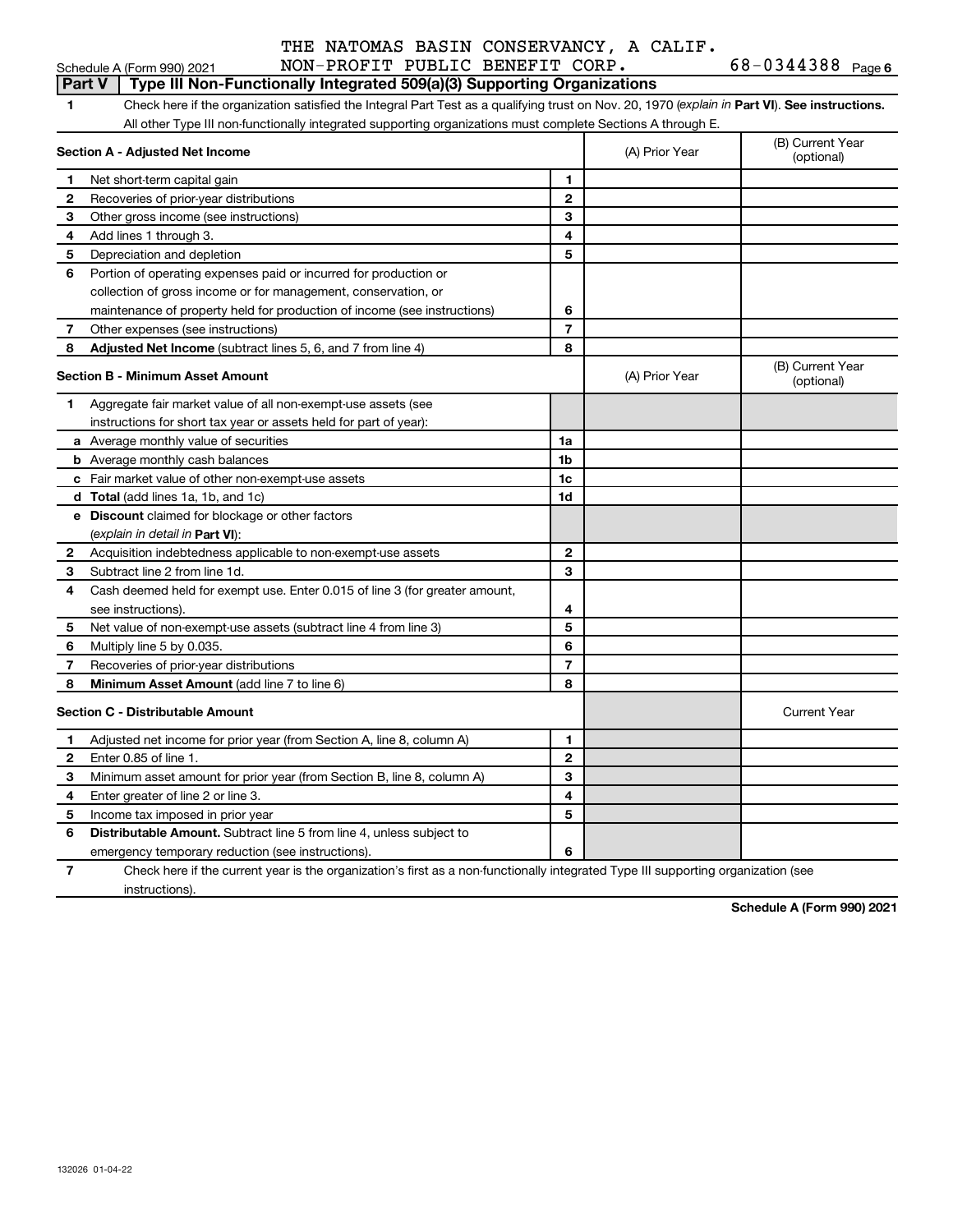THE NATOMAS BASIN CONSERVANCY, A CALIF. NON-PROFIT PUBLIC BENEFIT CORP. 68-0344388

Schedule A (Form 990) 2021

## Part V | Type III Non-Functionally Integrated 509(a)(3) Supporting Organizations

**1** Check here if the organization satisfied the Integral Part Test as a qualifying trust on Nov. 20, 1970 (*explain in* **Part VI**). **See instructions.** All other Type III non-functionally integrated supporting organizations must complete Sections A through E.

| **Section A - Adjusted Net Income** | | (A) Prior Year | (B) Current Year (optional) |
|---|---|---|---|
| **1** Net short-term capital gain | 1 | | |
| **2** Recoveries of prior-year distributions | 2 | | |
| **3** Other gross income (see instructions) | 3 | | |
| **4** Add lines 1 through 3. | 4 | | |
| **5** Depreciation and depletion | 5 | | |
| **6** Portion of operating expenses paid or incurred for production or collection of gross income or for management, conservation, or maintenance of property held for production of income (see instructions) | 6 | | |
| **7** Other expenses (see instructions) | 7 | | |
| **8** **Adjusted Net Income** (subtract lines 5, 6, and 7 from line 4) | 8 | | |

| **Section B - Minimum Asset Amount** | | (A) Prior Year | (B) Current Year (optional) |
|---|---|---|---|
| **1** Aggregate fair market value of all non-exempt-use assets (see instructions for short tax year or assets held for part of year): | | | |
| **a** Average monthly value of securities | 1a | | |
| **b** Average monthly cash balances | 1b | | |
| **c** Fair market value of other non-exempt-use assets | 1c | | |
| **d** **Total** (add lines 1a, 1b, and 1c) | 1d | | |
| **e** **Discount** claimed for blockage or other factors (*explain in detail in* **Part VI**): | | | |
| **2** Acquisition indebtedness applicable to non-exempt-use assets | 2 | | |
| **3** Subtract line 2 from line 1d. | 3 | | |
| **4** Cash deemed held for exempt use. Enter 0.015 of line 3 (for greater amount, see instructions). | 4 | | |
| **5** Net value of non-exempt-use assets (subtract line 4 from line 3) | 5 | | |
| **6** Multiply line 5 by 0.035. | 6 | | |
| **7** Recoveries of prior-year distributions | 7 | | |
| **8** **Minimum Asset Amount** (add line 7 to line 6) | 8 | | |

| **Section C - Distributable Amount** | | | Current Year |
|---|---|---|---|
| **1** Adjusted net income for prior year (from Section A, line 8, column A) | 1 | | |
| **2** Enter 0.85 of line 1. | 2 | | |
| **3** Minimum asset amount for prior year (from Section B, line 8, column A) | 3 | | |
| **4** Enter greater of line 2 or line 3. | 4 | | |
| **5** Income tax imposed in prior year | 5 | | |
| **6** **Distributable Amount.** Subtract line 5 from line 4, unless subject to emergency temporary reduction (see instructions). | 6 | | |

**7** Check here if the current year is the organization's first as a non-functionally integrated Type III supporting organization (see instructions).

**Schedule A (Form 990) 2021**

132026 01-04-22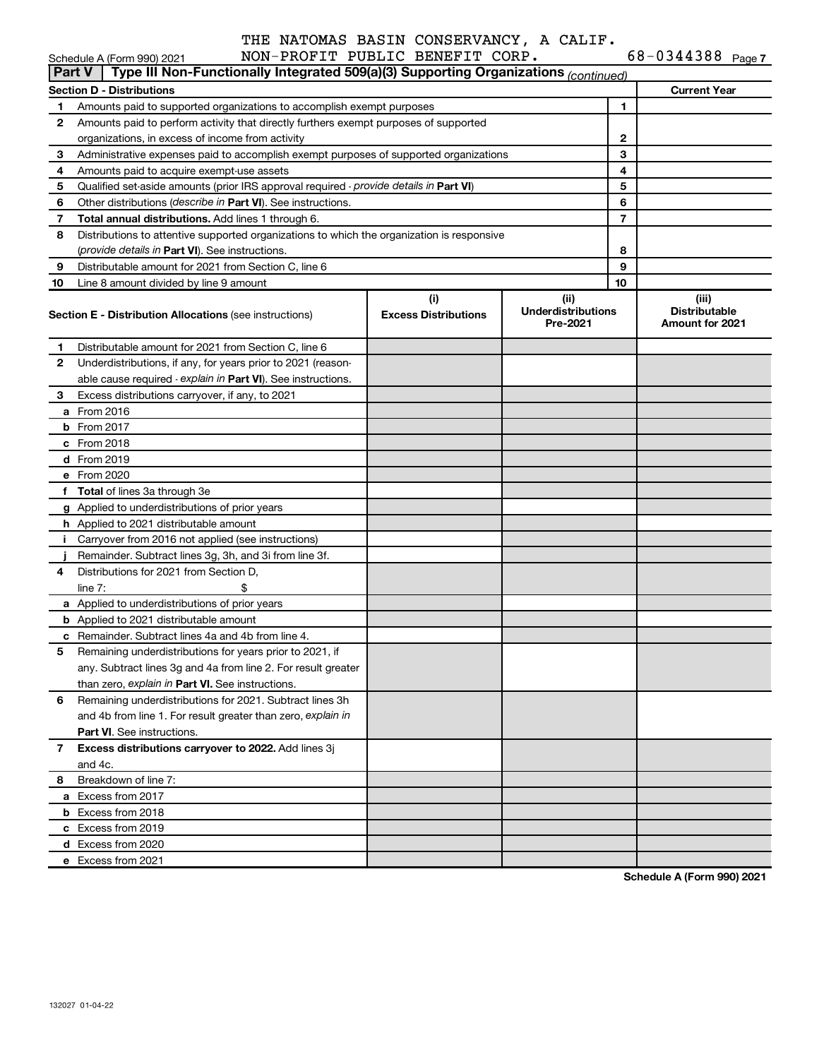THE NATOMAS BASIN CONSERVANCY, A CALIF. NON-PROFIT PUBLIC BENEFIT CORP. 68-0344388

Schedule A (Form 990) 2021

## Part V | Type III Non-Functionally Integrated 509(a)(3) Supporting Organizations *(continued)*

| Section D - Distributions | | | Current Year |
|---|---|---|---|
| 1 | Amounts paid to supported organizations to accomplish exempt purposes | 1 | |
| 2 | Amounts paid to perform activity that directly furthers exempt purposes of supported organizations, in excess of income from activity | 2 | |
| 3 | Administrative expenses paid to accomplish exempt purposes of supported organizations | 3 | |
| 4 | Amounts paid to acquire exempt-use assets | 4 | |
| 5 | Qualified set-aside amounts (prior IRS approval required - *provide details in* **Part VI**) | 5 | |
| 6 | Other distributions (*describe in* **Part VI**). See instructions. | 6 | |
| 7 | **Total annual distributions.** Add lines 1 through 6. | 7 | |
| 8 | Distributions to attentive supported organizations to which the organization is responsive (*provide details in* **Part VI**). See instructions. | 8 | |
| 9 | Distributable amount for 2021 from Section C, line 6 | 9 | |
| 10 | Line 8 amount divided by line 9 amount | 10 | |

| **Section E - Distribution Allocations** (see instructions) | (i) Excess Distributions | (ii) Underdistributions Pre-2021 | (iii) Distributable Amount for 2021 |
|---|---|---|---|
| **1** Distributable amount for 2021 from Section C, line 6 | | | |
| **2** Underdistributions, if any, for years prior to 2021 (reasonable cause required - *explain in* **Part VI**). See instructions. | | | |
| **3** Excess distributions carryover, if any, to 2021 | | | |
| **a** From 2016 | | | |
| **b** From 2017 | | | |
| **c** From 2018 | | | |
| **d** From 2019 | | | |
| **e** From 2020 | | | |
| **f** **Total** of lines 3a through 3e | | | |
| **g** Applied to underdistributions of prior years | | | |
| **h** Applied to 2021 distributable amount | | | |
| **i** Carryover from 2016 not applied (see instructions) | | | |
| **j** Remainder. Subtract lines 3g, 3h, and 3i from line 3f. | | | |
| **4** Distributions for 2021 from Section D, line 7: $ | | | |
| **a** Applied to underdistributions of prior years | | | |
| **b** Applied to 2021 distributable amount | | | |
| **c** Remainder. Subtract lines 4a and 4b from line 4. | | | |
| **5** Remaining underdistributions for years prior to 2021, if any. Subtract lines 3g and 4a from line 2. For result greater than zero, *explain in* **Part VI.** See instructions. | | | |
| **6** Remaining underdistributions for 2021. Subtract lines 3h and 4b from line 1. For result greater than zero, *explain in* **Part VI**. See instructions. | | | |
| **7** **Excess distributions carryover to 2022.** Add lines 3j and 4c. | | | |
| **8** Breakdown of line 7: | | | |
| **a** Excess from 2017 | | | |
| **b** Excess from 2018 | | | |
| **c** Excess from 2019 | | | |
| **d** Excess from 2020 | | | |
| **e** Excess from 2021 | | | |

**Schedule A (Form 990) 2021**

132027 01-04-22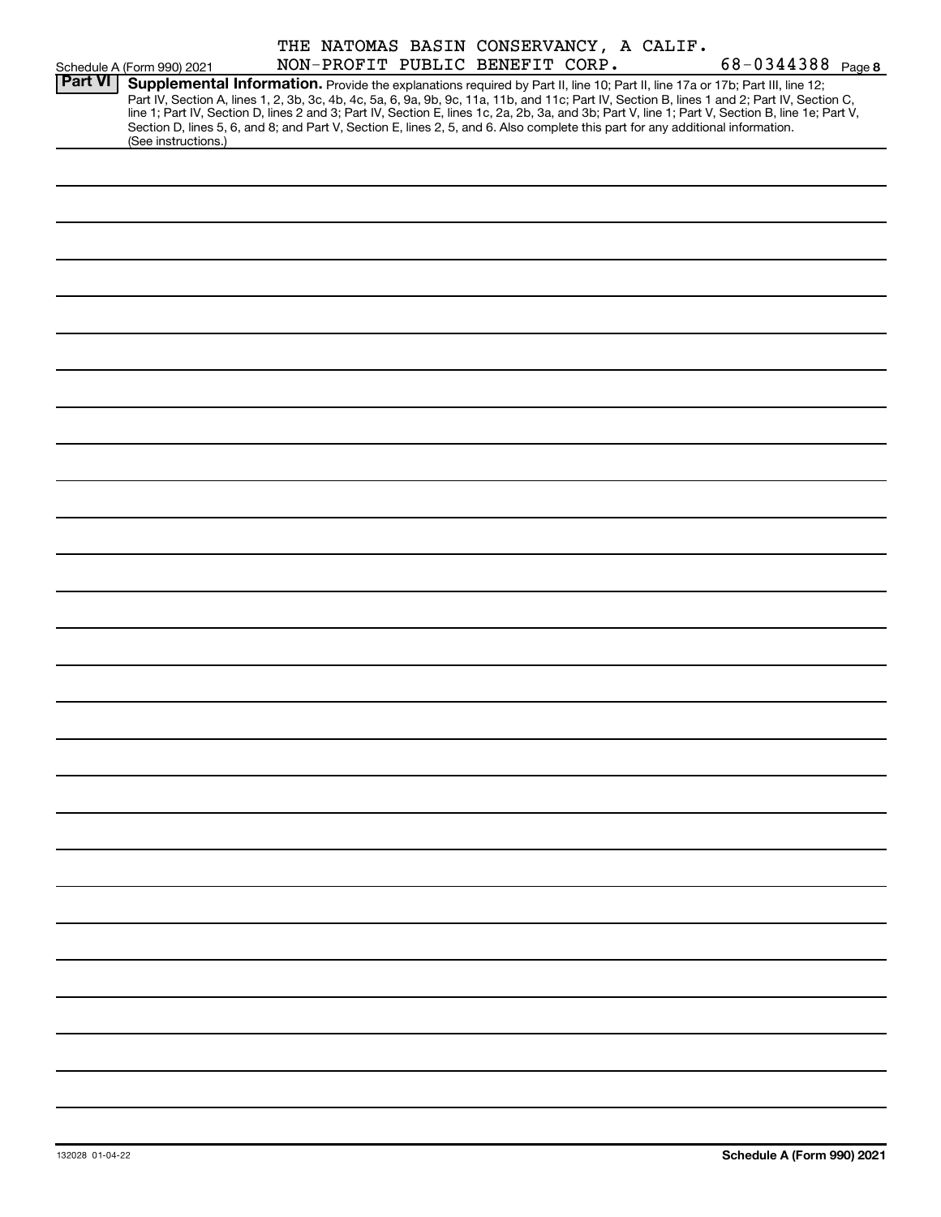THE NATOMAS BASIN CONSERVANCY, A CALIF. NON-PROFIT PUBLIC BENEFIT CORP. 68-0344388

Schedule A (Form 990) 2021 Page **8**

## Part VI Supplemental Information.

Provide the explanations required by Part II, line 10; Part II, line 17a or 17b; Part III, line 12; Part IV, Section A, lines 1, 2, 3b, 3c, 4b, 4c, 5a, 6, 9a, 9b, 9c, 11a, 11b, and 11c; Part IV, Section B, lines 1 and 2; Part IV, Section C, line 1; Part IV, Section D, lines 2 and 3; Part IV, Section E, lines 1c, 2a, 2b, 3a, and 3b; Part V, line 1; Part V, Section B, line 1e; Part V, Section D, lines 5, 6, and 8; and Part V, Section E, lines 2, 5, and 6. Also complete this part for any additional information. (See instructions.)

132028 01-04-22 **Schedule A (Form 990) 2021**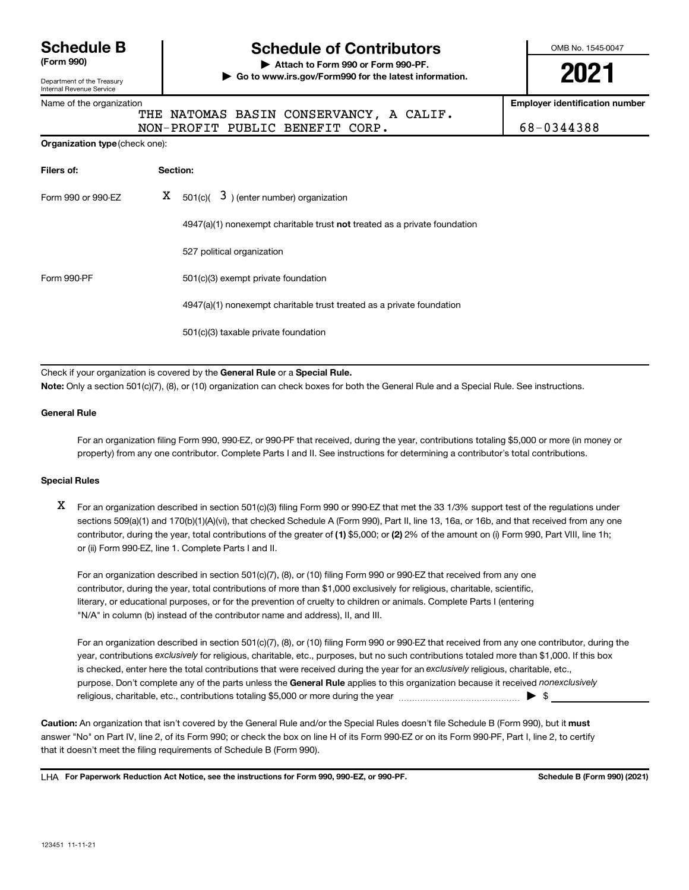# Schedule B (Form 990)

Department of the Treasury
Internal Revenue Service

## Schedule of Contributors

▶ Attach to Form 990 or Form 990-PF.
▶ Go to www.irs.gov/Form990 for the latest information.

OMB No. 1545-0047

**2021**

Name of the organization: THE NATOMAS BASIN CONSERVANCY, A CALIF. NON-PROFIT PUBLIC BENEFIT CORP.

Employer identification number: 68-0344388

**Organization type** (check one):

| Filers of: | Section: |
|---|---|
| Form 990 or 990-EZ | X 501(c)( 3 ) (enter number) organization |
| | 4947(a)(1) nonexempt charitable trust **not** treated as a private foundation |
| | 527 political organization |
| Form 990-PF | 501(c)(3) exempt private foundation |
| | 4947(a)(1) nonexempt charitable trust treated as a private foundation |
| | 501(c)(3) taxable private foundation |

Check if your organization is covered by the **General Rule** or a **Special Rule.**

**Note:** Only a section 501(c)(7), (8), or (10) organization can check boxes for both the General Rule and a Special Rule. See instructions.

**General Rule**

For an organization filing Form 990, 990-EZ, or 990-PF that received, during the year, contributions totaling $5,000 or more (in money or property) from any one contributor. Complete Parts I and II. See instructions for determining a contributor's total contributions.

**Special Rules**

X For an organization described in section 501(c)(3) filing Form 990 or 990-EZ that met the 33 1/3% support test of the regulations under sections 509(a)(1) and 170(b)(1)(A)(vi), that checked Schedule A (Form 990), Part II, line 13, 16a, or 16b, and that received from any one contributor, during the year, total contributions of the greater of **(1)** $5,000; or **(2)** 2% of the amount on (i) Form 990, Part VIII, line 1h; or (ii) Form 990-EZ, line 1. Complete Parts I and II.

For an organization described in section 501(c)(7), (8), or (10) filing Form 990 or 990-EZ that received from any one contributor, during the year, total contributions of more than $1,000 exclusively for religious, charitable, scientific, literary, or educational purposes, or for the prevention of cruelty to children or animals. Complete Parts I (entering "N/A" in column (b) instead of the contributor name and address), II, and III.

For an organization described in section 501(c)(7), (8), or (10) filing Form 990 or 990-EZ that received from any one contributor, during the year, contributions *exclusively* for religious, charitable, etc., purposes, but no such contributions totaled more than $1,000. If this box is checked, enter here the total contributions that were received during the year for an *exclusively* religious, charitable, etc., purpose. Don't complete any of the parts unless the **General Rule** applies to this organization because it received *nonexclusively* religious, charitable, etc., contributions totaling $5,000 or more during the year ▶ $

**Caution:** An organization that isn't covered by the General Rule and/or the Special Rules doesn't file Schedule B (Form 990), but it **must** answer "No" on Part IV, line 2, of its Form 990; or check the box on line H of its Form 990-EZ or on its Form 990-PF, Part I, line 2, to certify that it doesn't meet the filing requirements of Schedule B (Form 990).

LHA **For Paperwork Reduction Act Notice, see the instructions for Form 990, 990-EZ, or 990-PF.** **Schedule B (Form 990) (2021)**

123451 11-11-21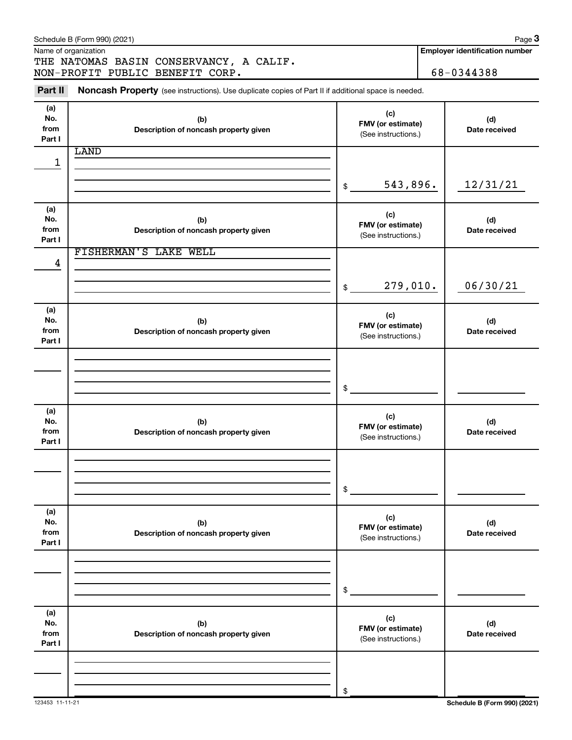Schedule B (Form 990) (2021)

Name of organization: THE NATOMAS BASIN CONSERVANCY, A CALIF. NON-PROFIT PUBLIC BENEFIT CORP.

**Employer identification number:** 68-0344388

## Part II Noncash Property (see instructions). Use duplicate copies of Part II if additional space is needed.

| (a) No. from Part I | (b) Description of noncash property given | (c) FMV (or estimate) (See instructions.) | (d) Date received |
|---|---|---|---|
| 1 | LAND | $ 543,896. | 12/31/21 |
| 4 | FISHERMAN'S LAKE WELL | $ 279,010. | 06/30/21 |
| | | $ | |
| | | $ | |
| | | $ | |
| | | $ | |

123453 11-11-21

Schedule B (Form 990) (2021)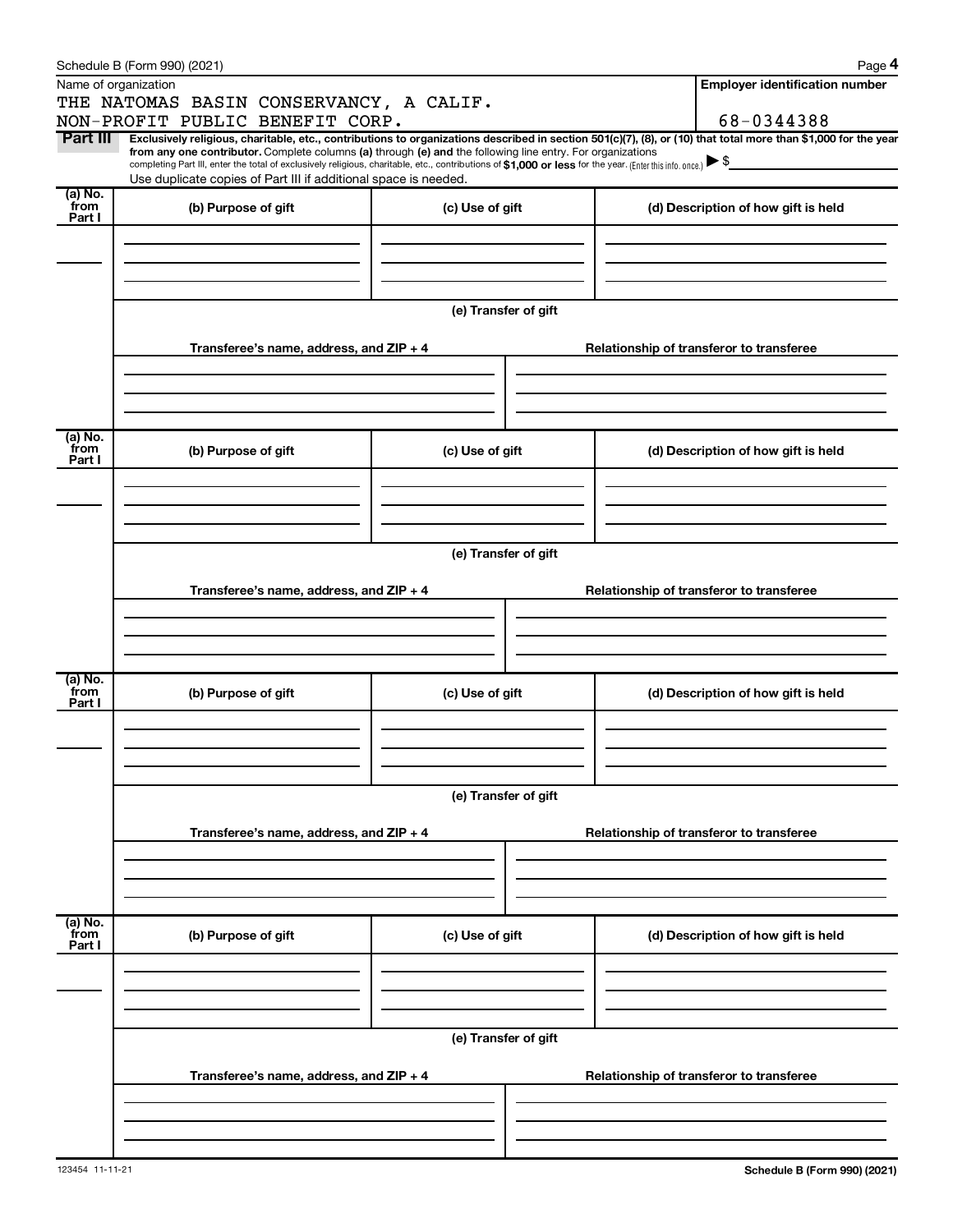Name of organization

THE NATOMAS BASIN CONSERVANCY, A CALIF. NON-PROFIT PUBLIC BENEFIT CORP.

**Employer identification number**

68-0344388

**Part III** **Exclusively religious, charitable, etc., contributions to organizations described in section 501(c)(7), (8), or (10) that total more than $1,000 for the year from any one contributor.** Complete columns **(a)** through **(e)** and the following line entry. For organizations completing Part III, enter the total of exclusively religious, charitable, etc., contributions of **$1,000 or less** for the year. (Enter this info. once.) ▶ $

Use duplicate copies of Part III if additional space is needed.

| (a) No. from Part I | (b) Purpose of gift | (c) Use of gift | (d) Description of how gift is held |
|---|---|---|---|
| | | | |

**(e) Transfer of gift**

| Transferee's name, address, and ZIP + 4 | Relationship of transferor to transferee |
|---|---|
| | |

| (a) No. from Part I | (b) Purpose of gift | (c) Use of gift | (d) Description of how gift is held |
|---|---|---|---|
| | | | |

**(e) Transfer of gift**

| Transferee's name, address, and ZIP + 4 | Relationship of transferor to transferee |
|---|---|
| | |

| (a) No. from Part I | (b) Purpose of gift | (c) Use of gift | (d) Description of how gift is held |
|---|---|---|---|
| | | | |

**(e) Transfer of gift**

| Transferee's name, address, and ZIP + 4 | Relationship of transferor to transferee |
|---|---|
| | |

| (a) No. from Part I | (b) Purpose of gift | (c) Use of gift | (d) Description of how gift is held |
|---|---|---|---|
| | | | |

**(e) Transfer of gift**

| Transferee's name, address, and ZIP + 4 | Relationship of transferor to transferee |
|---|---|
| | |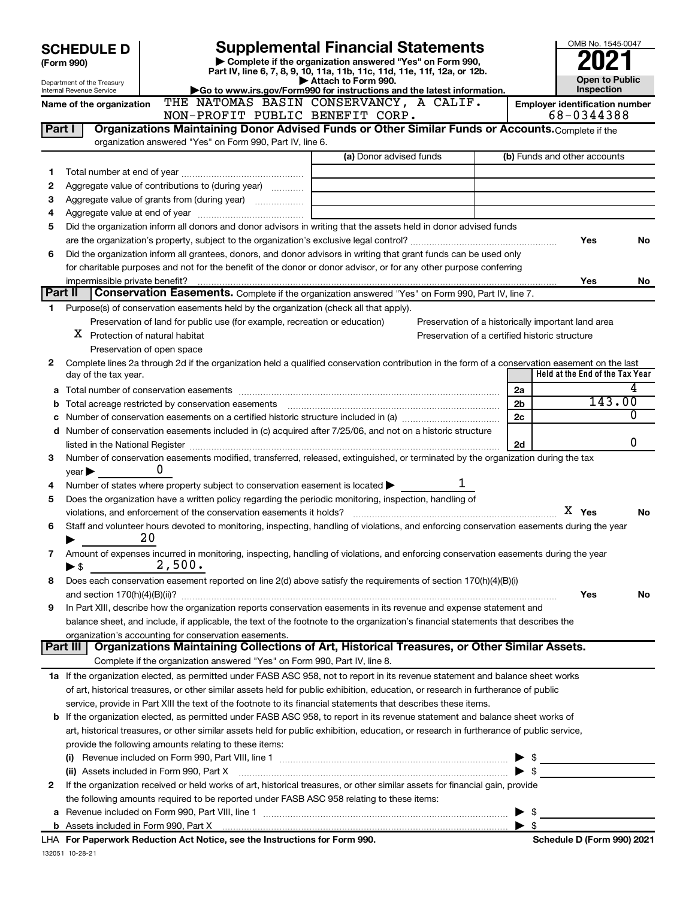# SCHEDULE D (Form 990)

Department of the Treasury
Internal Revenue Service

## Supplemental Financial Statements

▶ Complete if the organization answered "Yes" on Form 990, Part IV, line 6, 7, 8, 9, 10, 11a, 11b, 11c, 11d, 11e, 11f, 12a, or 12b.
▶ Attach to Form 990.
▶Go to www.irs.gov/Form990 for instructions and the latest information.

OMB No. 1545-0047
**2021**
**Open to Public Inspection**

Name of the organization: THE NATOMAS BASIN CONSERVANCY, A CALIF. NON-PROFIT PUBLIC BENEFIT CORP.

Employer identification number: 68-0344388

**Part I — Organizations Maintaining Donor Advised Funds or Other Similar Funds or Accounts.** Complete if the organization answered "Yes" on Form 990, Part IV, line 6.

| | | (a) Donor advised funds | (b) Funds and other accounts |
|---|---|---|---|
| 1 | Total number at end of year | | |
| 2 | Aggregate value of contributions to (during year) | | |
| 3 | Aggregate value of grants from (during year) | | |
| 4 | Aggregate value at end of year | | |

5 Did the organization inform all donors and donor advisors in writing that the assets held in donor advised funds are the organization's property, subject to the organization's exclusive legal control? Yes No

6 Did the organization inform all grantees, donors, and donor advisors in writing that grant funds can be used only for charitable purposes and not for the benefit of the donor or donor advisor, or for any other purpose conferring impermissible private benefit? Yes No

**Part II — Conservation Easements.** Complete if the organization answered "Yes" on Form 990, Part IV, line 7.

1 Purpose(s) of conservation easements held by the organization (check all that apply).

- Preservation of land for public use (for example, recreation or education)
- X Protection of natural habitat
- Preservation of open space
- Preservation of a historically important land area
- Preservation of a certified historic structure

2 Complete lines 2a through 2d if the organization held a qualified conservation contribution in the form of a conservation easement on the last day of the tax year.

| | | | Held at the End of the Tax Year |
|---|---|---|---|
| a | Total number of conservation easements | 2a | 4 |
| b | Total acreage restricted by conservation easements | 2b | 143.00 |
| c | Number of conservation easements on a certified historic structure included in (a) | 2c | 0 |
| d | Number of conservation easements included in (c) acquired after 7/25/06, and not on a historic structure listed in the National Register | 2d | 0 |

3 Number of conservation easements modified, transferred, released, extinguished, or terminated by the organization during the tax year ▶ 0

4 Number of states where property subject to conservation easement is located ▶ 1

5 Does the organization have a written policy regarding the periodic monitoring, inspection, handling of violations, and enforcement of the conservation easements it holds? X Yes No

6 Staff and volunteer hours devoted to monitoring, inspecting, handling of violations, and enforcing conservation easements during the year ▶ 20

7 Amount of expenses incurred in monitoring, inspecting, handling of violations, and enforcing conservation easements during the year ▶ $ 2,500.

8 Does each conservation easement reported on line 2(d) above satisfy the requirements of section 170(h)(4)(B)(i) and section 170(h)(4)(B)(ii)? Yes No

9 In Part XIII, describe how the organization reports conservation easements in its revenue and expense statement and balance sheet, and include, if applicable, the text of the footnote to the organization's financial statements that describes the organization's accounting for conservation easements.

**Part III — Organizations Maintaining Collections of Art, Historical Treasures, or Other Similar Assets.** Complete if the organization answered "Yes" on Form 990, Part IV, line 8.

1a If the organization elected, as permitted under FASB ASC 958, not to report in its revenue statement and balance sheet works of art, historical treasures, or other similar assets held for public exhibition, education, or research in furtherance of public service, provide in Part XIII the text of the footnote to its financial statements that describes these items.

b If the organization elected, as permitted under FASB ASC 958, to report in its revenue statement and balance sheet works of art, historical treasures, or other similar assets held for public exhibition, education, or research in furtherance of public service, provide the following amounts relating to these items:

(i) Revenue included on Form 990, Part VIII, line 1 ▶ $

(ii) Assets included in Form 990, Part X ▶ $

2 If the organization received or held works of art, historical treasures, or other similar assets for financial gain, provide the following amounts required to be reported under FASB ASC 958 relating to these items:

a Revenue included on Form 990, Part VIII, line 1 ▶ $

b Assets included in Form 990, Part X ▶ $

LHA For Paperwork Reduction Act Notice, see the Instructions for Form 990. Schedule D (Form 990) 2021

132051 10-28-21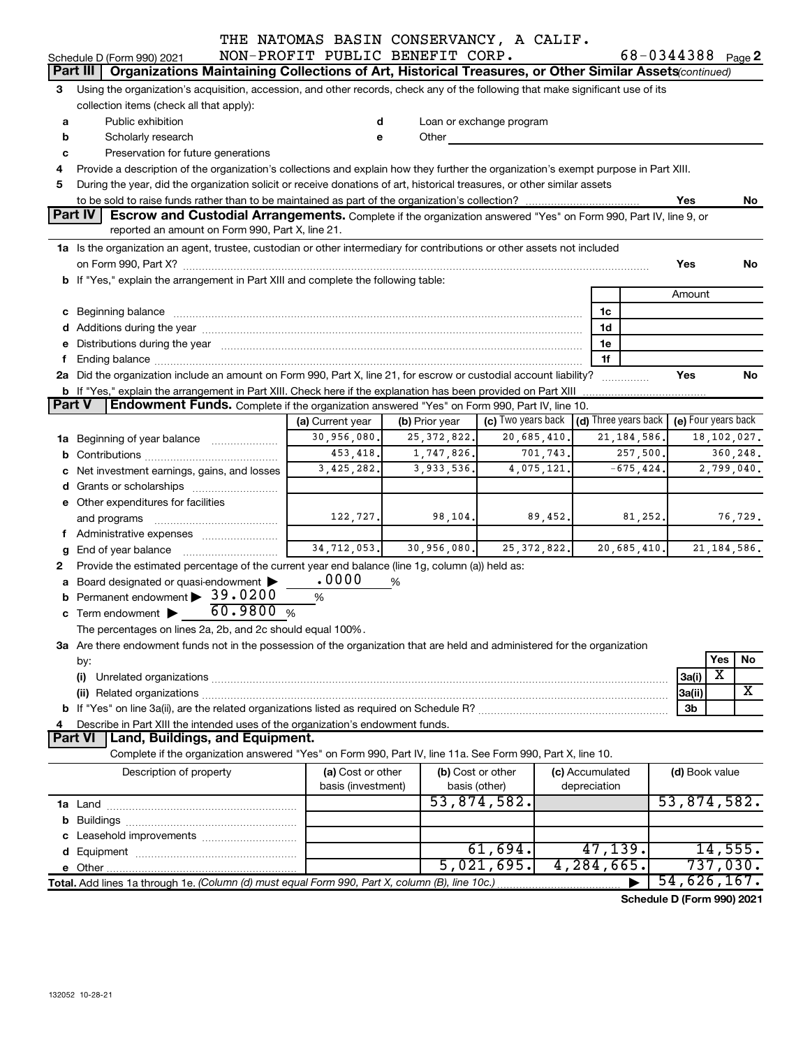THE NATOMAS BASIN CONSERVANCY, A CALIF.

Schedule D (Form 990) 2021 NON-PROFIT PUBLIC BENEFIT CORP. 68-0344388 Page 2

## Part III | Organizations Maintaining Collections of Art, Historical Treasures, or Other Similar Assets (continued)

3 Using the organization's acquisition, accession, and other records, check any of the following that make significant use of its collection items (check all that apply):

- a Public exhibition
- b Scholarly research
- c Preservation for future generations
- d Loan or exchange program
- e Other

4 Provide a description of the organization's collections and explain how they further the organization's exempt purpose in Part XIII.

5 During the year, did the organization solicit or receive donations of art, historical treasures, or other similar assets to be sold to raise funds rather than to be maintained as part of the organization's collection? Yes No

## Part IV | Escrow and Custodial Arrangements. 

Complete if the organization answered "Yes" on Form 990, Part IV, line 9, or reported an amount on Form 990, Part X, line 21.

1a Is the organization an agent, trustee, custodian or other intermediary for contributions or other assets not included on Form 990, Part X? Yes No

b If "Yes," explain the arrangement in Part XIII and complete the following table:

| | | Amount |
|---|---|---|
| c Beginning balance | 1c | |
| d Additions during the year | 1d | |
| e Distributions during the year | 1e | |
| f Ending balance | 1f | |

2a Did the organization include an amount on Form 990, Part X, line 21, for escrow or custodial account liability? Yes No

b If "Yes," explain the arrangement in Part XIII. Check here if the explanation has been provided on Part XIII

## Part V | Endowment Funds. 

Complete if the organization answered "Yes" on Form 990, Part IV, line 10.

| | (a) Current year | (b) Prior year | (c) Two years back | (d) Three years back | (e) Four years back |
|---|---|---|---|---|---|
| 1a Beginning of year balance | 30,956,080. | 25,372,822. | 20,685,410. | 21,184,586. | 18,102,027. |
| b Contributions | 453,418. | 1,747,826. | 701,743. | 257,500. | 360,248. |
| c Net investment earnings, gains, and losses | 3,425,282. | 3,933,536. | 4,075,121. | -675,424. | 2,799,040. |
| d Grants or scholarships | | | | | |
| e Other expenditures for facilities and programs | 122,727. | 98,104. | 89,452. | 81,252. | 76,729. |
| f Administrative expenses | | | | | |
| g End of year balance | 34,712,053. | 30,956,080. | 25,372,822. | 20,685,410. | 21,184,586. |

2 Provide the estimated percentage of the current year end balance (line 1g, column (a)) held as:

- a Board designated or quasi-endowment ▶ .0000 %
- b Permanent endowment ▶ 39.0200 %
- c Term endowment ▶ 60.9800 %

The percentages on lines 2a, 2b, and 2c should equal 100%.

3a Are there endowment funds not in the possession of the organization that are held and administered for the organization by:

| | | Yes | No |
|---|---|---|---|
| (i) Unrelated organizations | 3a(i) | X | |
| (ii) Related organizations | 3a(ii) | | X |
| b If "Yes" on line 3a(ii), are the related organizations listed as required on Schedule R? | 3b | | |

4 Describe in Part XIII the intended uses of the organization's endowment funds.

## Part VI | Land, Buildings, and Equipment.

Complete if the organization answered "Yes" on Form 990, Part IV, line 11a. See Form 990, Part X, line 10.

| Description of property | (a) Cost or other basis (investment) | (b) Cost or other basis (other) | (c) Accumulated depreciation | (d) Book value |
|---|---|---|---|---|
| 1a Land | | 53,874,582. | | 53,874,582. |
| b Buildings | | | | |
| c Leasehold improvements | | | | |
| d Equipment | | 61,694. | 47,139. | 14,555. |
| e Other | | 5,021,695. | 4,284,665. | 737,030. |
| Total. Add lines 1a through 1e. (Column (d) must equal Form 990, Part X, column (B), line 10c.) | | | ▶ | 54,626,167. |

Schedule D (Form 990) 2021

132052 10-28-21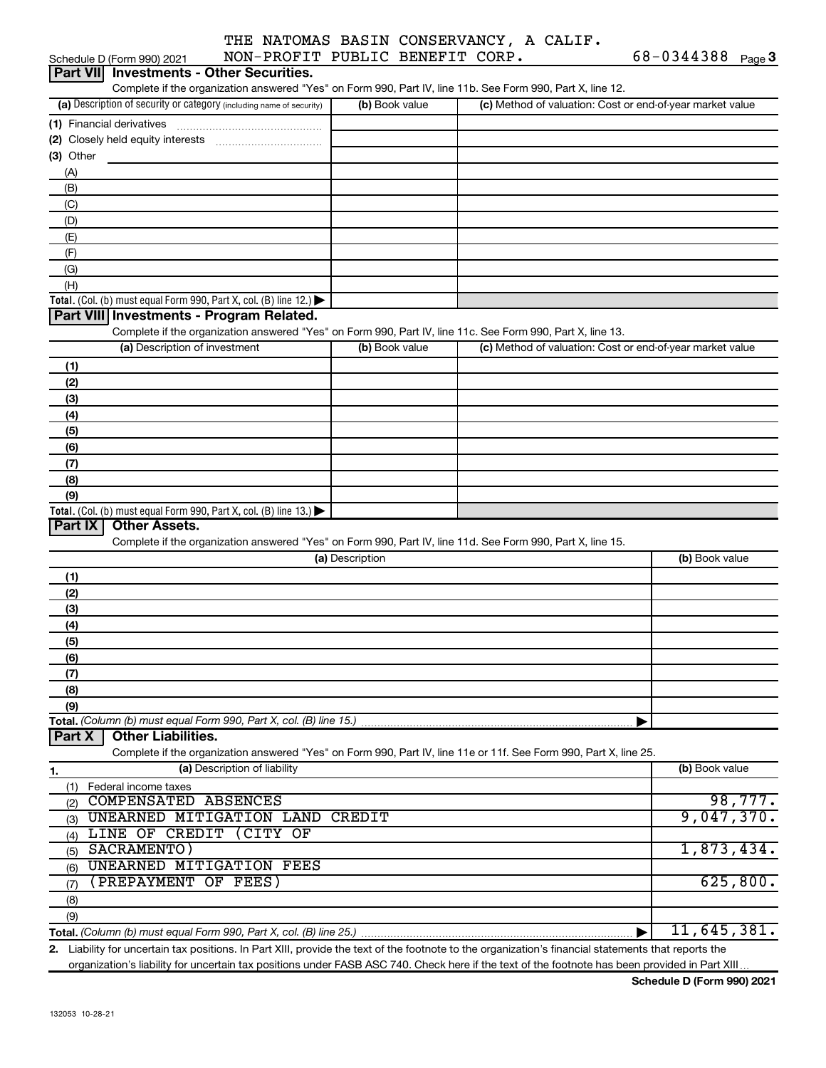THE NATOMAS BASIN CONSERVANCY, A CALIF. NON-PROFIT PUBLIC BENEFIT CORP. 68-0344388

Schedule D (Form 990) 2021

## Part VII Investments - Other Securities.

Complete if the organization answered "Yes" on Form 990, Part IV, line 11b. See Form 990, Part X, line 12.

| (a) Description of security or category (including name of security) | (b) Book value | (c) Method of valuation: Cost or end-of-year market value |
|---|---|---|
| (1) Financial derivatives | | |
| (2) Closely held equity interests | | |
| (3) Other | | |
| (A) | | |
| (B) | | |
| (C) | | |
| (D) | | |
| (E) | | |
| (F) | | |
| (G) | | |
| (H) | | |
| **Total.** (Col. (b) must equal Form 990, Part X, col. (B) line 12.) | | |

## Part VIII Investments - Program Related.

Complete if the organization answered "Yes" on Form 990, Part IV, line 11c. See Form 990, Part X, line 13.

| (a) Description of investment | (b) Book value | (c) Method of valuation: Cost or end-of-year market value |
|---|---|---|
| (1) | | |
| (2) | | |
| (3) | | |
| (4) | | |
| (5) | | |
| (6) | | |
| (7) | | |
| (8) | | |
| (9) | | |
| **Total.** (Col. (b) must equal Form 990, Part X, col. (B) line 13.) | | |

## Part IX Other Assets.

Complete if the organization answered "Yes" on Form 990, Part IV, line 11d. See Form 990, Part X, line 15.

| (a) Description | (b) Book value |
|---|---|
| (1) | |
| (2) | |
| (3) | |
| (4) | |
| (5) | |
| (6) | |
| (7) | |
| (8) | |
| (9) | |
| **Total.** (Column (b) must equal Form 990, Part X, col. (B) line 15.) | |

## Part X Other Liabilities.

Complete if the organization answered "Yes" on Form 990, Part IV, line 11e or 11f. See Form 990, Part X, line 25.

| 1. (a) Description of liability | (b) Book value |
|---|---|
| (1) Federal income taxes | |
| (2) COMPENSATED ABSENCES | 98,777. |
| (3) UNEARNED MITIGATION LAND CREDIT | 9,047,370. |
| (4) LINE OF CREDIT (CITY OF | |
| (5) SACRAMENTO) | 1,873,434. |
| (6) UNEARNED MITIGATION FEES | |
| (7) (PREPAYMENT OF FEES) | 625,800. |
| (8) | |
| (9) | |
| **Total.** (Column (b) must equal Form 990, Part X, col. (B) line 25.) | 11,645,381. |

2. Liability for uncertain tax positions. In Part XIII, provide the text of the footnote to the organization's financial statements that reports the organization's liability for uncertain tax positions under FASB ASC 740. Check here if the text of the footnote has been provided in Part XIII

Schedule D (Form 990) 2021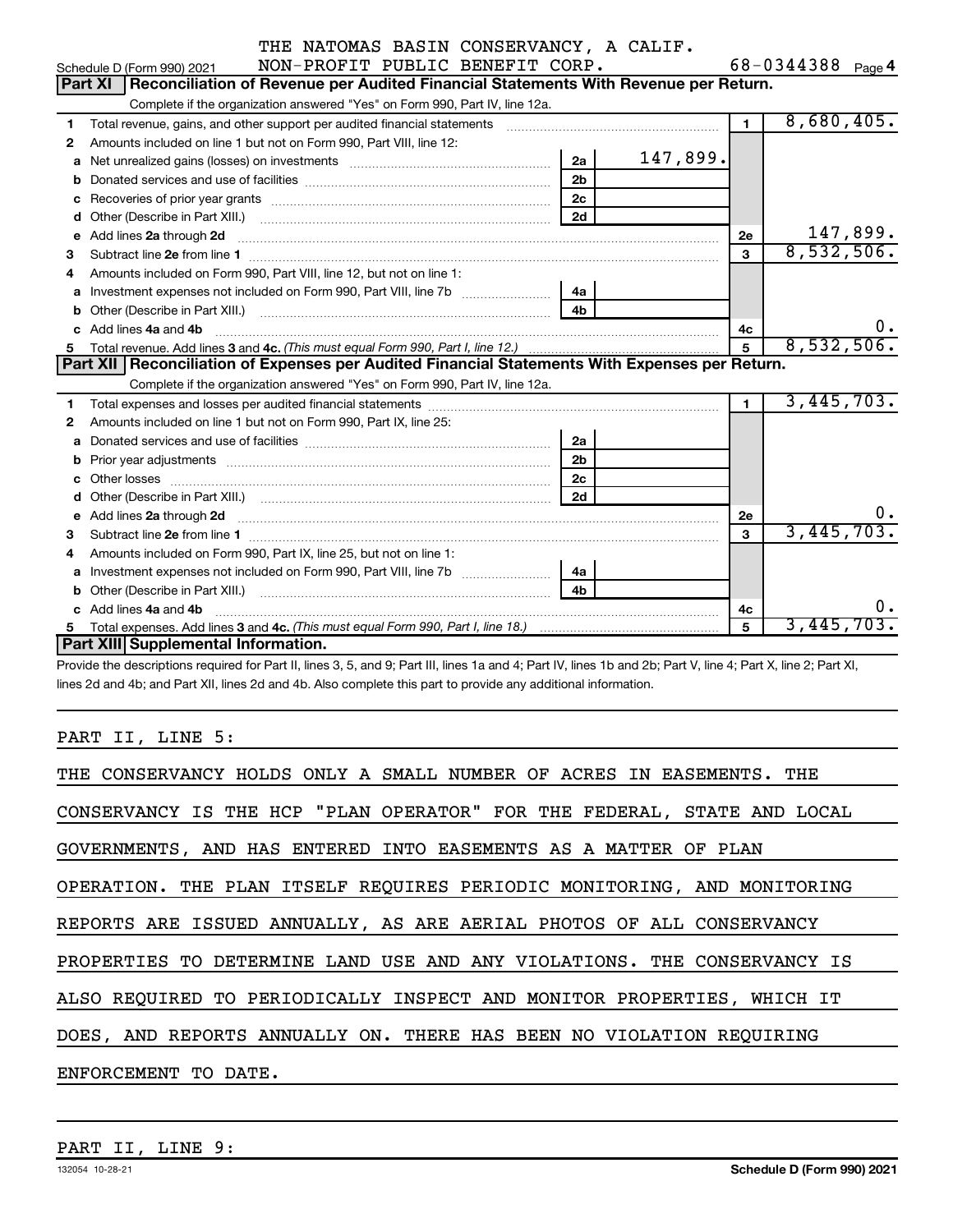THE NATOMAS BASIN CONSERVANCY, A CALIF. NON-PROFIT PUBLIC BENEFIT CORP. 68-0344388

Schedule D (Form 990) 2021 Page 4

## Part XI Reconciliation of Revenue per Audited Financial Statements With Revenue per Return.

Complete if the organization answered "Yes" on Form 990, Part IV, line 12a.

| | | | | | |
|---|---|---|---|---|---|
| 1 | Total revenue, gains, and other support per audited financial statements | | | 1 | 8,680,405. |
| 2 | Amounts included on line 1 but not on Form 990, Part VIII, line 12: | | | | |
| a | Net unrealized gains (losses) on investments | 2a | 147,899. | | |
| b | Donated services and use of facilities | 2b | | | |
| c | Recoveries of prior year grants | 2c | | | |
| d | Other (Describe in Part XIII.) | 2d | | | |
| e | Add lines 2a through 2d | | | 2e | 147,899. |
| 3 | Subtract line 2e from line 1 | | | 3 | 8,532,506. |
| 4 | Amounts included on Form 990, Part VIII, line 12, but not on line 1: | | | | |
| a | Investment expenses not included on Form 990, Part VIII, line 7b | 4a | | | |
| b | Other (Describe in Part XIII.) | 4b | | | |
| c | Add lines 4a and 4b | | | 4c | 0. |
| 5 | Total revenue. Add lines 3 and 4c. *(This must equal Form 990, Part I, line 12.)* | | | 5 | 8,532,506. |

## Part XII Reconciliation of Expenses per Audited Financial Statements With Expenses per Return.

Complete if the organization answered "Yes" on Form 990, Part IV, line 12a.

| | | | | | |
|---|---|---|---|---|---|
| 1 | Total expenses and losses per audited financial statements | | | 1 | 3,445,703. |
| 2 | Amounts included on line 1 but not on Form 990, Part IX, line 25: | | | | |
| a | Donated services and use of facilities | 2a | | | |
| b | Prior year adjustments | 2b | | | |
| c | Other losses | 2c | | | |
| d | Other (Describe in Part XIII.) | 2d | | | |
| e | Add lines 2a through 2d | | | 2e | 0. |
| 3 | Subtract line 2e from line 1 | | | 3 | 3,445,703. |
| 4 | Amounts included on Form 990, Part IX, line 25, but not on line 1: | | | | |
| a | Investment expenses not included on Form 990, Part VIII, line 7b | 4a | | | |
| b | Other (Describe in Part XIII.) | 4b | | | |
| c | Add lines 4a and 4b | | | 4c | 0. |
| 5 | Total expenses. Add lines 3 and 4c. *(This must equal Form 990, Part I, line 18.)* | | | 5 | 3,445,703. |

## Part XIII Supplemental Information.

Provide the descriptions required for Part II, lines 3, 5, and 9; Part III, lines 1a and 4; Part IV, lines 1b and 2b; Part V, line 4; Part X, line 2; Part XI, lines 2d and 4b; and Part XII, lines 2d and 4b. Also complete this part to provide any additional information.

PART II, LINE 5:

THE CONSERVANCY HOLDS ONLY A SMALL NUMBER OF ACRES IN EASEMENTS. THE CONSERVANCY IS THE HCP "PLAN OPERATOR" FOR THE FEDERAL, STATE AND LOCAL GOVERNMENTS, AND HAS ENTERED INTO EASEMENTS AS A MATTER OF PLAN OPERATION. THE PLAN ITSELF REQUIRES PERIODIC MONITORING, AND MONITORING REPORTS ARE ISSUED ANNUALLY, AS ARE AERIAL PHOTOS OF ALL CONSERVANCY PROPERTIES TO DETERMINE LAND USE AND ANY VIOLATIONS. THE CONSERVANCY IS ALSO REQUIRED TO PERIODICALLY INSPECT AND MONITOR PROPERTIES, WHICH IT DOES, AND REPORTS ANNUALLY ON. THERE HAS BEEN NO VIOLATION REQUIRING ENFORCEMENT TO DATE.

PART II, LINE 9:

132054 10-28-21 Schedule D (Form 990) 2021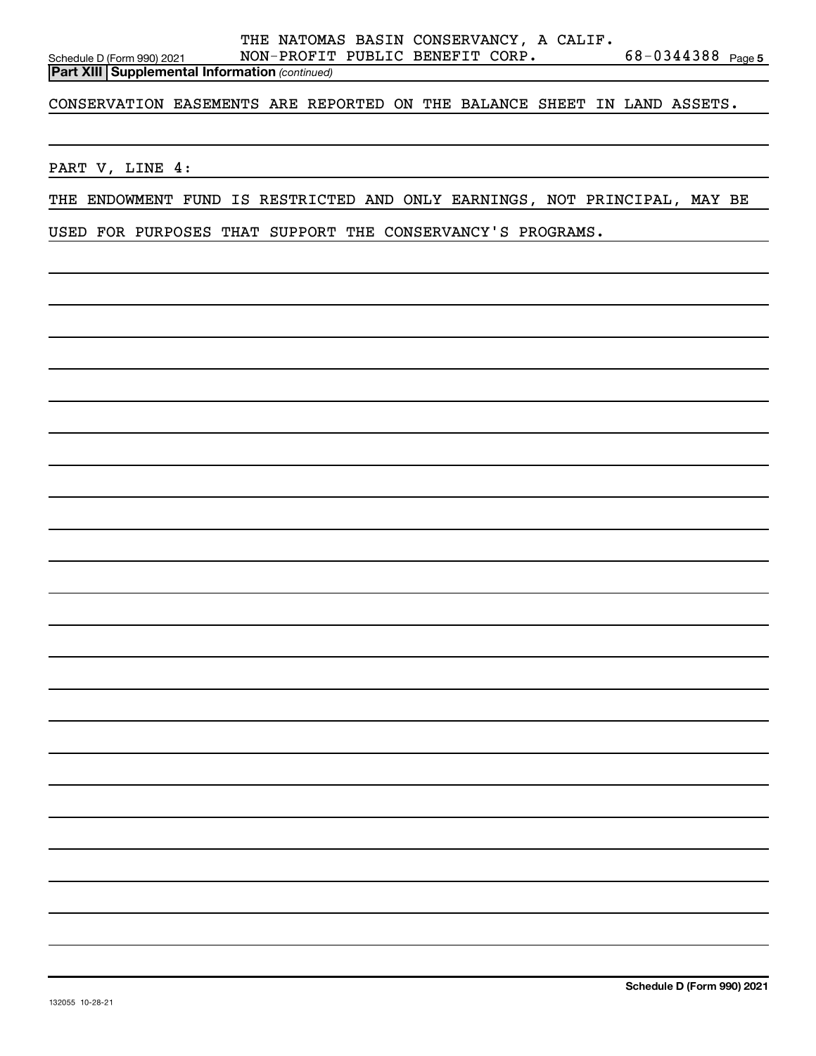THE NATOMAS BASIN CONSERVANCY, A CALIF. NON-PROFIT PUBLIC BENEFIT CORP. 68-0344388

**Part XIII Supplemental Information** *(continued)*

CONSERVATION EASEMENTS ARE REPORTED ON THE BALANCE SHEET IN LAND ASSETS.

PART V, LINE 4:

THE ENDOWMENT FUND IS RESTRICTED AND ONLY EARNINGS, NOT PRINCIPAL, MAY BE USED FOR PURPOSES THAT SUPPORT THE CONSERVANCY'S PROGRAMS.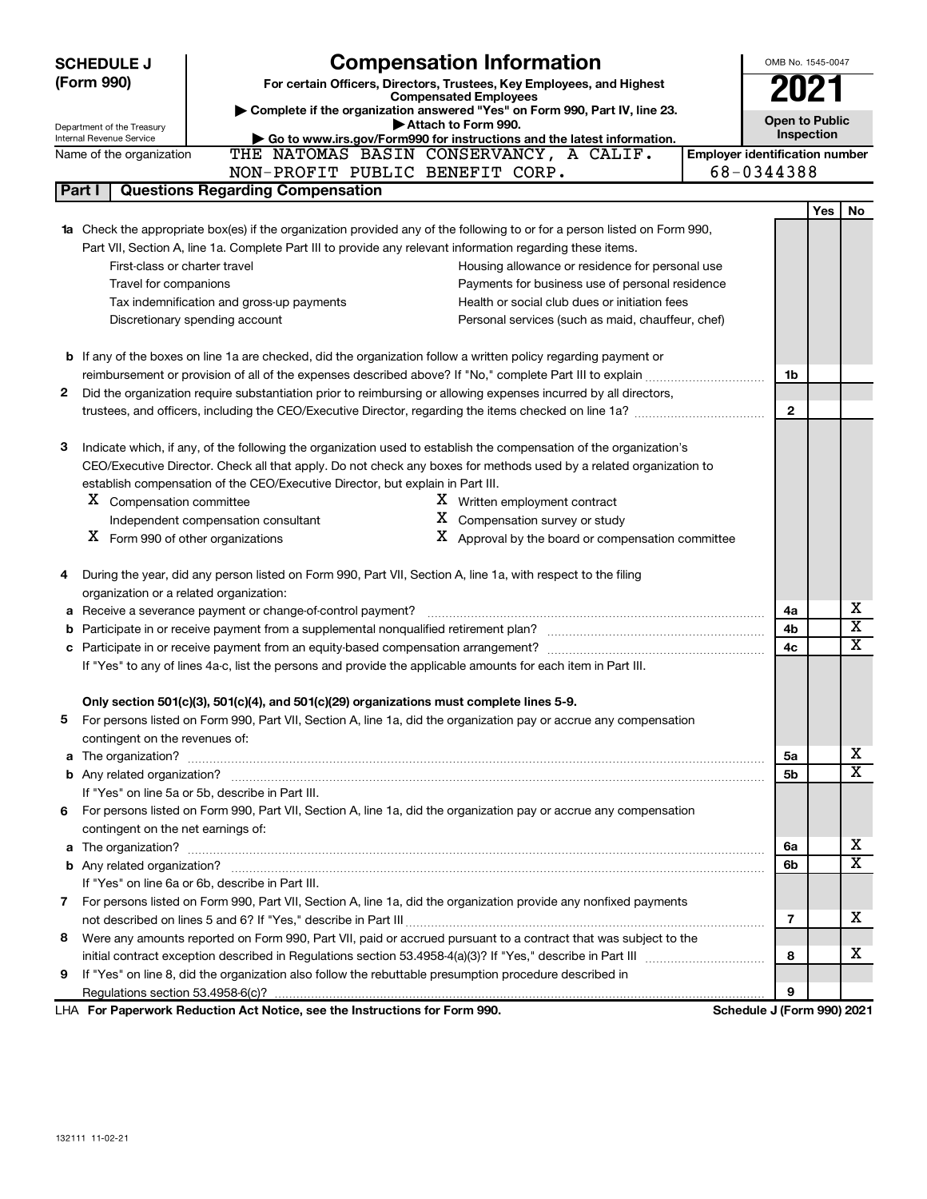# SCHEDULE J (Form 990)

Department of the Treasury
Internal Revenue Service

## Compensation Information

**For certain Officers, Directors, Trustees, Key Employees, and Highest Compensated Employees**

▶ Complete if the organization answered "Yes" on Form 990, Part IV, line 23.
▶ Attach to Form 990.
▶ Go to www.irs.gov/Form990 for instructions and the latest information.

OMB No. 1545-0047

**2021**

**Open to Public Inspection**

Name of the organization: THE NATOMAS BASIN CONSERVANCY, A CALIF. NON-PROFIT PUBLIC BENEFIT CORP.

Employer identification number: 68-0344388

### Part I | Questions Regarding Compensation

| | | | Yes | No |
|---|---|---|---|---|
| **1a** | Check the appropriate box(es) if the organization provided any of the following to or for a person listed on Form 990, Part VII, Section A, line 1a. Complete Part III to provide any relevant information regarding these items.<br>☐ First-class or charter travel ☐ Housing allowance or residence for personal use<br>☐ Travel for companions ☐ Payments for business use of personal residence<br>☐ Tax indemnification and gross-up payments ☐ Health or social club dues or initiation fees<br>☐ Discretionary spending account ☐ Personal services (such as maid, chauffeur, chef) | | | |
| **b** | If any of the boxes on line 1a are checked, did the organization follow a written policy regarding payment or reimbursement or provision of all of the expenses described above? If "No," complete Part III to explain | 1b | | |
| **2** | Did the organization require substantiation prior to reimbursing or allowing expenses incurred by all directors, trustees, and officers, including the CEO/Executive Director, regarding the items checked on line 1a? | 2 | | |
| **3** | Indicate which, if any, of the following the organization used to establish the compensation of the organization's CEO/Executive Director. Check all that apply. Do not check any boxes for methods used by a related organization to establish compensation of the CEO/Executive Director, but explain in Part III.<br>X Compensation committee X Written employment contract<br>☐ Independent compensation consultant X Compensation survey or study<br>X Form 990 of other organizations X Approval by the board or compensation committee | | | |
| **4** | During the year, did any person listed on Form 990, Part VII, Section A, line 1a, with respect to the filing organization or a related organization: | | | |
| **a** | Receive a severance payment or change-of-control payment? | 4a | | X |
| **b** | Participate in or receive payment from a supplemental nonqualified retirement plan? | 4b | | X |
| **c** | Participate in or receive payment from an equity-based compensation arrangement? | 4c | | X |
| | If "Yes" to any of lines 4a-c, list the persons and provide the applicable amounts for each item in Part III. | | | |
| | **Only section 501(c)(3), 501(c)(4), and 501(c)(29) organizations must complete lines 5-9.** | | | |
| **5** | For persons listed on Form 990, Part VII, Section A, line 1a, did the organization pay or accrue any compensation contingent on the revenues of: | | | |
| **a** | The organization? | 5a | | X |
| **b** | Any related organization? | 5b | | X |
| | If "Yes" on line 5a or 5b, describe in Part III. | | | |
| **6** | For persons listed on Form 990, Part VII, Section A, line 1a, did the organization pay or accrue any compensation contingent on the net earnings of: | | | |
| **a** | The organization? | 6a | | X |
| **b** | Any related organization? | 6b | | X |
| | If "Yes" on line 6a or 6b, describe in Part III. | | | |
| **7** | For persons listed on Form 990, Part VII, Section A, line 1a, did the organization provide any nonfixed payments not described on lines 5 and 6? If "Yes," describe in Part III | 7 | | X |
| **8** | Were any amounts reported on Form 990, Part VII, paid or accrued pursuant to a contract that was subject to the initial contract exception described in Regulations section 53.4958-4(a)(3)? If "Yes," describe in Part III | 8 | | X |
| **9** | If "Yes" on line 8, did the organization also follow the rebuttable presumption procedure described in Regulations section 53.4958-6(c)? | 9 | | |

LHA **For Paperwork Reduction Act Notice, see the Instructions for Form 990.** **Schedule J (Form 990) 2021**

132111 11-02-21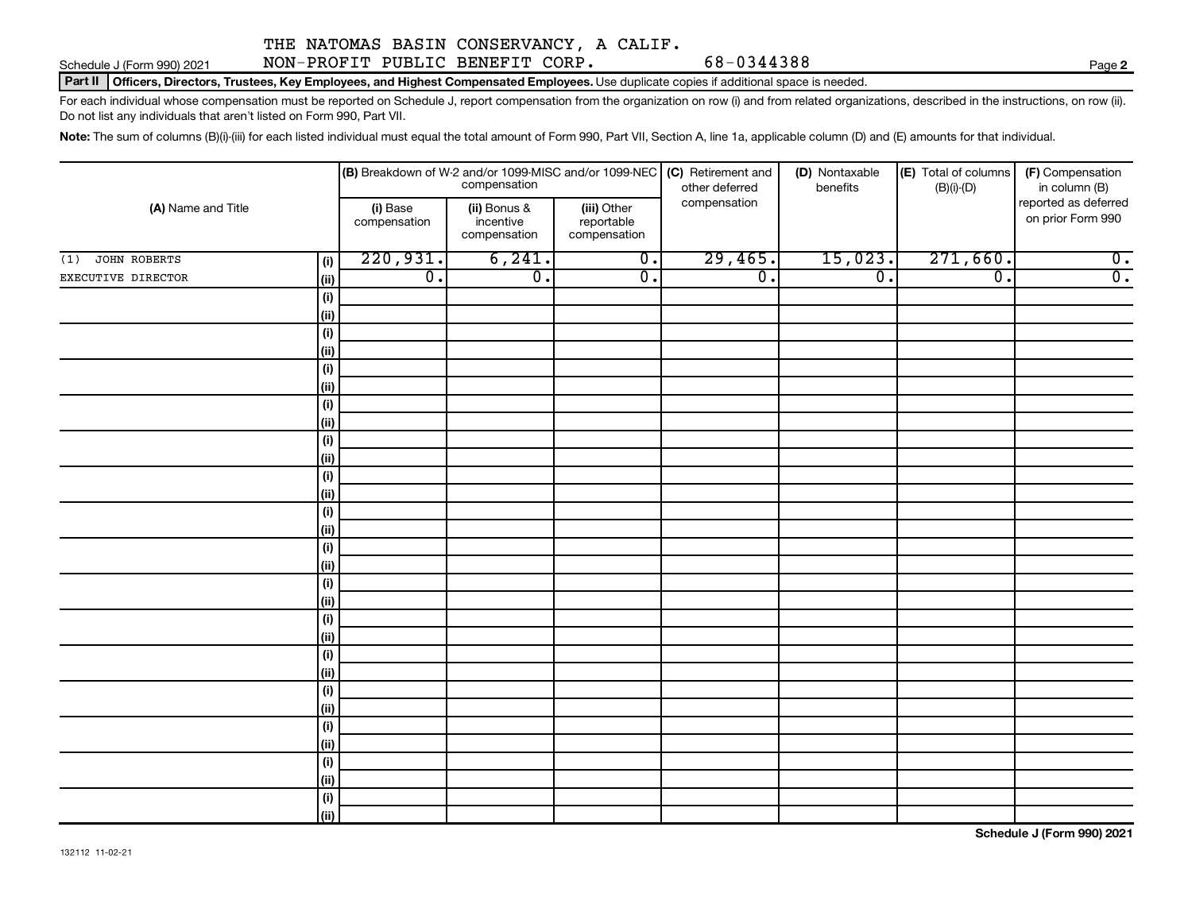THE NATOMAS BASIN CONSERVANCY, A CALIF.
NON-PROFIT PUBLIC BENEFIT CORP. 68-0344388

Schedule J (Form 990) 2021

**Part II** **Officers, Directors, Trustees, Key Employees, and Highest Compensated Employees.** Use duplicate copies if additional space is needed.

For each individual whose compensation must be reported on Schedule J, report compensation from the organization on row (i) and from related organizations, described in the instructions, on row (ii). Do not list any individuals that aren't listed on Form 990, Part VII.

**Note:** The sum of columns (B)(i)-(iii) for each listed individual must equal the total amount of Form 990, Part VII, Section A, line 1a, applicable column (D) and (E) amounts for that individual.

| (A) Name and Title | | (B) Breakdown of W-2 and/or 1099-MISC and/or 1099-NEC compensation | | | (C) Retirement and other deferred compensation | (D) Nontaxable benefits | (E) Total of columns (B)(i)-(D) | (F) Compensation in column (B) reported as deferred on prior Form 990 |
|---|---|---|---|---|---|---|---|---|
| | | (i) Base compensation | (ii) Bonus & incentive compensation | (iii) Other reportable compensation | | | | |
| (1) JOHN ROBERTS | (i) | 220,931. | 6,241. | 0. | 29,465. | 15,023. | 271,660. | 0. |
| EXECUTIVE DIRECTOR | (ii) | 0. | 0. | 0. | 0. | 0. | 0. | 0. |
| | (i) | | | | | | | |
| | (ii) | | | | | | | |
| | (i) | | | | | | | |
| | (ii) | | | | | | | |
| | (i) | | | | | | | |
| | (ii) | | | | | | | |
| | (i) | | | | | | | |
| | (ii) | | | | | | | |
| | (i) | | | | | | | |
| | (ii) | | | | | | | |
| | (i) | | | | | | | |
| | (ii) | | | | | | | |
| | (i) | | | | | | | |
| | (ii) | | | | | | | |
| | (i) | | | | | | | |
| | (ii) | | | | | | | |
| | (i) | | | | | | | |
| | (ii) | | | | | | | |
| | (i) | | | | | | | |
| | (ii) | | | | | | | |
| | (i) | | | | | | | |
| | (ii) | | | | | | | |
| | (i) | | | | | | | |
| | (ii) | | | | | | | |
| | (i) | | | | | | | |
| | (ii) | | | | | | | |
| | (i) | | | | | | | |
| | (ii) | | | | | | | |
| | (i) | | | | | | | |
| | (ii) | | | | | | | |

Schedule J (Form 990) 2021

132112 11-02-21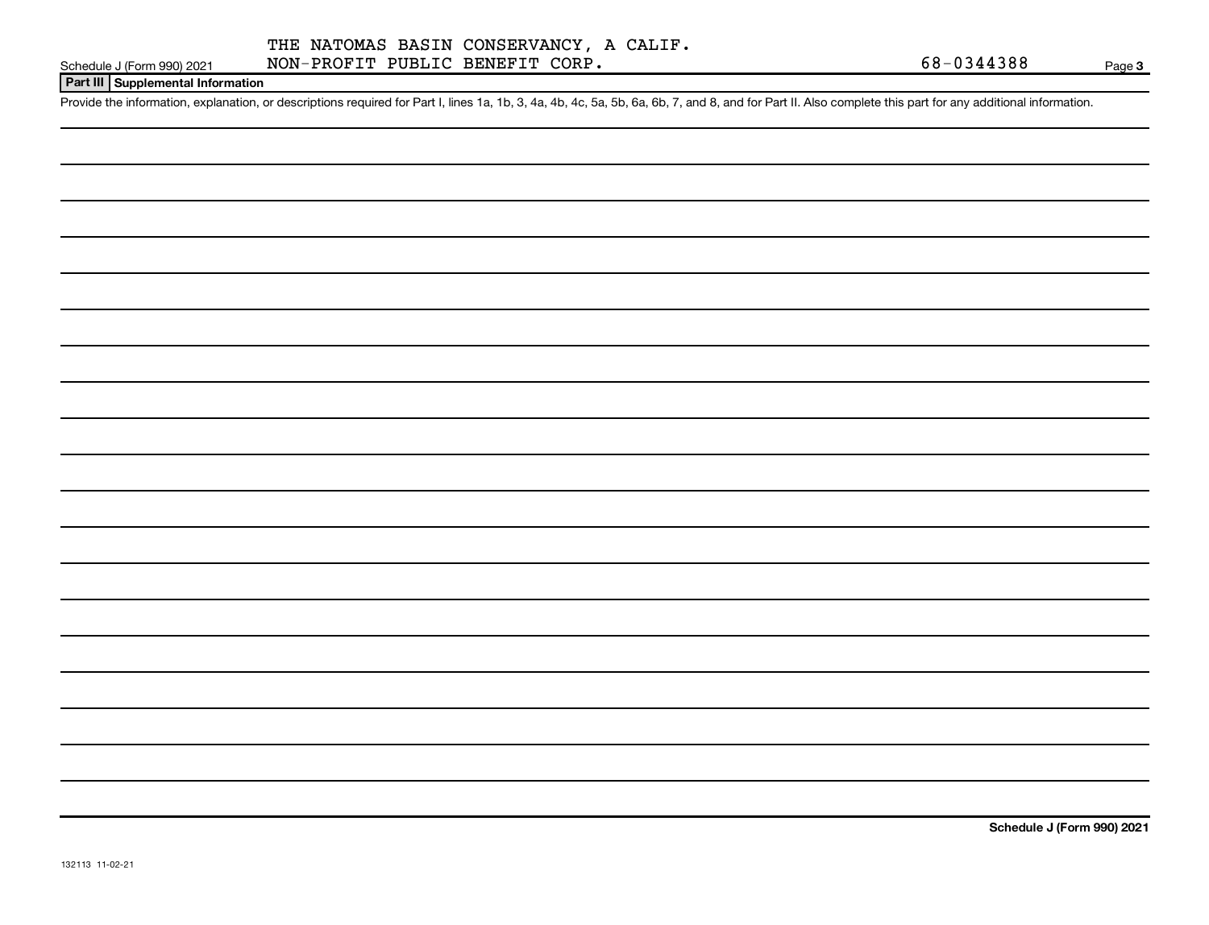THE NATOMAS BASIN CONSERVANCY, A CALIF.
NON-PROFIT PUBLIC BENEFIT CORP. 68-0344388

Schedule J (Form 990) 2021 Page **3**

## Part III Supplemental Information

Provide the information, explanation, or descriptions required for Part I, lines 1a, 1b, 3, 4a, 4b, 4c, 5a, 5b, 6a, 6b, 7, and 8, and for Part II. Also complete this part for any additional information.

**Schedule J (Form 990) 2021**

132113 11-02-21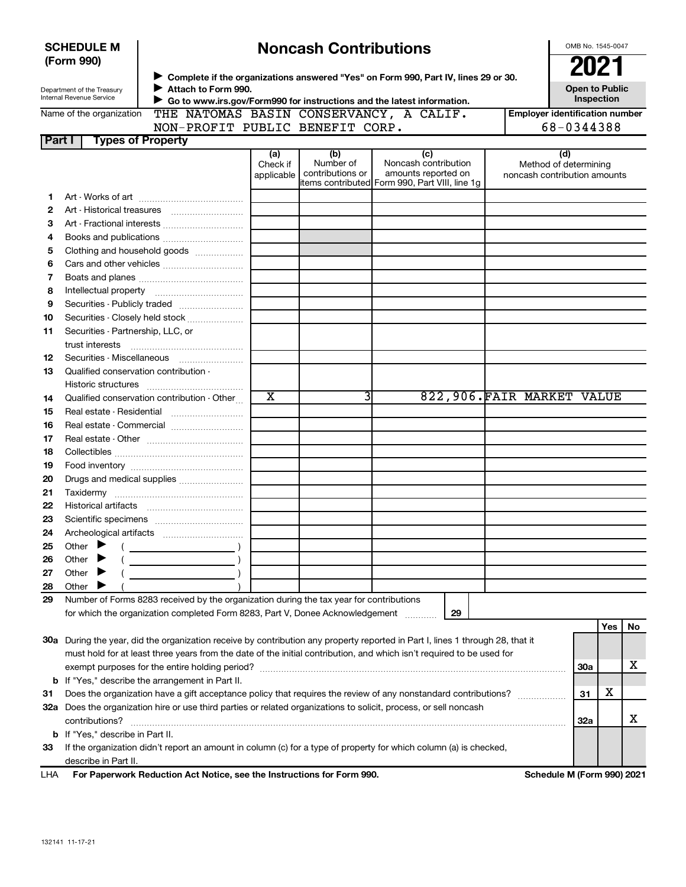# SCHEDULE M (Form 990)

Department of the Treasury
Internal Revenue Service

## Noncash Contributions

▶ Complete if the organizations answered "Yes" on Form 990, Part IV, lines 29 or 30.
▶ Attach to Form 990.
▶ Go to www.irs.gov/Form990 for instructions and the latest information.

OMB No. 1545-0047

**2021**

**Open to Public Inspection**

Name of the organization: THE NATOMAS BASIN CONSERVANCY, A CALIF. NON-PROFIT PUBLIC BENEFIT CORP.

Employer identification number: 68-0344388

### Part I Types of Property

| | | (a) Check if applicable | (b) Number of contributions or items contributed | (c) Noncash contribution amounts reported on Form 990, Part VIII, line 1g | (d) Method of determining noncash contribution amounts |
|---|---|---|---|---|---|
| 1 | Art - Works of art | | | | |
| 2 | Art - Historical treasures | | | | |
| 3 | Art - Fractional interests | | | | |
| 4 | Books and publications | | | | |
| 5 | Clothing and household goods | | | | |
| 6 | Cars and other vehicles | | | | |
| 7 | Boats and planes | | | | |
| 8 | Intellectual property | | | | |
| 9 | Securities - Publicly traded | | | | |
| 10 | Securities - Closely held stock | | | | |
| 11 | Securities - Partnership, LLC, or trust interests | | | | |
| 12 | Securities - Miscellaneous | | | | |
| 13 | Qualified conservation contribution - Historic structures | | | | |
| 14 | Qualified conservation contribution - Other | X | 3 | 822,906. | FAIR MARKET VALUE |
| 15 | Real estate - Residential | | | | |
| 16 | Real estate - Commercial | | | | |
| 17 | Real estate - Other | | | | |
| 18 | Collectibles | | | | |
| 19 | Food inventory | | | | |
| 20 | Drugs and medical supplies | | | | |
| 21 | Taxidermy | | | | |
| 22 | Historical artifacts | | | | |
| 23 | Scientific specimens | | | | |
| 24 | Archeological artifacts | | | | |
| 25 | Other ▶ ( ) | | | | |
| 26 | Other ▶ ( ) | | | | |
| 27 | Other ▶ ( ) | | | | |
| 28 | Other ▶ ( ) | | | | |

29 Number of Forms 8283 received by the organization during the tax year for contributions for which the organization completed Form 8283, Part V, Donee Acknowledgement ..... 29

| | | | Yes | No |
|---|---|---|---|---|
| 30a | During the year, did the organization receive by contribution any property reported in Part I, lines 1 through 28, that it must hold for at least three years from the date of the initial contribution, and which isn't required to be used for exempt purposes for the entire holding period? | 30a | | X |
| b | If "Yes," describe the arrangement in Part II. | | | |
| 31 | Does the organization have a gift acceptance policy that requires the review of any nonstandard contributions? | 31 | X | |
| 32a | Does the organization hire or use third parties or related organizations to solicit, process, or sell noncash contributions? | 32a | | X |
| b | If "Yes," describe in Part II. | | | |
| 33 | If the organization didn't report an amount in column (c) for a type of property for which column (a) is checked, describe in Part II. | | | |

LHA For Paperwork Reduction Act Notice, see the Instructions for Form 990. Schedule M (Form 990) 2021

132141 11-17-21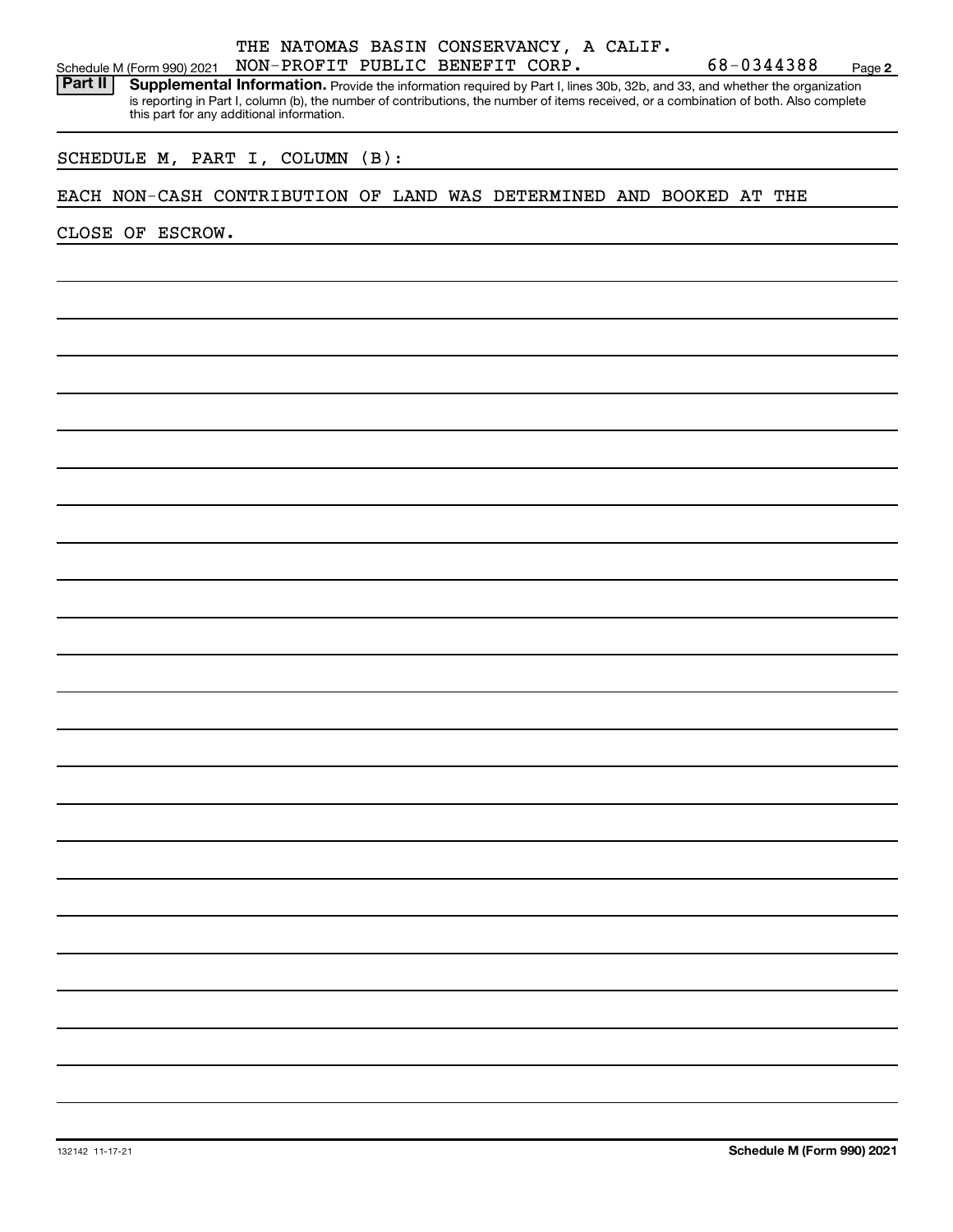THE NATOMAS BASIN CONSERVANCY, A CALIF.

Schedule M (Form 990) 2021 NON-PROFIT PUBLIC BENEFIT CORP. 68-0344388 Page **2**

**Part II** **Supplemental Information.** Provide the information required by Part I, lines 30b, 32b, and 33, and whether the organization is reporting in Part I, column (b), the number of contributions, the number of items received, or a combination of both. Also complete this part for any additional information.

SCHEDULE M, PART I, COLUMN (B):

EACH NON-CASH CONTRIBUTION OF LAND WAS DETERMINED AND BOOKED AT THE CLOSE OF ESCROW.

132142 11-17-21 **Schedule M (Form 990) 2021**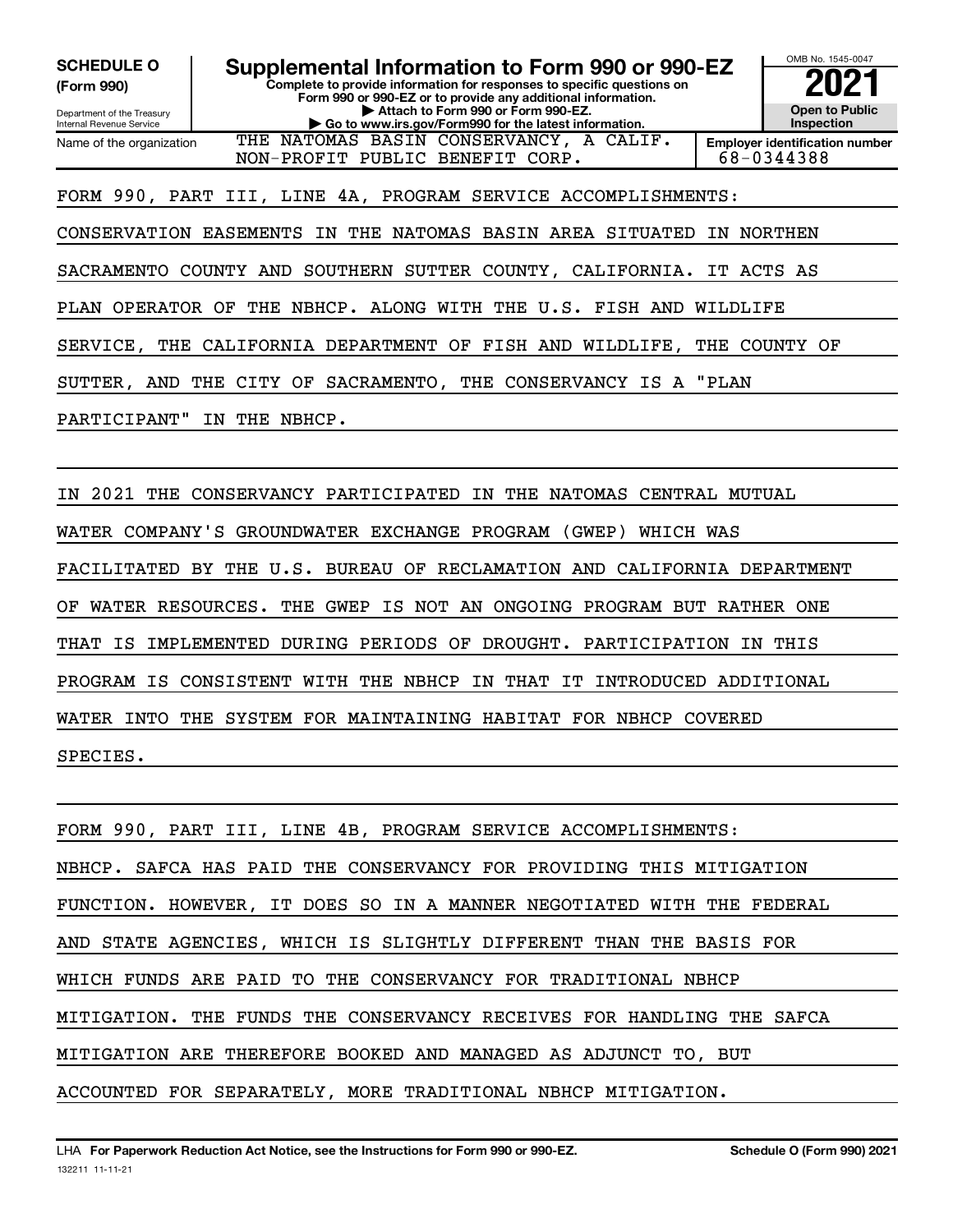**SCHEDULE O (Form 990)**

Department of the Treasury
Internal Revenue Service

# Supplemental Information to Form 990 or 990-EZ

**Complete to provide information for responses to specific questions on Form 990 or 990-EZ or to provide any additional information.**
**▶ Attach to Form 990 or Form 990-EZ.**
**▶ Go to www.irs.gov/Form990 for the latest information.**

OMB No. 1545-0047

**2021**

**Open to Public Inspection**

| Name of the organization | Employer identification number |
|---|---|
| THE NATOMAS BASIN CONSERVANCY, A CALIF. NON-PROFIT PUBLIC BENEFIT CORP. | 68-0344388 |

FORM 990, PART III, LINE 4A, PROGRAM SERVICE ACCOMPLISHMENTS:

CONSERVATION EASEMENTS IN THE NATOMAS BASIN AREA SITUATED IN NORTHEN SACRAMENTO COUNTY AND SOUTHERN SUTTER COUNTY, CALIFORNIA. IT ACTS AS PLAN OPERATOR OF THE NBHCP. ALONG WITH THE U.S. FISH AND WILDLIFE SERVICE, THE CALIFORNIA DEPARTMENT OF FISH AND WILDLIFE, THE COUNTY OF SUTTER, AND THE CITY OF SACRAMENTO, THE CONSERVANCY IS A "PLAN PARTICIPANT" IN THE NBHCP.

IN 2021 THE CONSERVANCY PARTICIPATED IN THE NATOMAS CENTRAL MUTUAL WATER COMPANY'S GROUNDWATER EXCHANGE PROGRAM (GWEP) WHICH WAS FACILITATED BY THE U.S. BUREAU OF RECLAMATION AND CALIFORNIA DEPARTMENT OF WATER RESOURCES. THE GWEP IS NOT AN ONGOING PROGRAM BUT RATHER ONE THAT IS IMPLEMENTED DURING PERIODS OF DROUGHT. PARTICIPATION IN THIS PROGRAM IS CONSISTENT WITH THE NBHCP IN THAT IT INTRODUCED ADDITIONAL WATER INTO THE SYSTEM FOR MAINTAINING HABITAT FOR NBHCP COVERED SPECIES.

FORM 990, PART III, LINE 4B, PROGRAM SERVICE ACCOMPLISHMENTS:

NBHCP. SAFCA HAS PAID THE CONSERVANCY FOR PROVIDING THIS MITIGATION FUNCTION. HOWEVER, IT DOES SO IN A MANNER NEGOTIATED WITH THE FEDERAL AND STATE AGENCIES, WHICH IS SLIGHTLY DIFFERENT THAN THE BASIS FOR WHICH FUNDS ARE PAID TO THE CONSERVANCY FOR TRADITIONAL NBHCP MITIGATION. THE FUNDS THE CONSERVANCY RECEIVES FOR HANDLING THE SAFCA MITIGATION ARE THEREFORE BOOKED AND MANAGED AS ADJUNCT TO, BUT ACCOUNTED FOR SEPARATELY, MORE TRADITIONAL NBHCP MITIGATION.

LHA **For Paperwork Reduction Act Notice, see the Instructions for Form 990 or 990-EZ.** **Schedule O (Form 990) 2021**
132211 11-11-21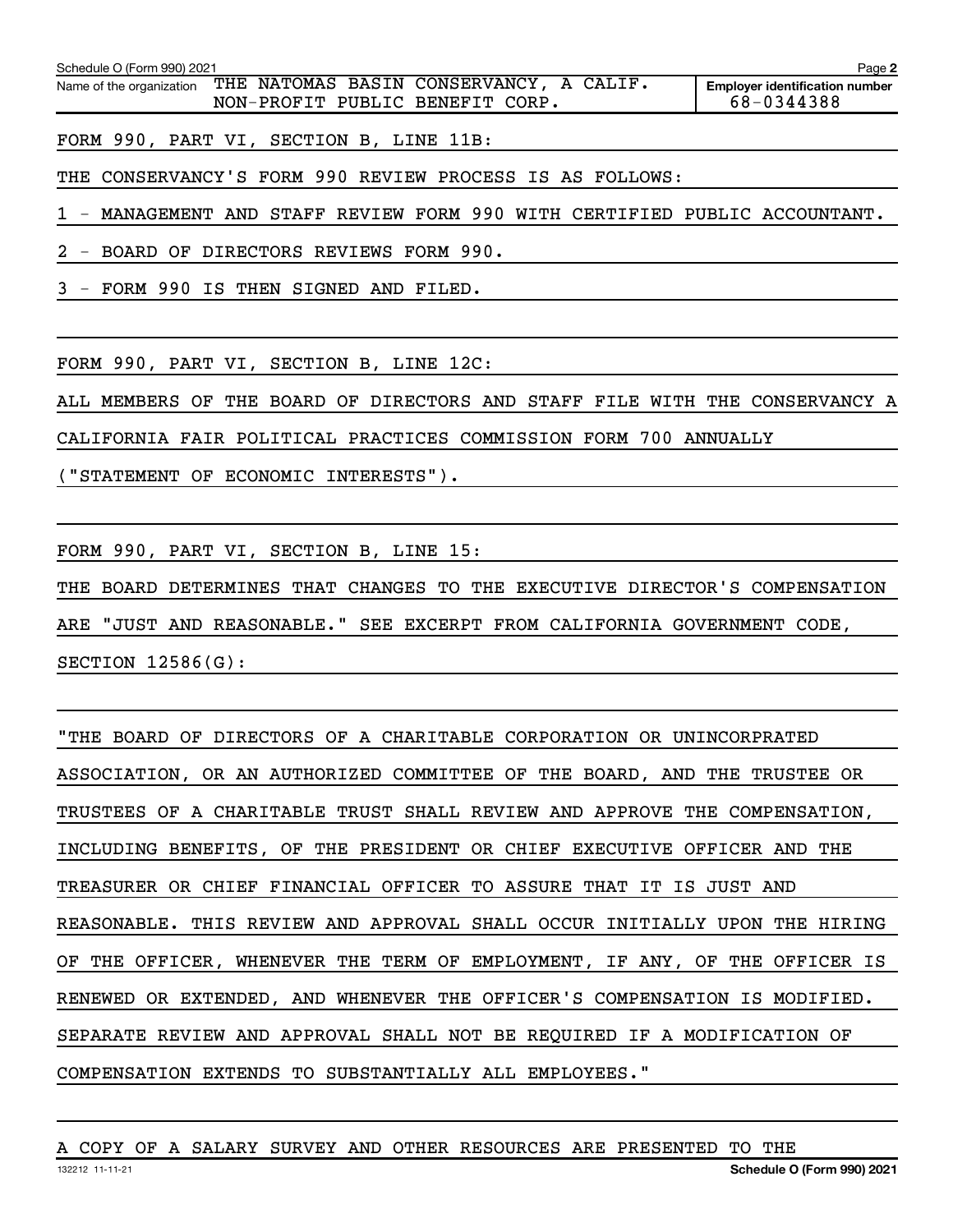Schedule O (Form 990) 2021

Name of the organization: THE NATOMAS BASIN CONSERVANCY, A CALIF. NON-PROFIT PUBLIC BENEFIT CORP.

Employer identification number: 68-0344388

FORM 990, PART VI, SECTION B, LINE 11B:

THE CONSERVANCY'S FORM 990 REVIEW PROCESS IS AS FOLLOWS:

1 - MANAGEMENT AND STAFF REVIEW FORM 990 WITH CERTIFIED PUBLIC ACCOUNTANT.

2 - BOARD OF DIRECTORS REVIEWS FORM 990.

3 - FORM 990 IS THEN SIGNED AND FILED.

FORM 990, PART VI, SECTION B, LINE 12C:

ALL MEMBERS OF THE BOARD OF DIRECTORS AND STAFF FILE WITH THE CONSERVANCY A CALIFORNIA FAIR POLITICAL PRACTICES COMMISSION FORM 700 ANNUALLY ("STATEMENT OF ECONOMIC INTERESTS").

FORM 990, PART VI, SECTION B, LINE 15:

THE BOARD DETERMINES THAT CHANGES TO THE EXECUTIVE DIRECTOR'S COMPENSATION ARE "JUST AND REASONABLE." SEE EXCERPT FROM CALIFORNIA GOVERNMENT CODE, SECTION 12586(G):

"THE BOARD OF DIRECTORS OF A CHARITABLE CORPORATION OR UNINCORPRATED ASSOCIATION, OR AN AUTHORIZED COMMITTEE OF THE BOARD, AND THE TRUSTEE OR TRUSTEES OF A CHARITABLE TRUST SHALL REVIEW AND APPROVE THE COMPENSATION, INCLUDING BENEFITS, OF THE PRESIDENT OR CHIEF EXECUTIVE OFFICER AND THE TREASURER OR CHIEF FINANCIAL OFFICER TO ASSURE THAT IT IS JUST AND REASONABLE. THIS REVIEW AND APPROVAL SHALL OCCUR INITIALLY UPON THE HIRING OF THE OFFICER, WHENEVER THE TERM OF EMPLOYMENT, IF ANY, OF THE OFFICER IS RENEWED OR EXTENDED, AND WHENEVER THE OFFICER'S COMPENSATION IS MODIFIED. SEPARATE REVIEW AND APPROVAL SHALL NOT BE REQUIRED IF A MODIFICATION OF COMPENSATION EXTENDS TO SUBSTANTIALLY ALL EMPLOYEES."

A COPY OF A SALARY SURVEY AND OTHER RESOURCES ARE PRESENTED TO THE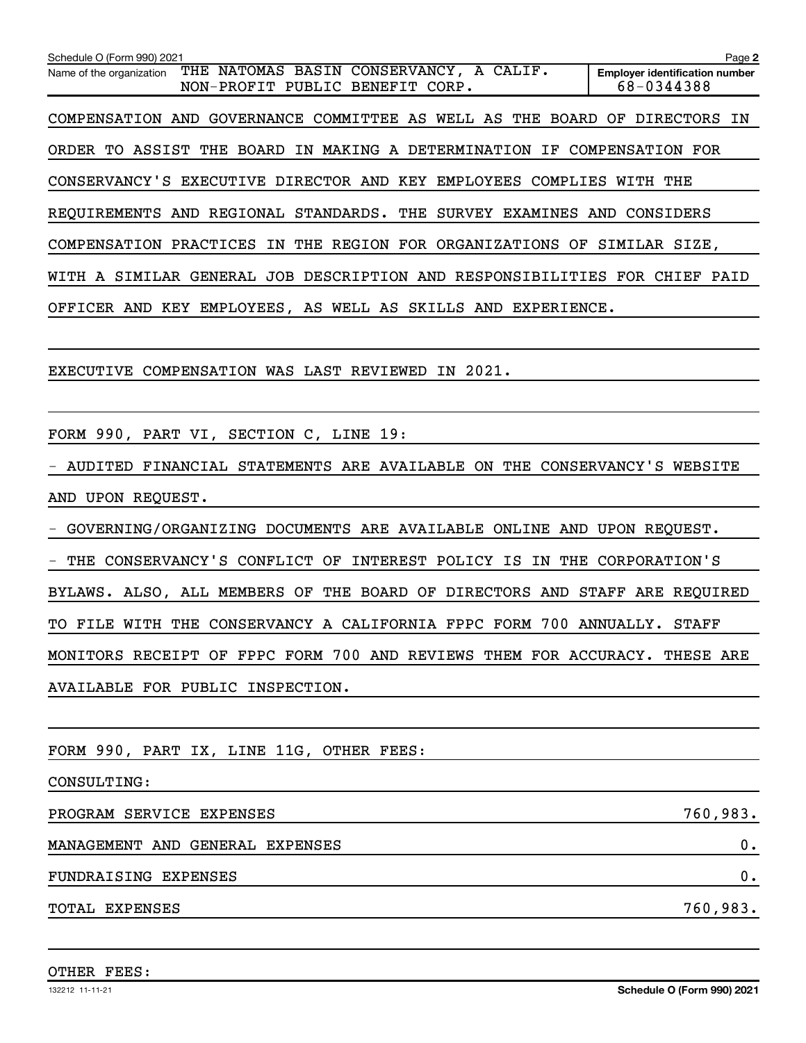Schedule O (Form 990) 2021

| Name of the organization | Employer identification number |
|---|---|
| THE NATOMAS BASIN CONSERVANCY, A CALIF. NON-PROFIT PUBLIC BENEFIT CORP. | 68-0344388 |

COMPENSATION AND GOVERNANCE COMMITTEE AS WELL AS THE BOARD OF DIRECTORS IN ORDER TO ASSIST THE BOARD IN MAKING A DETERMINATION IF COMPENSATION FOR CONSERVANCY'S EXECUTIVE DIRECTOR AND KEY EMPLOYEES COMPLIES WITH THE REQUIREMENTS AND REGIONAL STANDARDS. THE SURVEY EXAMINES AND CONSIDERS COMPENSATION PRACTICES IN THE REGION FOR ORGANIZATIONS OF SIMILAR SIZE, WITH A SIMILAR GENERAL JOB DESCRIPTION AND RESPONSIBILITIES FOR CHIEF PAID OFFICER AND KEY EMPLOYEES, AS WELL AS SKILLS AND EXPERIENCE.

EXECUTIVE COMPENSATION WAS LAST REVIEWED IN 2021.

FORM 990, PART VI, SECTION C, LINE 19:

- AUDITED FINANCIAL STATEMENTS ARE AVAILABLE ON THE CONSERVANCY'S WEBSITE AND UPON REQUEST.
- GOVERNING/ORGANIZING DOCUMENTS ARE AVAILABLE ONLINE AND UPON REQUEST.
- THE CONSERVANCY'S CONFLICT OF INTEREST POLICY IS IN THE CORPORATION'S BYLAWS. ALSO, ALL MEMBERS OF THE BOARD OF DIRECTORS AND STAFF ARE REQUIRED TO FILE WITH THE CONSERVANCY A CALIFORNIA FPPC FORM 700 ANNUALLY. STAFF MONITORS RECEIPT OF FPPC FORM 700 AND REVIEWS THEM FOR ACCURACY. THESE ARE AVAILABLE FOR PUBLIC INSPECTION.

FORM 990, PART IX, LINE 11G, OTHER FEES:

CONSULTING:

| | |
|---|---|
| PROGRAM SERVICE EXPENSES | 760,983. |
| MANAGEMENT AND GENERAL EXPENSES | 0. |
| FUNDRAISING EXPENSES | 0. |
| TOTAL EXPENSES | 760,983. |

OTHER FEES:

Schedule O (Form 990) 2021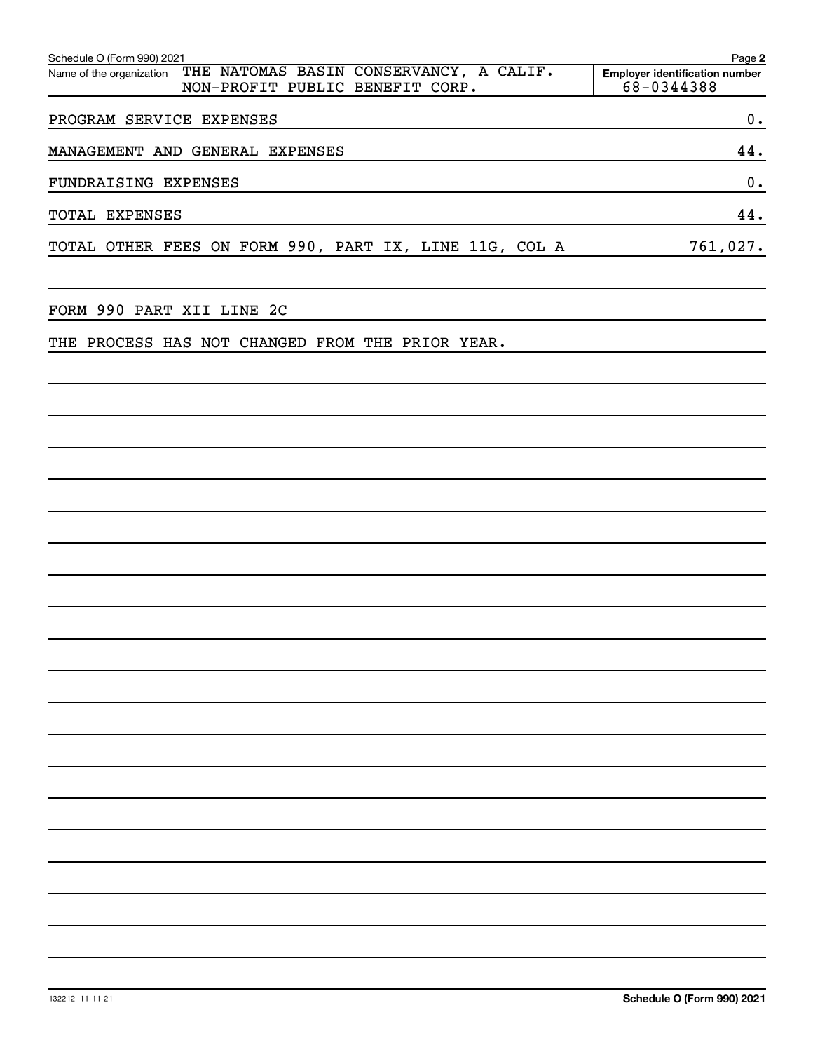Schedule O (Form 990) 2021 Page **2**

Name of the organization THE NATOMAS BASIN CONSERVANCY, A CALIF. NON-PROFIT PUBLIC BENEFIT CORP.

**Employer identification number** 68-0344388

| | |
|---|---|
| PROGRAM SERVICE EXPENSES | 0. |
| MANAGEMENT AND GENERAL EXPENSES | 44. |
| FUNDRAISING EXPENSES | 0. |
| TOTAL EXPENSES | 44. |
| TOTAL OTHER FEES ON FORM 990, PART IX, LINE 11G, COL A | 761,027. |

FORM 990 PART XII LINE 2C

THE PROCESS HAS NOT CHANGED FROM THE PRIOR YEAR.

132212 11-11-21

**Schedule O (Form 990) 2021**